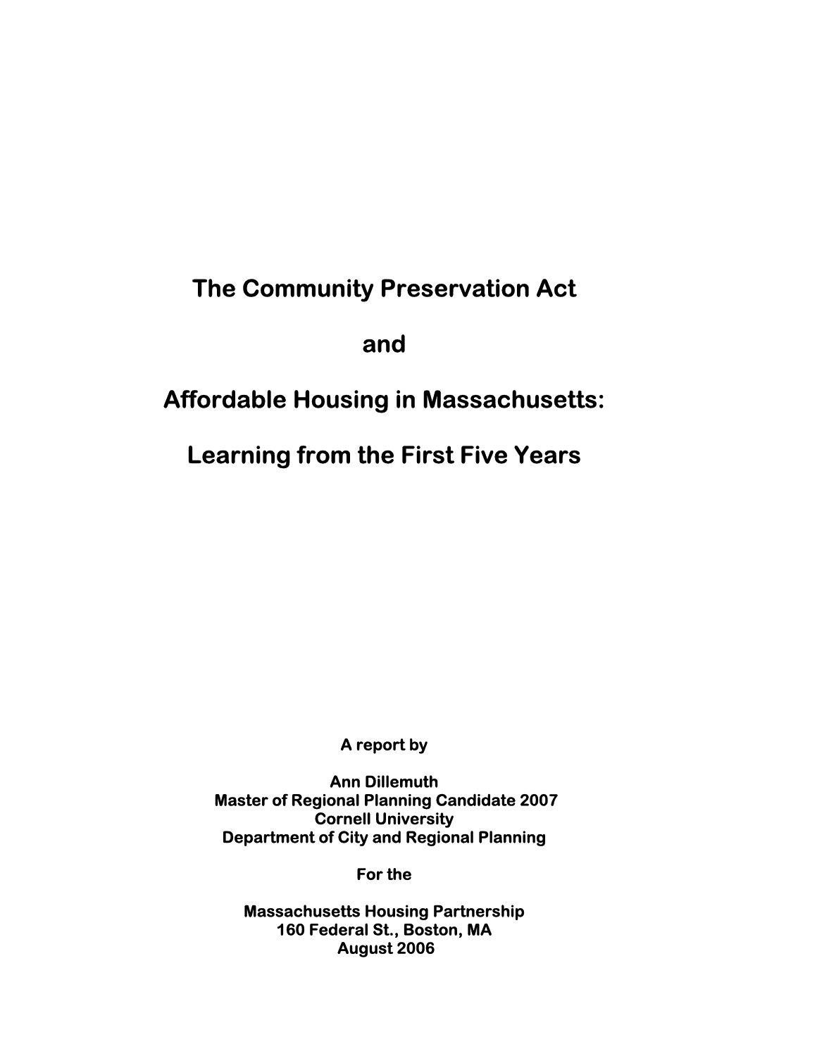# The Community Preservation Act

# and

# Affordable Housing in Massachusetts:

# Learning from the First Five Years

**A report by**

**Ann Dillemuth**
**Master of Regional Planning Candidate 2007**
**Cornell University**
**Department of City and Regional Planning**

**For the**

**Massachusetts Housing Partnership**
**160 Federal St., Boston, MA**
**August 2006**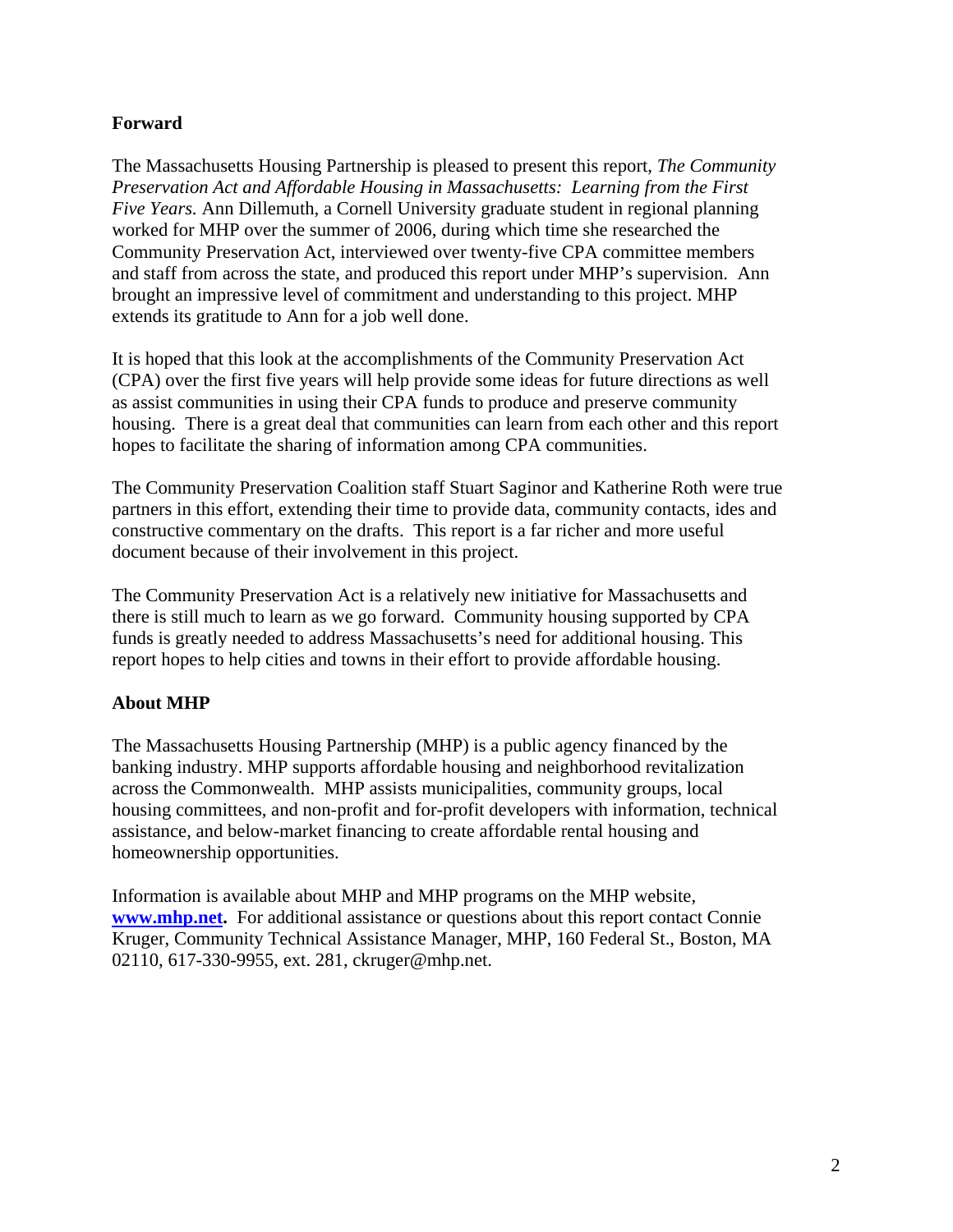## Forward

The Massachusetts Housing Partnership is pleased to present this report, *The Community Preservation Act and Affordable Housing in Massachusetts: Learning from the First Five Years.* Ann Dillemuth, a Cornell University graduate student in regional planning worked for MHP over the summer of 2006, during which time she researched the Community Preservation Act, interviewed over twenty-five CPA committee members and staff from across the state, and produced this report under MHP's supervision. Ann brought an impressive level of commitment and understanding to this project. MHP extends its gratitude to Ann for a job well done.

It is hoped that this look at the accomplishments of the Community Preservation Act (CPA) over the first five years will help provide some ideas for future directions as well as assist communities in using their CPA funds to produce and preserve community housing. There is a great deal that communities can learn from each other and this report hopes to facilitate the sharing of information among CPA communities.

The Community Preservation Coalition staff Stuart Saginor and Katherine Roth were true partners in this effort, extending their time to provide data, community contacts, ides and constructive commentary on the drafts. This report is a far richer and more useful document because of their involvement in this project.

The Community Preservation Act is a relatively new initiative for Massachusetts and there is still much to learn as we go forward. Community housing supported by CPA funds is greatly needed to address Massachusetts's need for additional housing. This report hopes to help cities and towns in their effort to provide affordable housing.

## About MHP

The Massachusetts Housing Partnership (MHP) is a public agency financed by the banking industry. MHP supports affordable housing and neighborhood revitalization across the Commonwealth. MHP assists municipalities, community groups, local housing committees, and non-profit and for-profit developers with information, technical assistance, and below-market financing to create affordable rental housing and homeownership opportunities.

Information is available about MHP and MHP programs on the MHP website, **www.mhp.net.** For additional assistance or questions about this report contact Connie Kruger, Community Technical Assistance Manager, MHP, 160 Federal St., Boston, MA 02110, 617-330-9955, ext. 281, ckruger@mhp.net.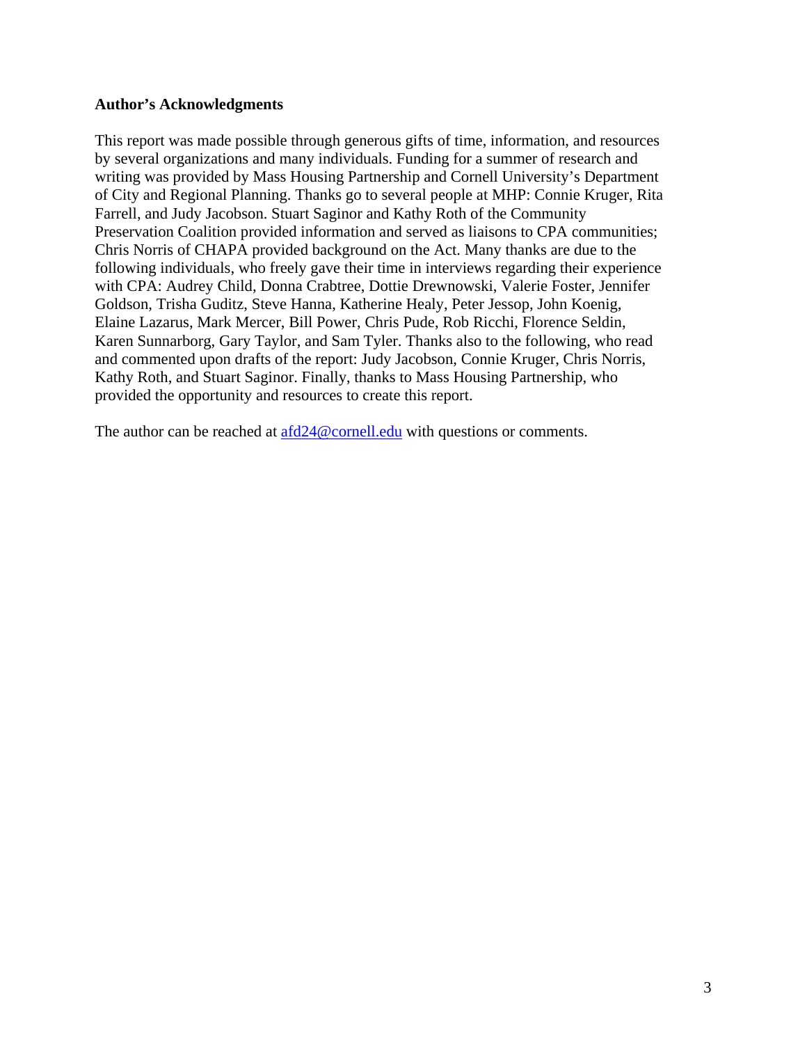## Author's Acknowledgments

This report was made possible through generous gifts of time, information, and resources by several organizations and many individuals. Funding for a summer of research and writing was provided by Mass Housing Partnership and Cornell University's Department of City and Regional Planning. Thanks go to several people at MHP: Connie Kruger, Rita Farrell, and Judy Jacobson. Stuart Saginor and Kathy Roth of the Community Preservation Coalition provided information and served as liaisons to CPA communities; Chris Norris of CHAPA provided background on the Act. Many thanks are due to the following individuals, who freely gave their time in interviews regarding their experience with CPA: Audrey Child, Donna Crabtree, Dottie Drewnowski, Valerie Foster, Jennifer Goldson, Trisha Guditz, Steve Hanna, Katherine Healy, Peter Jessop, John Koenig, Elaine Lazarus, Mark Mercer, Bill Power, Chris Pude, Rob Ricchi, Florence Seldin, Karen Sunnarborg, Gary Taylor, and Sam Tyler. Thanks also to the following, who read and commented upon drafts of the report: Judy Jacobson, Connie Kruger, Chris Norris, Kathy Roth, and Stuart Saginor. Finally, thanks to Mass Housing Partnership, who provided the opportunity and resources to create this report.

The author can be reached at afd24@cornell.edu with questions or comments.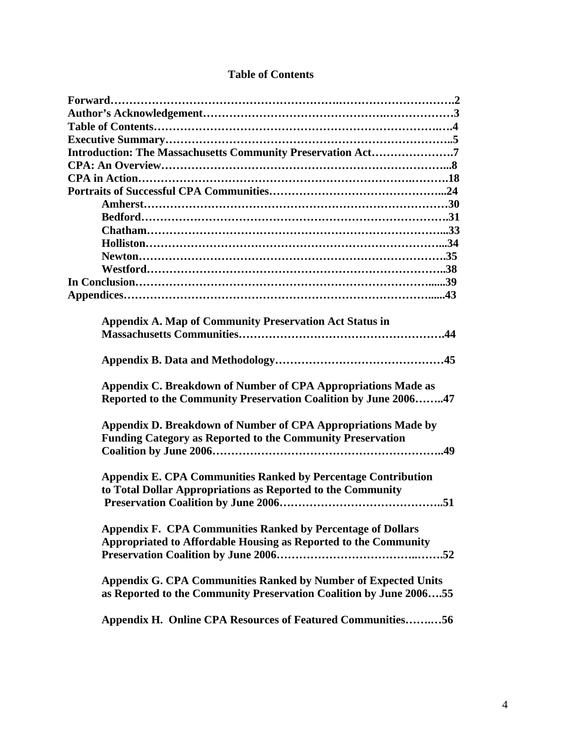# Table of Contents

**Forward……………………………………………….…………………………2**
**Author's Acknowledgement……………………………………….……………3**
**Table of Contents……………………………………………………………….4**
**Executive Summary……………………………………………………………..5**
**Introduction: The Massachusetts Community Preservation Act………………….7**
**CPA: An Overview……………………………………………………………...8**
**CPA in Action………………………………………………………….……….18**
**Portraits of Successful CPA Communities……………………………………...24**

- **Amherst……………………………………………………………………30**
- **Bedford…………………………………………………………………….31**
- **Chatham…………………………………………………………………...33**
- **Holliston…………………………………………………………………...34**
- **Newton…………………………………………………………………….35**
- **Westford…………………………………………………………………..38**

**In Conclusion…………………………………………………………………......39**
**Appendices…………………………………………………………………….......43**

**Appendix A. Map of Community Preservation Act Status in Massachusetts Communities…………………………………………….44**

**Appendix B. Data and Methodology……………………………………45**

**Appendix C. Breakdown of Number of CPA Appropriations Made as Reported to the Community Preservation Coalition by June 2006……..47**

**Appendix D. Breakdown of Number of CPA Appropriations Made by Funding Category as Reported to the Community Preservation Coalition by June 2006…………………………………………………..49**

**Appendix E. CPA Communities Ranked by Percentage Contribution to Total Dollar Appropriations as Reported to the Community Preservation Coalition by June 2006…………………………………..51**

**Appendix F. CPA Communities Ranked by Percentage of Dollars Appropriated to Affordable Housing as Reported to the Community Preservation Coalition by June 2006……………………………..…….52**

**Appendix G. CPA Communities Ranked by Number of Expected Units as Reported to the Community Preservation Coalition by June 2006….55**

**Appendix H. Online CPA Resources of Featured Communities…….…56**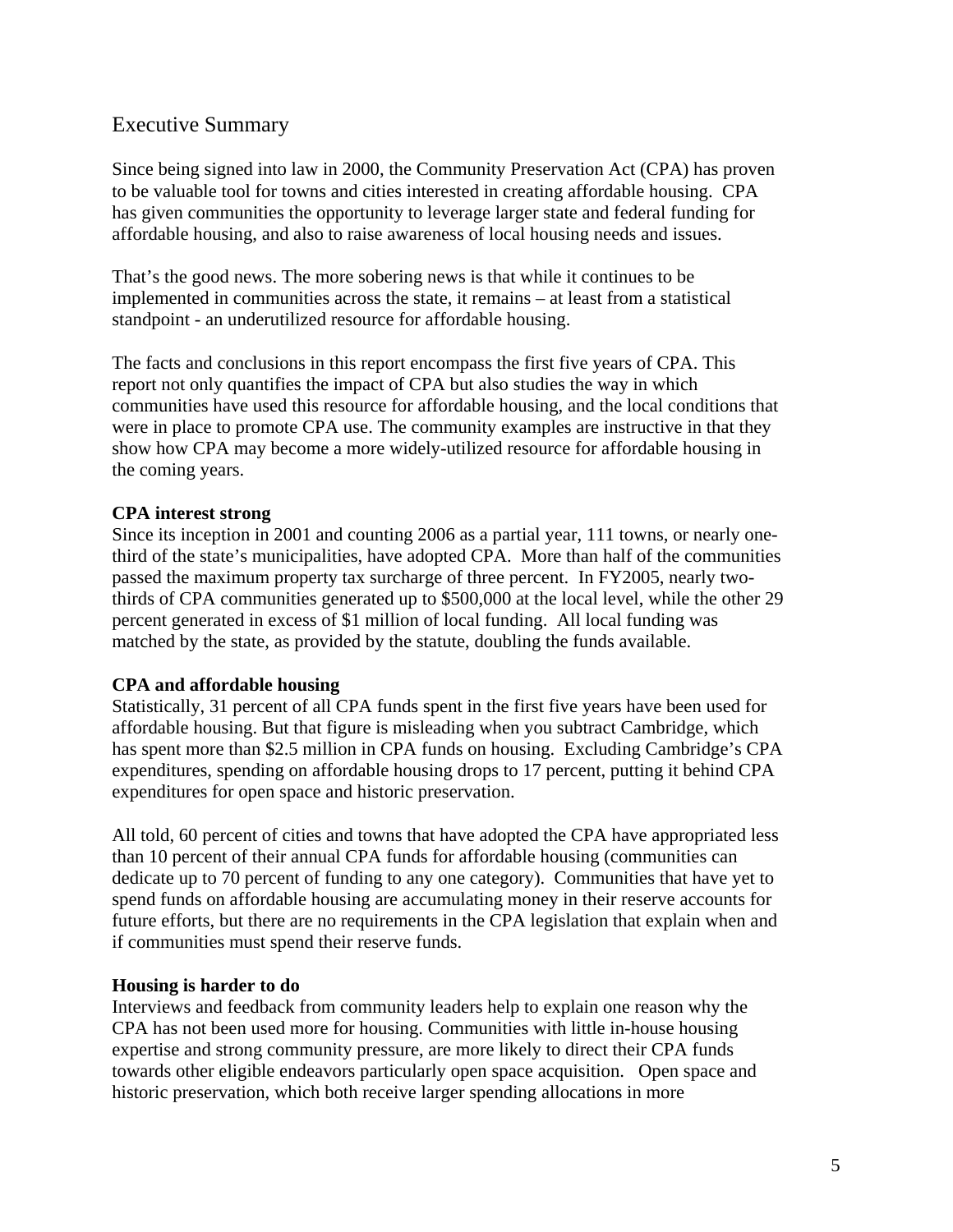## Executive Summary

Since being signed into law in 2000, the Community Preservation Act (CPA) has proven to be valuable tool for towns and cities interested in creating affordable housing. CPA has given communities the opportunity to leverage larger state and federal funding for affordable housing, and also to raise awareness of local housing needs and issues.

That's the good news. The more sobering news is that while it continues to be implemented in communities across the state, it remains – at least from a statistical standpoint - an underutilized resource for affordable housing.

The facts and conclusions in this report encompass the first five years of CPA. This report not only quantifies the impact of CPA but also studies the way in which communities have used this resource for affordable housing, and the local conditions that were in place to promote CPA use. The community examples are instructive in that they show how CPA may become a more widely-utilized resource for affordable housing in the coming years.

**CPA interest strong**

Since its inception in 2001 and counting 2006 as a partial year, 111 towns, or nearly one-third of the state's municipalities, have adopted CPA. More than half of the communities passed the maximum property tax surcharge of three percent. In FY2005, nearly two-thirds of CPA communities generated up to $500,000 at the local level, while the other 29 percent generated in excess of $1 million of local funding. All local funding was matched by the state, as provided by the statute, doubling the funds available.

**CPA and affordable housing**

Statistically, 31 percent of all CPA funds spent in the first five years have been used for affordable housing. But that figure is misleading when you subtract Cambridge, which has spent more than $2.5 million in CPA funds on housing. Excluding Cambridge's CPA expenditures, spending on affordable housing drops to 17 percent, putting it behind CPA expenditures for open space and historic preservation.

All told, 60 percent of cities and towns that have adopted the CPA have appropriated less than 10 percent of their annual CPA funds for affordable housing (communities can dedicate up to 70 percent of funding to any one category). Communities that have yet to spend funds on affordable housing are accumulating money in their reserve accounts for future efforts, but there are no requirements in the CPA legislation that explain when and if communities must spend their reserve funds.

**Housing is harder to do**

Interviews and feedback from community leaders help to explain one reason why the CPA has not been used more for housing. Communities with little in-house housing expertise and strong community pressure, are more likely to direct their CPA funds towards other eligible endeavors particularly open space acquisition. Open space and historic preservation, which both receive larger spending allocations in more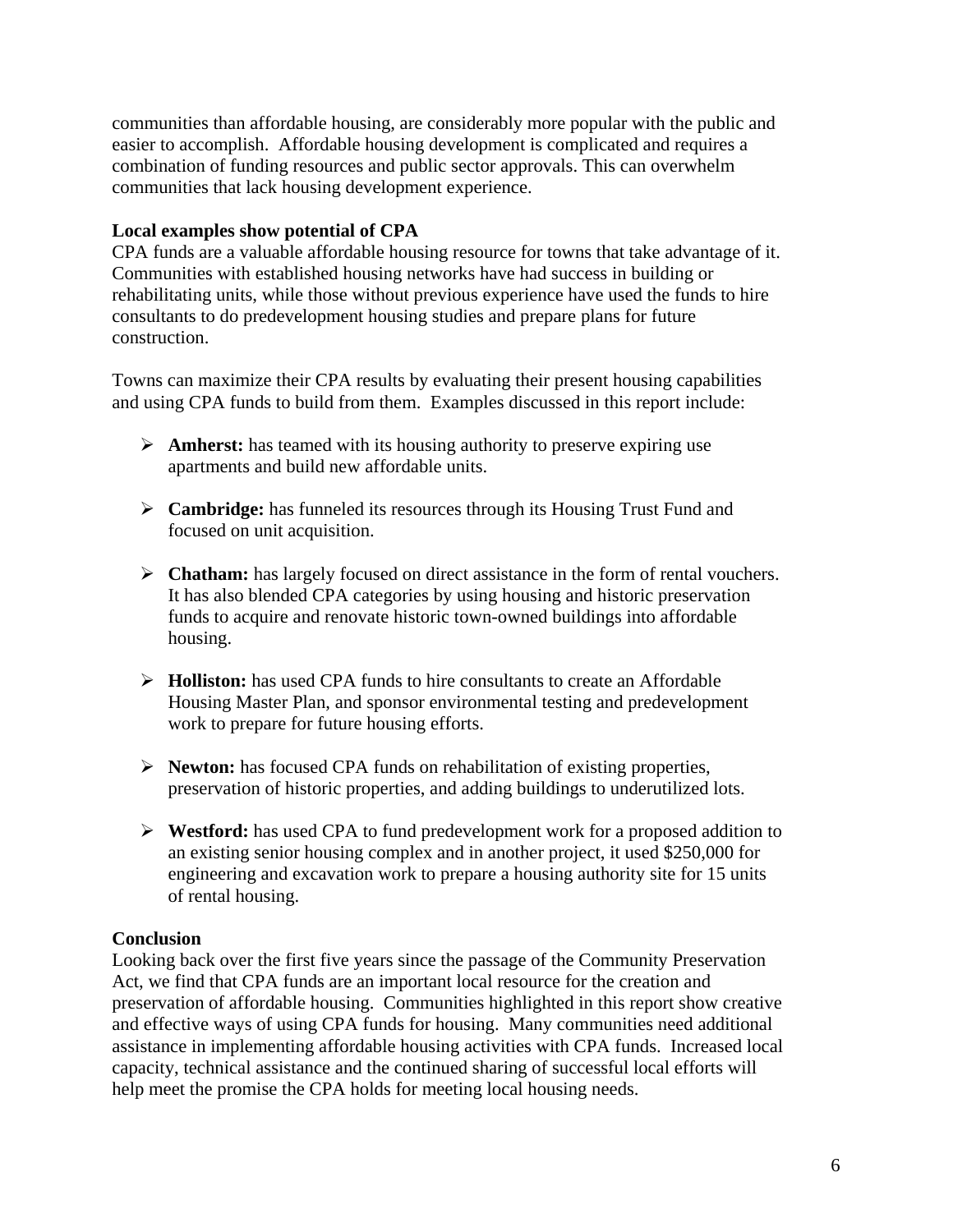communities than affordable housing, are considerably more popular with the public and easier to accomplish. Affordable housing development is complicated and requires a combination of funding resources and public sector approvals. This can overwhelm communities that lack housing development experience.

**Local examples show potential of CPA**

CPA funds are a valuable affordable housing resource for towns that take advantage of it. Communities with established housing networks have had success in building or rehabilitating units, while those without previous experience have used the funds to hire consultants to do predevelopment housing studies and prepare plans for future construction.

Towns can maximize their CPA results by evaluating their present housing capabilities and using CPA funds to build from them. Examples discussed in this report include:

- **Amherst:** has teamed with its housing authority to preserve expiring use apartments and build new affordable units.
- **Cambridge:** has funneled its resources through its Housing Trust Fund and focused on unit acquisition.
- **Chatham:** has largely focused on direct assistance in the form of rental vouchers. It has also blended CPA categories by using housing and historic preservation funds to acquire and renovate historic town-owned buildings into affordable housing.
- **Holliston:** has used CPA funds to hire consultants to create an Affordable Housing Master Plan, and sponsor environmental testing and predevelopment work to prepare for future housing efforts.
- **Newton:** has focused CPA funds on rehabilitation of existing properties, preservation of historic properties, and adding buildings to underutilized lots.
- **Westford:** has used CPA to fund predevelopment work for a proposed addition to an existing senior housing complex and in another project, it used $250,000 for engineering and excavation work to prepare a housing authority site for 15 units of rental housing.

**Conclusion**

Looking back over the first five years since the passage of the Community Preservation Act, we find that CPA funds are an important local resource for the creation and preservation of affordable housing. Communities highlighted in this report show creative and effective ways of using CPA funds for housing. Many communities need additional assistance in implementing affordable housing activities with CPA funds. Increased local capacity, technical assistance and the continued sharing of successful local efforts will help meet the promise the CPA holds for meeting local housing needs.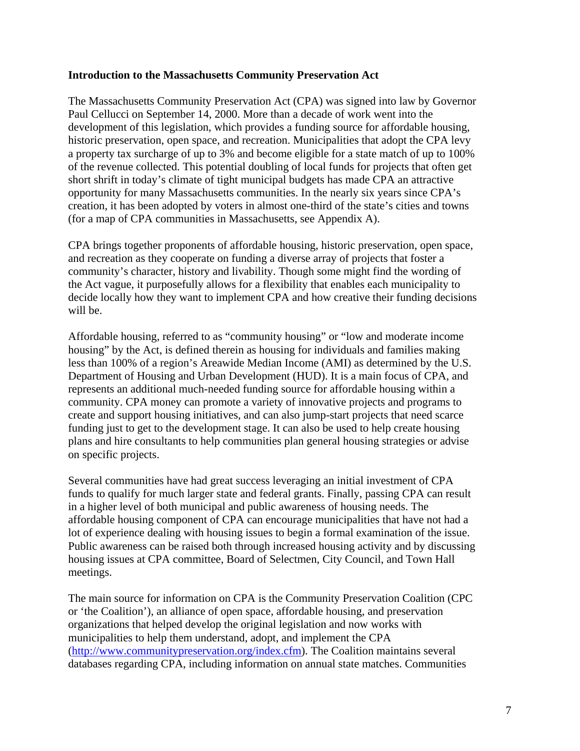**Introduction to the Massachusetts Community Preservation Act**

The Massachusetts Community Preservation Act (CPA) was signed into law by Governor Paul Cellucci on September 14, 2000. More than a decade of work went into the development of this legislation, which provides a funding source for affordable housing, historic preservation, open space, and recreation. Municipalities that adopt the CPA levy a property tax surcharge of up to 3% and become eligible for a state match of up to 100% of the revenue collected. This potential doubling of local funds for projects that often get short shrift in today's climate of tight municipal budgets has made CPA an attractive opportunity for many Massachusetts communities. In the nearly six years since CPA's creation, it has been adopted by voters in almost one-third of the state's cities and towns (for a map of CPA communities in Massachusetts, see Appendix A).

CPA brings together proponents of affordable housing, historic preservation, open space, and recreation as they cooperate on funding a diverse array of projects that foster a community's character, history and livability. Though some might find the wording of the Act vague, it purposefully allows for a flexibility that enables each municipality to decide locally how they want to implement CPA and how creative their funding decisions will be.

Affordable housing, referred to as "community housing" or "low and moderate income housing" by the Act, is defined therein as housing for individuals and families making less than 100% of a region's Areawide Median Income (AMI) as determined by the U.S. Department of Housing and Urban Development (HUD). It is a main focus of CPA, and represents an additional much-needed funding source for affordable housing within a community. CPA money can promote a variety of innovative projects and programs to create and support housing initiatives, and can also jump-start projects that need scarce funding just to get to the development stage. It can also be used to help create housing plans and hire consultants to help communities plan general housing strategies or advise on specific projects.

Several communities have had great success leveraging an initial investment of CPA funds to qualify for much larger state and federal grants. Finally, passing CPA can result in a higher level of both municipal and public awareness of housing needs. The affordable housing component of CPA can encourage municipalities that have not had a lot of experience dealing with housing issues to begin a formal examination of the issue. Public awareness can be raised both through increased housing activity and by discussing housing issues at CPA committee, Board of Selectmen, City Council, and Town Hall meetings.

The main source for information on CPA is the Community Preservation Coalition (CPC or 'the Coalition'), an alliance of open space, affordable housing, and preservation organizations that helped develop the original legislation and now works with municipalities to help them understand, adopt, and implement the CPA (http://www.communitypreservation.org/index.cfm). The Coalition maintains several databases regarding CPA, including information on annual state matches. Communities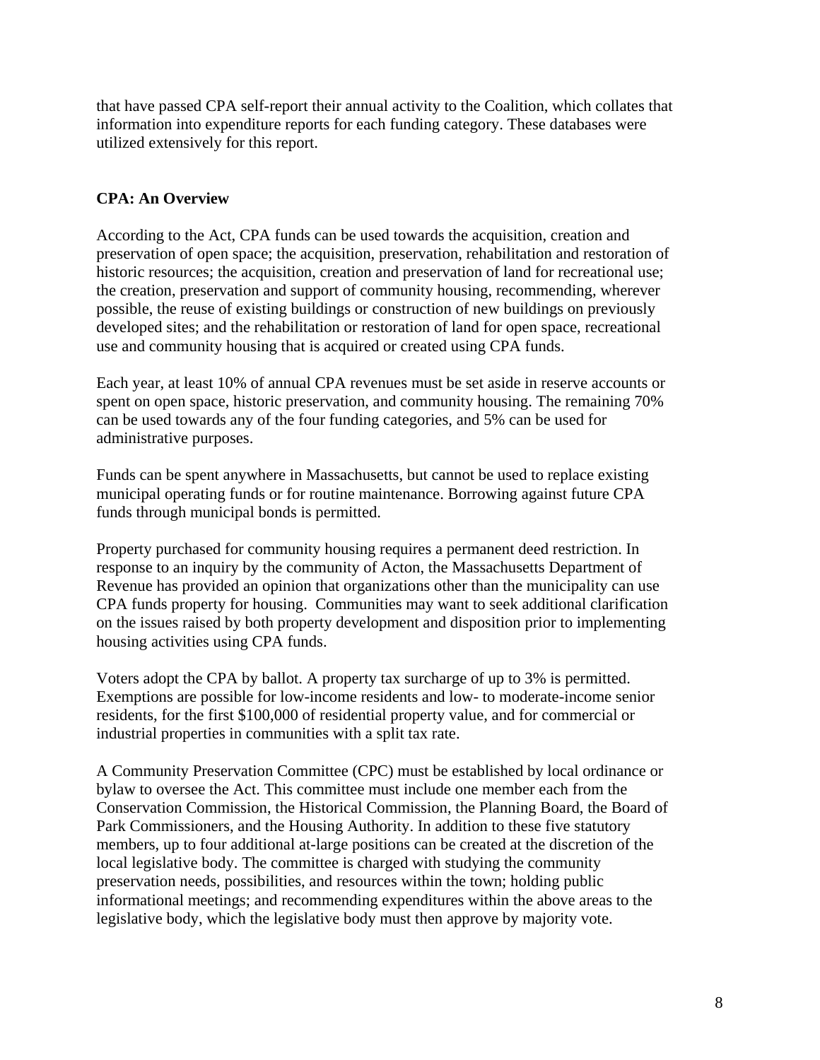that have passed CPA self-report their annual activity to the Coalition, which collates that information into expenditure reports for each funding category. These databases were utilized extensively for this report.

**CPA: An Overview**

According to the Act, CPA funds can be used towards the acquisition, creation and preservation of open space; the acquisition, preservation, rehabilitation and restoration of historic resources; the acquisition, creation and preservation of land for recreational use; the creation, preservation and support of community housing, recommending, wherever possible, the reuse of existing buildings or construction of new buildings on previously developed sites; and the rehabilitation or restoration of land for open space, recreational use and community housing that is acquired or created using CPA funds.

Each year, at least 10% of annual CPA revenues must be set aside in reserve accounts or spent on open space, historic preservation, and community housing. The remaining 70% can be used towards any of the four funding categories, and 5% can be used for administrative purposes.

Funds can be spent anywhere in Massachusetts, but cannot be used to replace existing municipal operating funds or for routine maintenance. Borrowing against future CPA funds through municipal bonds is permitted.

Property purchased for community housing requires a permanent deed restriction. In response to an inquiry by the community of Acton, the Massachusetts Department of Revenue has provided an opinion that organizations other than the municipality can use CPA funds property for housing. Communities may want to seek additional clarification on the issues raised by both property development and disposition prior to implementing housing activities using CPA funds.

Voters adopt the CPA by ballot. A property tax surcharge of up to 3% is permitted. Exemptions are possible for low-income residents and low- to moderate-income senior residents, for the first $100,000 of residential property value, and for commercial or industrial properties in communities with a split tax rate.

A Community Preservation Committee (CPC) must be established by local ordinance or bylaw to oversee the Act. This committee must include one member each from the Conservation Commission, the Historical Commission, the Planning Board, the Board of Park Commissioners, and the Housing Authority. In addition to these five statutory members, up to four additional at-large positions can be created at the discretion of the local legislative body. The committee is charged with studying the community preservation needs, possibilities, and resources within the town; holding public informational meetings; and recommending expenditures within the above areas to the legislative body, which the legislative body must then approve by majority vote.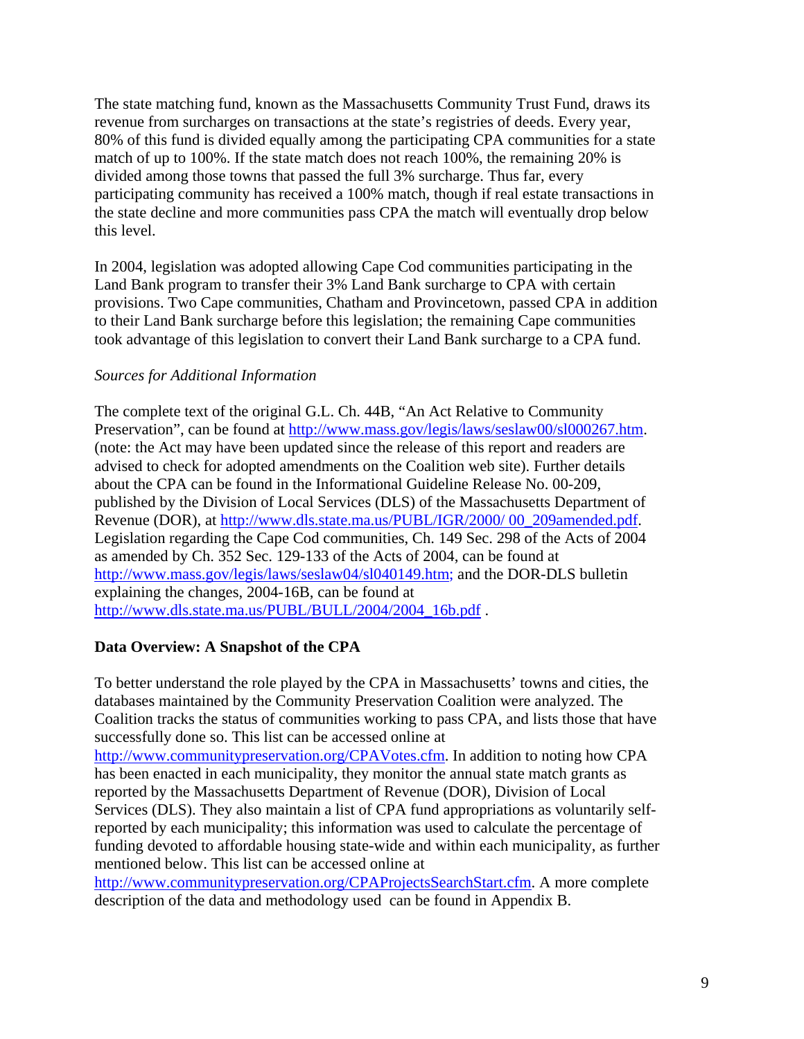The state matching fund, known as the Massachusetts Community Trust Fund, draws its revenue from surcharges on transactions at the state's registries of deeds. Every year, 80% of this fund is divided equally among the participating CPA communities for a state match of up to 100%. If the state match does not reach 100%, the remaining 20% is divided among those towns that passed the full 3% surcharge. Thus far, every participating community has received a 100% match, though if real estate transactions in the state decline and more communities pass CPA the match will eventually drop below this level.

In 2004, legislation was adopted allowing Cape Cod communities participating in the Land Bank program to transfer their 3% Land Bank surcharge to CPA with certain provisions. Two Cape communities, Chatham and Provincetown, passed CPA in addition to their Land Bank surcharge before this legislation; the remaining Cape communities took advantage of this legislation to convert their Land Bank surcharge to a CPA fund.

*Sources for Additional Information*

The complete text of the original G.L. Ch. 44B, "An Act Relative to Community Preservation", can be found at http://www.mass.gov/legis/laws/seslaw00/sl000267.htm. (note: the Act may have been updated since the release of this report and readers are advised to check for adopted amendments on the Coalition web site). Further details about the CPA can be found in the Informational Guideline Release No. 00-209, published by the Division of Local Services (DLS) of the Massachusetts Department of Revenue (DOR), at http://www.dls.state.ma.us/PUBL/IGR/2000/ 00_209amended.pdf. Legislation regarding the Cape Cod communities, Ch. 149 Sec. 298 of the Acts of 2004 as amended by Ch. 352 Sec. 129-133 of the Acts of 2004, can be found at http://www.mass.gov/legis/laws/seslaw04/sl040149.htm; and the DOR-DLS bulletin explaining the changes, 2004-16B, can be found at http://www.dls.state.ma.us/PUBL/BULL/2004/2004_16b.pdf .

**Data Overview: A Snapshot of the CPA**

To better understand the role played by the CPA in Massachusetts' towns and cities, the databases maintained by the Community Preservation Coalition were analyzed. The Coalition tracks the status of communities working to pass CPA, and lists those that have successfully done so. This list can be accessed online at http://www.communitypreservation.org/CPAVotes.cfm. In addition to noting how CPA has been enacted in each municipality, they monitor the annual state match grants as reported by the Massachusetts Department of Revenue (DOR), Division of Local Services (DLS). They also maintain a list of CPA fund appropriations as voluntarily self-reported by each municipality; this information was used to calculate the percentage of funding devoted to affordable housing state-wide and within each municipality, as further mentioned below. This list can be accessed online at http://www.communitypreservation.org/CPAProjectsSearchStart.cfm. A more complete description of the data and methodology used can be found in Appendix B.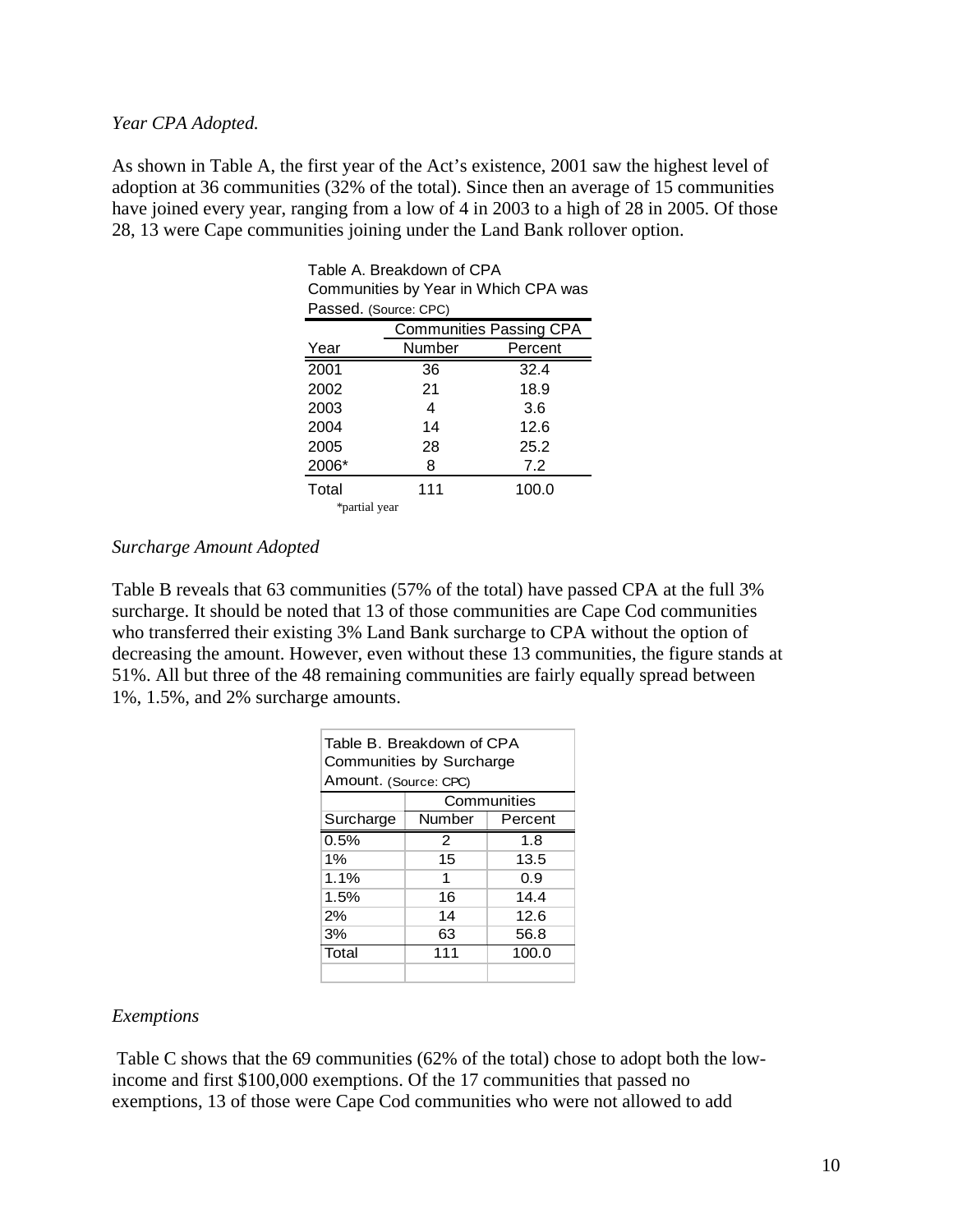*Year CPA Adopted.*

As shown in Table A, the first year of the Act's existence, 2001 saw the highest level of adoption at 36 communities (32% of the total). Since then an average of 15 communities have joined every year, ranging from a low of 4 in 2003 to a high of 28 in 2005. Of those 28, 13 were Cape communities joining under the Land Bank rollover option.

Table A. Breakdown of CPA Communities by Year in Which CPA was Passed. (Source: CPC)

| | Communities Passing CPA | |
|---|---|---|
| Year | Number | Percent |
| 2001 | 36 | 32.4 |
| 2002 | 21 | 18.9 |
| 2003 | 4 | 3.6 |
| 2004 | 14 | 12.6 |
| 2005 | 28 | 25.2 |
| 2006* | 8 | 7.2 |
| Total | 111 | 100.0 |

*partial year

*Surcharge Amount Adopted*

Table B reveals that 63 communities (57% of the total) have passed CPA at the full 3% surcharge. It should be noted that 13 of those communities are Cape Cod communities who transferred their existing 3% Land Bank surcharge to CPA without the option of decreasing the amount. However, even without these 13 communities, the figure stands at 51%. All but three of the 48 remaining communities are fairly equally spread between 1%, 1.5%, and 2% surcharge amounts.

Table B. Breakdown of CPA Communities by Surcharge Amount. (Source: CPC)

| | Communities | |
|---|---|---|
| Surcharge | Number | Percent |
| 0.5% | 2 | 1.8 |
| 1% | 15 | 13.5 |
| 1.1% | 1 | 0.9 |
| 1.5% | 16 | 14.4 |
| 2% | 14 | 12.6 |
| 3% | 63 | 56.8 |
| Total | 111 | 100.0 |

*Exemptions*

Table C shows that the 69 communities (62% of the total) chose to adopt both the low-income and first $100,000 exemptions. Of the 17 communities that passed no exemptions, 13 of those were Cape Cod communities who were not allowed to add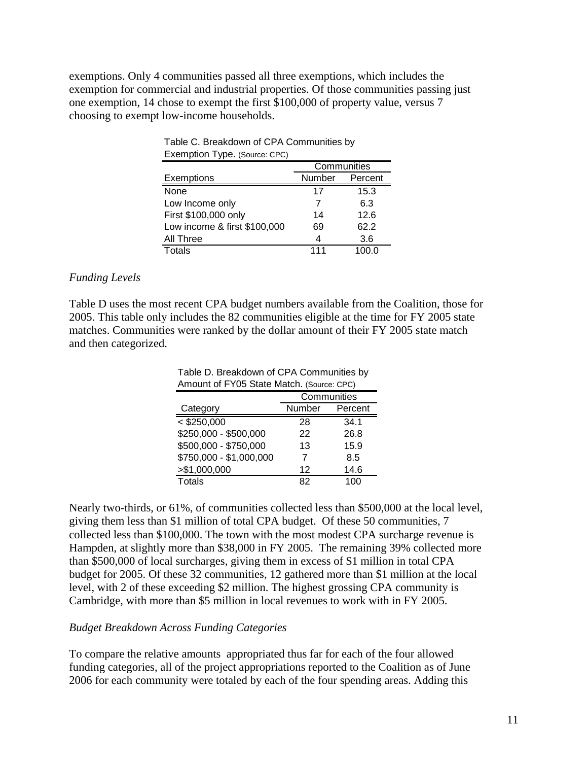exemptions. Only 4 communities passed all three exemptions, which includes the exemption for commercial and industrial properties. Of those communities passing just one exemption, 14 chose to exempt the first $100,000 of property value, versus 7 choosing to exempt low-income households.

Table C. Breakdown of CPA Communities by Exemption Type. (Source: CPC)

| | Communities | |
|---|---|---|
| Exemptions | Number | Percent |
| None | 17 | 15.3 |
| Low Income only | 7 | 6.3 |
| First $100,000 only | 14 | 12.6 |
| Low income & first $100,000 | 69 | 62.2 |
| All Three | 4 | 3.6 |
| Totals | 111 | 100.0 |

*Funding Levels*

Table D uses the most recent CPA budget numbers available from the Coalition, those for 2005. This table only includes the 82 communities eligible at the time for FY 2005 state matches. Communities were ranked by the dollar amount of their FY 2005 state match and then categorized.

Table D. Breakdown of CPA Communities by Amount of FY05 State Match. (Source: CPC)

| | Communities | |
|---|---|---|
| Category | Number | Percent |
| < $250,000 | 28 | 34.1 |
| $250,000 - $500,000 | 22 | 26.8 |
| $500,000 - $750,000 | 13 | 15.9 |
| $750,000 - $1,000,000 | 7 | 8.5 |
| >$1,000,000 | 12 | 14.6 |
| Totals | 82 | 100 |

Nearly two-thirds, or 61%, of communities collected less than $500,000 at the local level, giving them less than $1 million of total CPA budget. Of these 50 communities, 7 collected less than $100,000. The town with the most modest CPA surcharge revenue is Hampden, at slightly more than $38,000 in FY 2005. The remaining 39% collected more than $500,000 of local surcharges, giving them in excess of $1 million in total CPA budget for 2005. Of these 32 communities, 12 gathered more than $1 million at the local level, with 2 of these exceeding $2 million. The highest grossing CPA community is Cambridge, with more than $5 million in local revenues to work with in FY 2005.

*Budget Breakdown Across Funding Categories*

To compare the relative amounts appropriated thus far for each of the four allowed funding categories, all of the project appropriations reported to the Coalition as of June 2006 for each community were totaled by each of the four spending areas. Adding this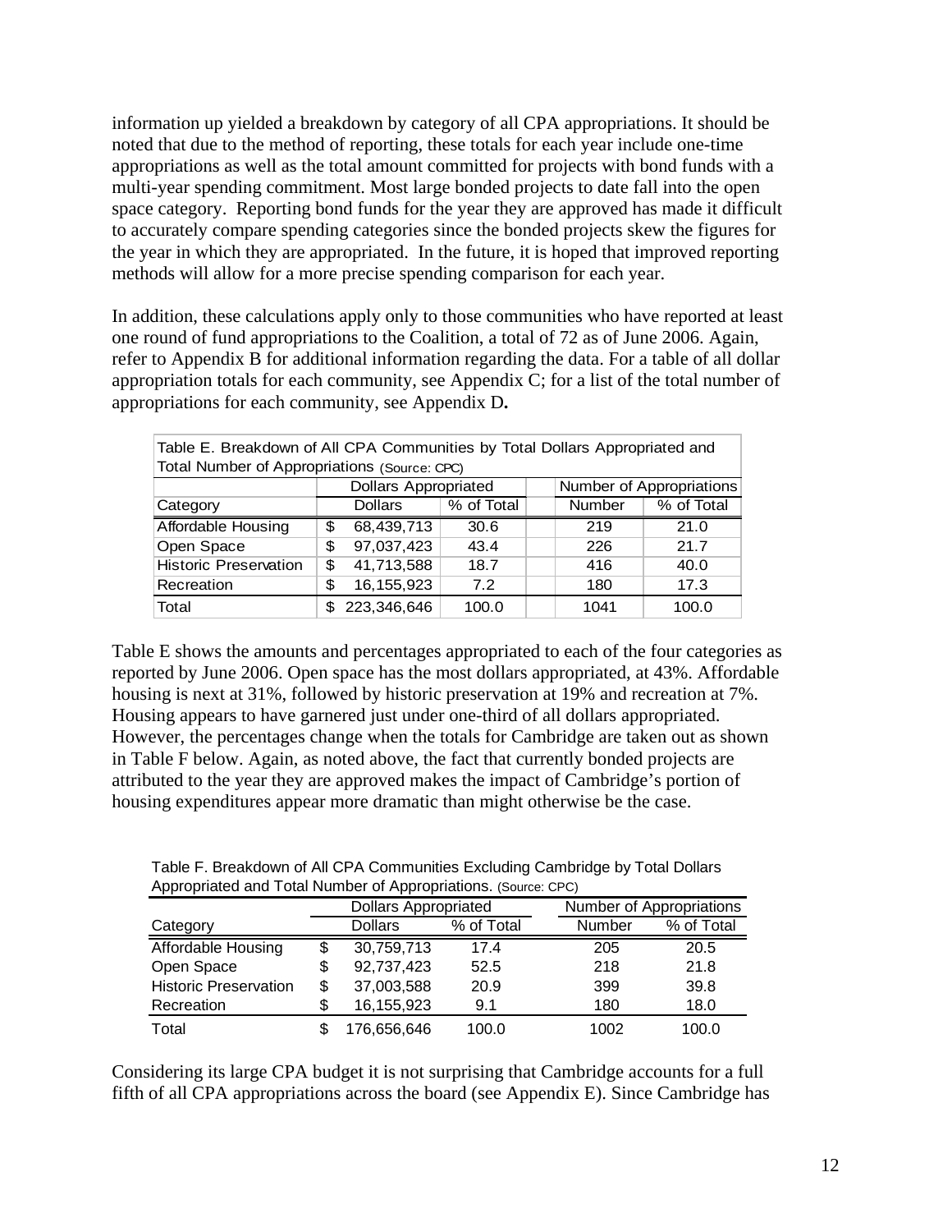information up yielded a breakdown by category of all CPA appropriations. It should be noted that due to the method of reporting, these totals for each year include one-time appropriations as well as the total amount committed for projects with bond funds with a multi-year spending commitment. Most large bonded projects to date fall into the open space category. Reporting bond funds for the year they are approved has made it difficult to accurately compare spending categories since the bonded projects skew the figures for the year in which they are appropriated. In the future, it is hoped that improved reporting methods will allow for a more precise spending comparison for each year.

In addition, these calculations apply only to those communities who have reported at least one round of fund appropriations to the Coalition, a total of 72 as of June 2006. Again, refer to Appendix B for additional information regarding the data. For a table of all dollar appropriation totals for each community, see Appendix C; for a list of the total number of appropriations for each community, see Appendix D**.**

Table E. Breakdown of All CPA Communities by Total Dollars Appropriated and Total Number of Appropriations (Source: CPC)

| | Dollars Appropriated | | Number of Appropriations | |
|---|---|---|---|---|
| Category | Dollars | % of Total | Number | % of Total |
| Affordable Housing | $ 68,439,713 | 30.6 | 219 | 21.0 |
| Open Space | $ 97,037,423 | 43.4 | 226 | 21.7 |
| Historic Preservation | $ 41,713,588 | 18.7 | 416 | 40.0 |
| Recreation | $ 16,155,923 | 7.2 | 180 | 17.3 |
| Total | $ 223,346,646 | 100.0 | 1041 | 100.0 |

Table E shows the amounts and percentages appropriated to each of the four categories as reported by June 2006. Open space has the most dollars appropriated, at 43%. Affordable housing is next at 31%, followed by historic preservation at 19% and recreation at 7%. Housing appears to have garnered just under one-third of all dollars appropriated. However, the percentages change when the totals for Cambridge are taken out as shown in Table F below. Again, as noted above, the fact that currently bonded projects are attributed to the year they are approved makes the impact of Cambridge's portion of housing expenditures appear more dramatic than might otherwise be the case.

Table F. Breakdown of All CPA Communities Excluding Cambridge by Total Dollars Appropriated and Total Number of Appropriations. (Source: CPC)

| | Dollars Appropriated | | Number of Appropriations | |
|---|---|---|---|---|
| Category | Dollars | % of Total | Number | % of Total |
| Affordable Housing | $ 30,759,713 | 17.4 | 205 | 20.5 |
| Open Space | $ 92,737,423 | 52.5 | 218 | 21.8 |
| Historic Preservation | $ 37,003,588 | 20.9 | 399 | 39.8 |
| Recreation | $ 16,155,923 | 9.1 | 180 | 18.0 |
| Total | $ 176,656,646 | 100.0 | 1002 | 100.0 |

Considering its large CPA budget it is not surprising that Cambridge accounts for a full fifth of all CPA appropriations across the board (see Appendix E). Since Cambridge has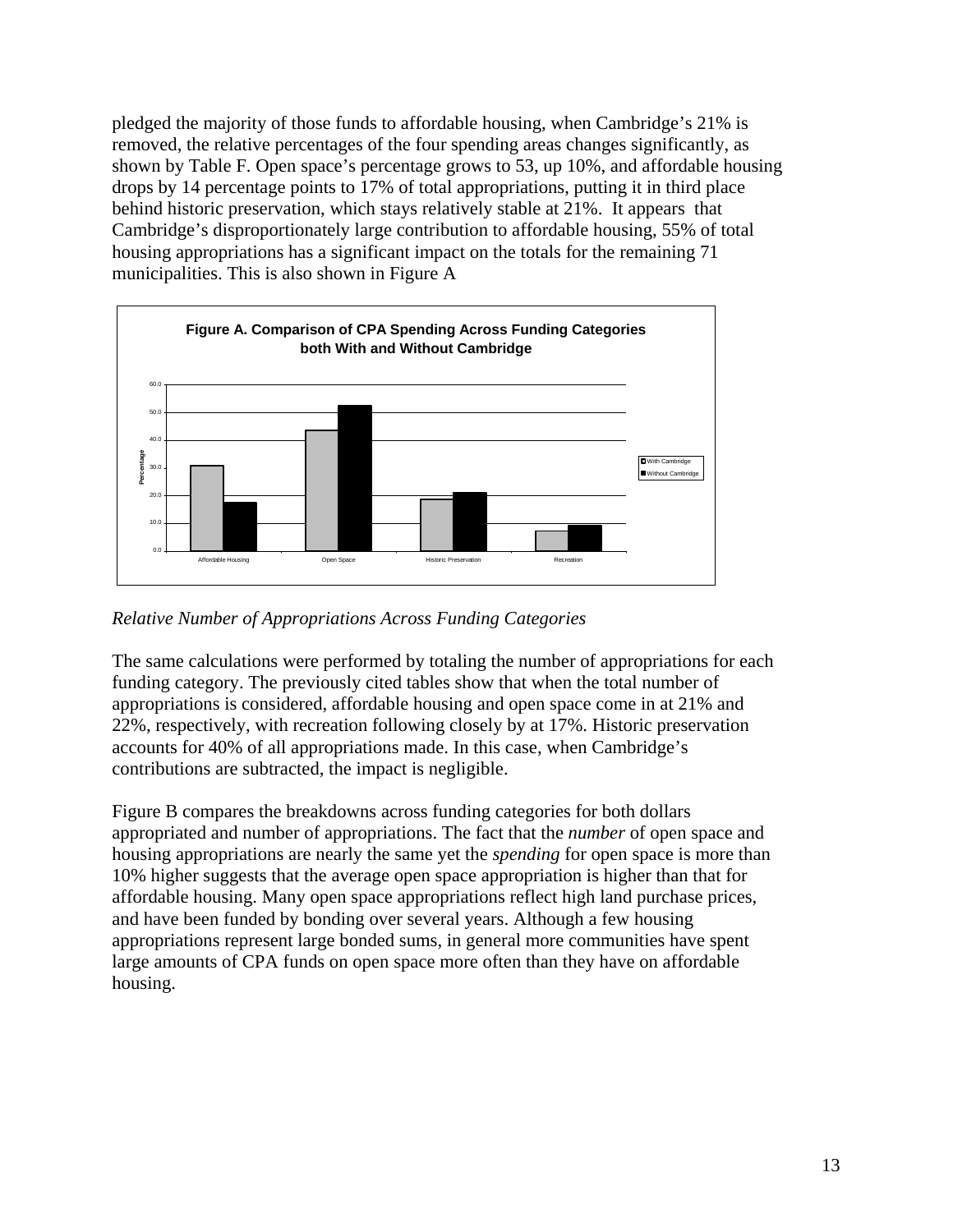pledged the majority of those funds to affordable housing, when Cambridge's 21% is removed, the relative percentages of the four spending areas changes significantly, as shown by Table F. Open space's percentage grows to 53, up 10%, and affordable housing drops by 14 percentage points to 17% of total appropriations, putting it in third place behind historic preservation, which stays relatively stable at 21%. It appears that Cambridge's disproportionately large contribution to affordable housing, 55% of total housing appropriations has a significant impact on the totals for the remaining 71 municipalities. This is also shown in Figure A

**Figure A. Comparison of CPA Spending Across Funding Categories both With and Without Cambridge**

*Relative Number of Appropriations Across Funding Categories*

The same calculations were performed by totaling the number of appropriations for each funding category. The previously cited tables show that when the total number of appropriations is considered, affordable housing and open space come in at 21% and 22%, respectively, with recreation following closely by at 17%. Historic preservation accounts for 40% of all appropriations made. In this case, when Cambridge's contributions are subtracted, the impact is negligible.

Figure B compares the breakdowns across funding categories for both dollars appropriated and number of appropriations. The fact that the *number* of open space and housing appropriations are nearly the same yet the *spending* for open space is more than 10% higher suggests that the average open space appropriation is higher than that for affordable housing. Many open space appropriations reflect high land purchase prices, and have been funded by bonding over several years. Although a few housing appropriations represent large bonded sums, in general more communities have spent large amounts of CPA funds on open space more often than they have on affordable housing.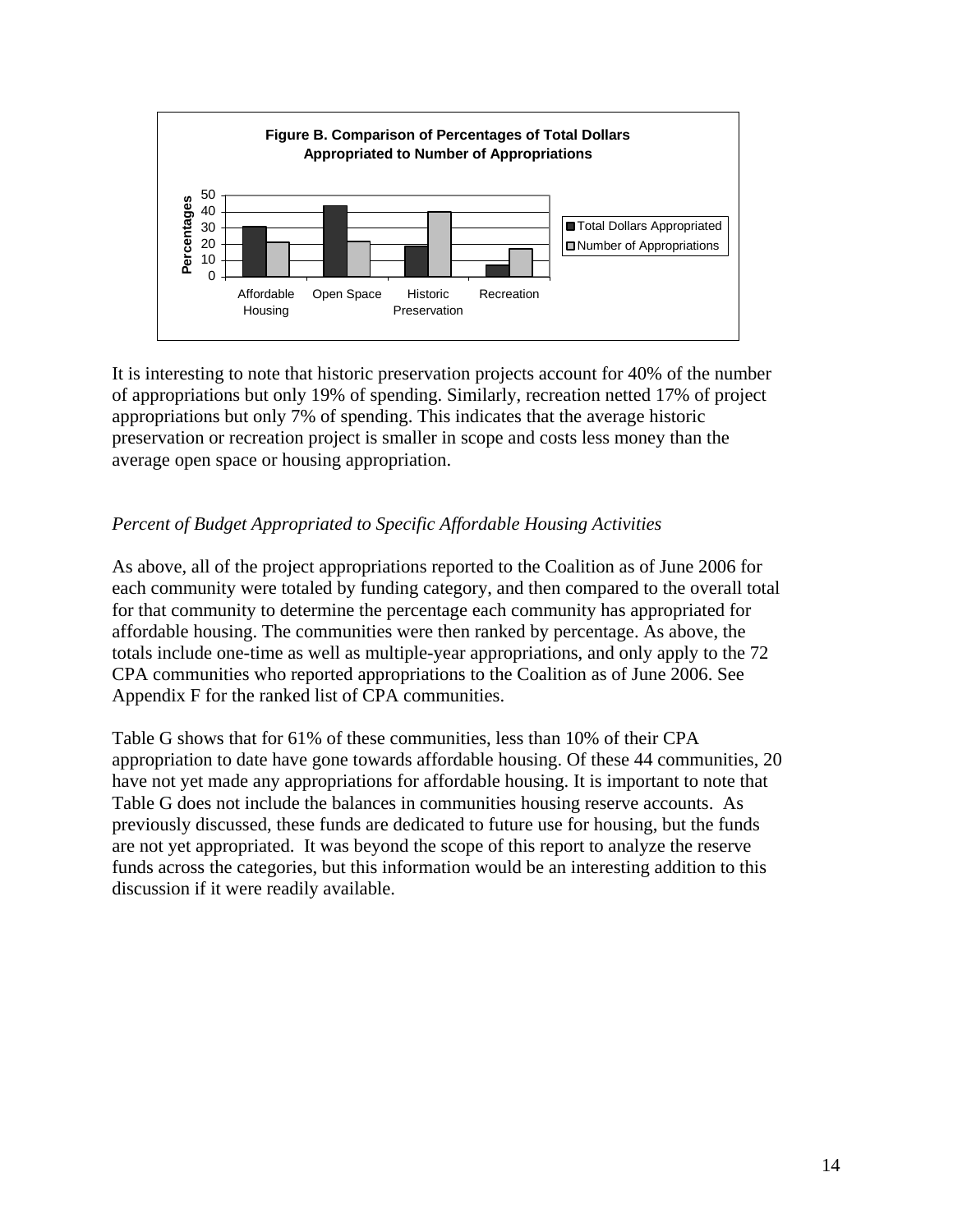**Figure B. Comparison of Percentages of Total Dollars Appropriated to Number of Appropriations**

It is interesting to note that historic preservation projects account for 40% of the number of appropriations but only 19% of spending. Similarly, recreation netted 17% of project appropriations but only 7% of spending. This indicates that the average historic preservation or recreation project is smaller in scope and costs less money than the average open space or housing appropriation.

*Percent of Budget Appropriated to Specific Affordable Housing Activities*

As above, all of the project appropriations reported to the Coalition as of June 2006 for each community were totaled by funding category, and then compared to the overall total for that community to determine the percentage each community has appropriated for affordable housing. The communities were then ranked by percentage. As above, the totals include one-time as well as multiple-year appropriations, and only apply to the 72 CPA communities who reported appropriations to the Coalition as of June 2006. See Appendix F for the ranked list of CPA communities.

Table G shows that for 61% of these communities, less than 10% of their CPA appropriation to date have gone towards affordable housing. Of these 44 communities, 20 have not yet made any appropriations for affordable housing. It is important to note that Table G does not include the balances in communities housing reserve accounts. As previously discussed, these funds are dedicated to future use for housing, but the funds are not yet appropriated. It was beyond the scope of this report to analyze the reserve funds across the categories, but this information would be an interesting addition to this discussion if it were readily available.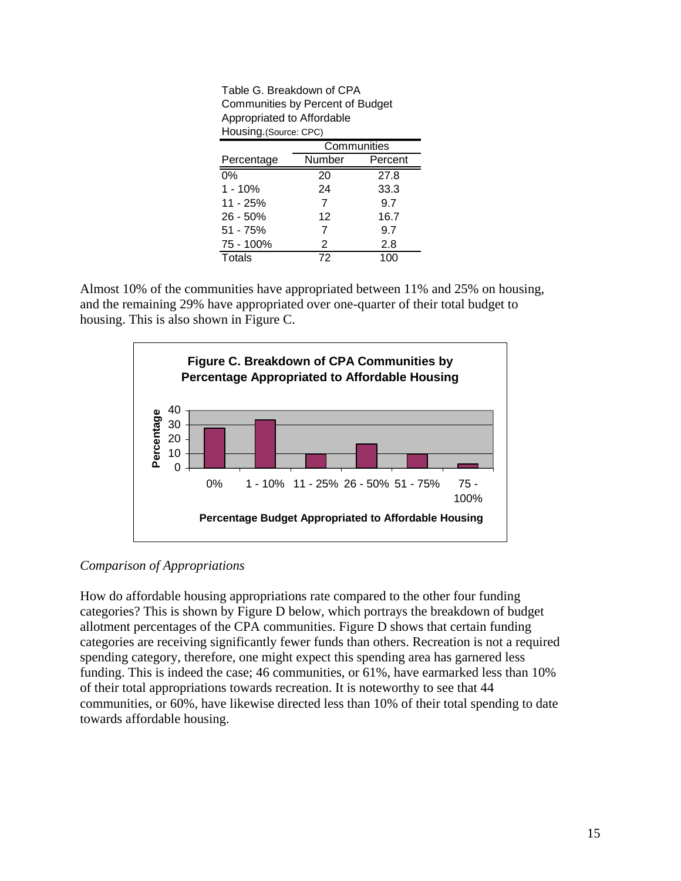Table G. Breakdown of CPA Communities by Percent of Budget Appropriated to Affordable Housing. (Source: CPC)

| Percentage | Communities | |
|---|---|---|
| | Number | Percent |
| 0% | 20 | 27.8 |
| 1 - 10% | 24 | 33.3 |
| 11 - 25% | 7 | 9.7 |
| 26 - 50% | 12 | 16.7 |
| 51 - 75% | 7 | 9.7 |
| 75 - 100% | 2 | 2.8 |
| Totals | 72 | 100 |

Almost 10% of the communities have appropriated between 11% and 25% on housing, and the remaining 29% have appropriated over one-quarter of their total budget to housing. This is also shown in Figure C.

**Figure C. Breakdown of CPA Communities by Percentage Appropriated to Affordable Housing**

*Comparison of Appropriations*

How do affordable housing appropriations rate compared to the other four funding categories? This is shown by Figure D below, which portrays the breakdown of budget allotment percentages of the CPA communities. Figure D shows that certain funding categories are receiving significantly fewer funds than others. Recreation is not a required spending category, therefore, one might expect this spending area has garnered less funding. This is indeed the case; 46 communities, or 61%, have earmarked less than 10% of their total appropriations towards recreation. It is noteworthy to see that 44 communities, or 60%, have likewise directed less than 10% of their total spending to date towards affordable housing.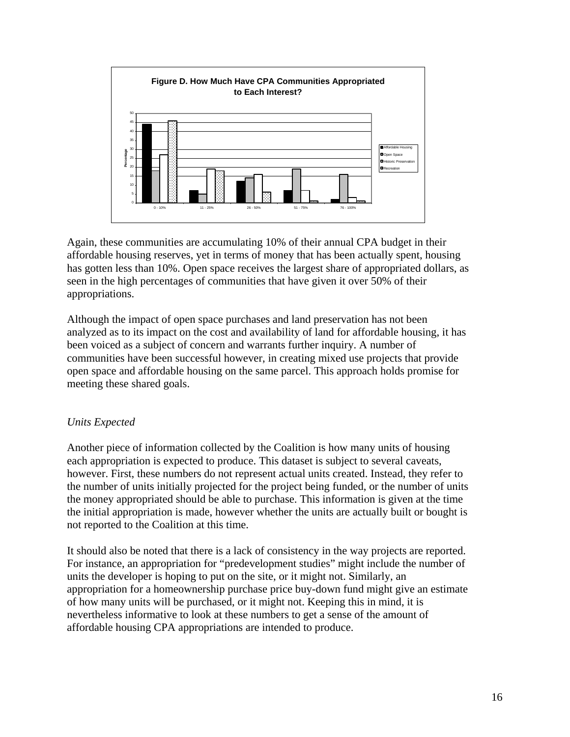**Figure D. How Much Have CPA Communities Appropriated to Each Interest?**

Again, these communities are accumulating 10% of their annual CPA budget in their affordable housing reserves, yet in terms of money that has been actually spent, housing has gotten less than 10%. Open space receives the largest share of appropriated dollars, as seen in the high percentages of communities that have given it over 50% of their appropriations.

Although the impact of open space purchases and land preservation has not been analyzed as to its impact on the cost and availability of land for affordable housing, it has been voiced as a subject of concern and warrants further inquiry. A number of communities have been successful however, in creating mixed use projects that provide open space and affordable housing on the same parcel. This approach holds promise for meeting these shared goals.

*Units Expected*

Another piece of information collected by the Coalition is how many units of housing each appropriation is expected to produce. This dataset is subject to several caveats, however. First, these numbers do not represent actual units created. Instead, they refer to the number of units initially projected for the project being funded, or the number of units the money appropriated should be able to purchase. This information is given at the time the initial appropriation is made, however whether the units are actually built or bought is not reported to the Coalition at this time.

It should also be noted that there is a lack of consistency in the way projects are reported. For instance, an appropriation for "predevelopment studies" might include the number of units the developer is hoping to put on the site, or it might not. Similarly, an appropriation for a homeownership purchase price buy-down fund might give an estimate of how many units will be purchased, or it might not. Keeping this in mind, it is nevertheless informative to look at these numbers to get a sense of the amount of affordable housing CPA appropriations are intended to produce.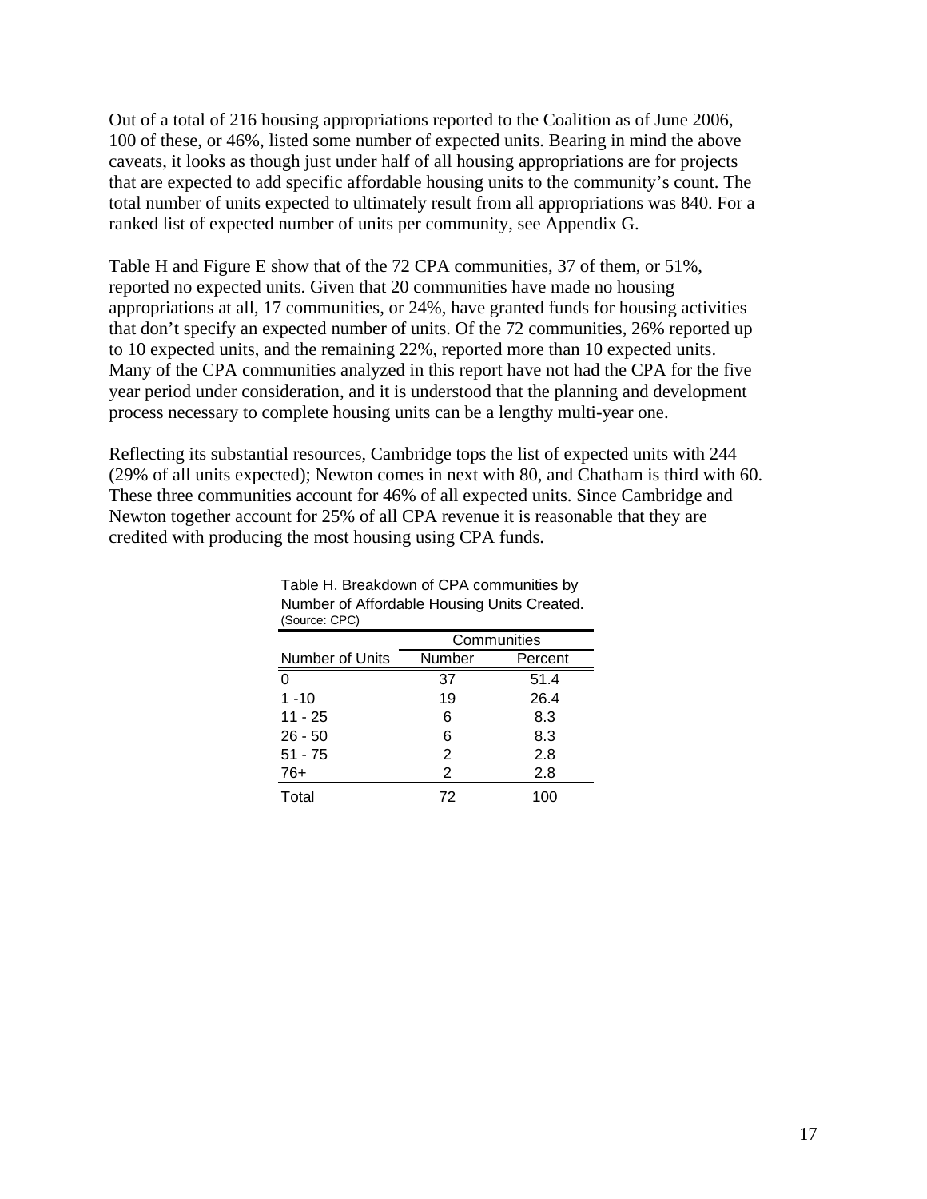Out of a total of 216 housing appropriations reported to the Coalition as of June 2006, 100 of these, or 46%, listed some number of expected units. Bearing in mind the above caveats, it looks as though just under half of all housing appropriations are for projects that are expected to add specific affordable housing units to the community's count. The total number of units expected to ultimately result from all appropriations was 840. For a ranked list of expected number of units per community, see Appendix G.

Table H and Figure E show that of the 72 CPA communities, 37 of them, or 51%, reported no expected units. Given that 20 communities have made no housing appropriations at all, 17 communities, or 24%, have granted funds for housing activities that don't specify an expected number of units. Of the 72 communities, 26% reported up to 10 expected units, and the remaining 22%, reported more than 10 expected units. Many of the CPA communities analyzed in this report have not had the CPA for the five year period under consideration, and it is understood that the planning and development process necessary to complete housing units can be a lengthy multi-year one.

Reflecting its substantial resources, Cambridge tops the list of expected units with 244 (29% of all units expected); Newton comes in next with 80, and Chatham is third with 60. These three communities account for 46% of all expected units. Since Cambridge and Newton together account for 25% of all CPA revenue it is reasonable that they are credited with producing the most housing using CPA funds.

Table H. Breakdown of CPA communities by Number of Affordable Housing Units Created. (Source: CPC)

| | Communities | |
|---|---|---|
| Number of Units | Number | Percent |
| 0 | 37 | 51.4 |
| 1 -10 | 19 | 26.4 |
| 11 - 25 | 6 | 8.3 |
| 26 - 50 | 6 | 8.3 |
| 51 - 75 | 2 | 2.8 |
| 76+ | 2 | 2.8 |
| Total | 72 | 100 |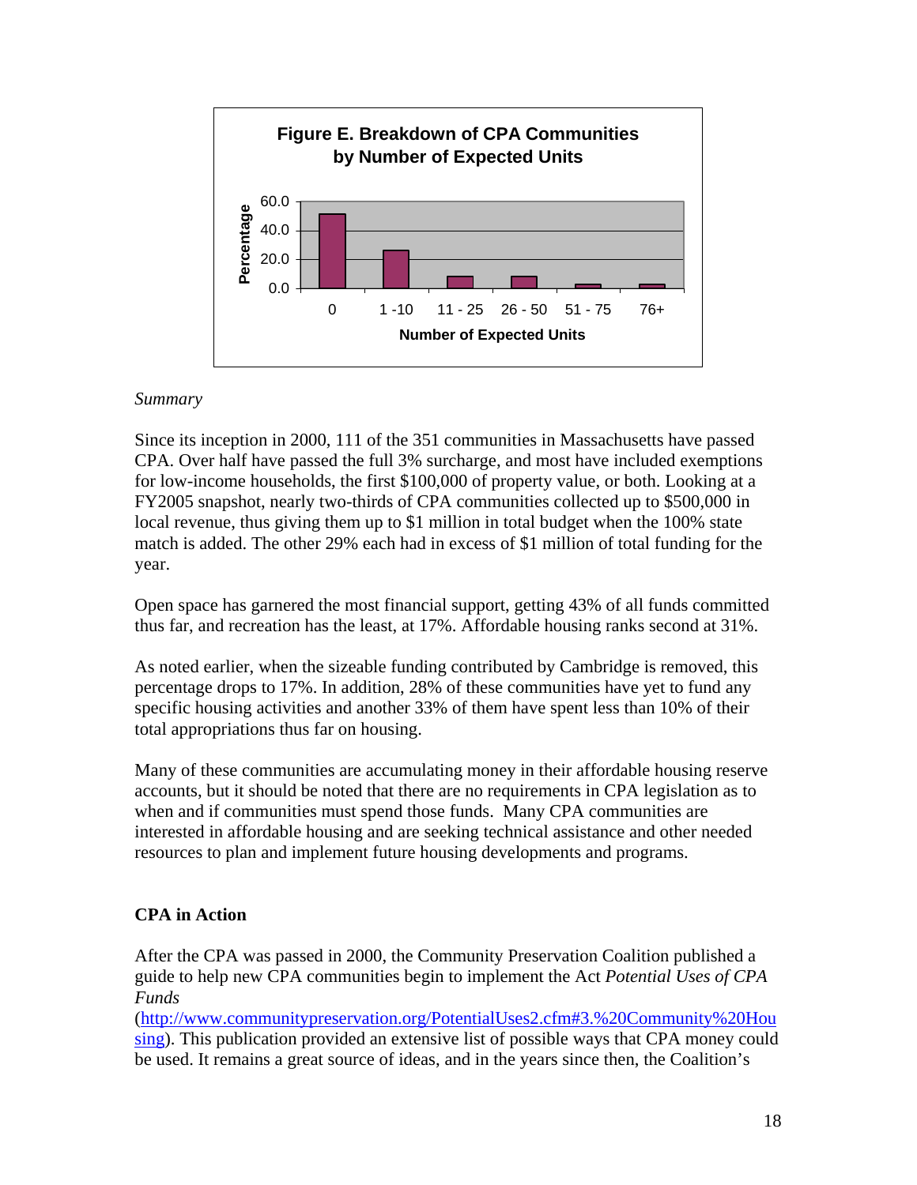**Figure E. Breakdown of CPA Communities by Number of Expected Units**

*Summary*

Since its inception in 2000, 111 of the 351 communities in Massachusetts have passed CPA. Over half have passed the full 3% surcharge, and most have included exemptions for low-income households, the first $100,000 of property value, or both. Looking at a FY2005 snapshot, nearly two-thirds of CPA communities collected up to $500,000 in local revenue, thus giving them up to $1 million in total budget when the 100% state match is added. The other 29% each had in excess of $1 million of total funding for the year.

Open space has garnered the most financial support, getting 43% of all funds committed thus far, and recreation has the least, at 17%. Affordable housing ranks second at 31%.

As noted earlier, when the sizeable funding contributed by Cambridge is removed, this percentage drops to 17%. In addition, 28% of these communities have yet to fund any specific housing activities and another 33% of them have spent less than 10% of their total appropriations thus far on housing.

Many of these communities are accumulating money in their affordable housing reserve accounts, but it should be noted that there are no requirements in CPA legislation as to when and if communities must spend those funds. Many CPA communities are interested in affordable housing and are seeking technical assistance and other needed resources to plan and implement future housing developments and programs.

**CPA in Action**

After the CPA was passed in 2000, the Community Preservation Coalition published a guide to help new CPA communities begin to implement the Act *Potential Uses of CPA Funds* (http://www.communitypreservation.org/PotentialUses2.cfm#3.%20Community%20Housing). This publication provided an extensive list of possible ways that CPA money could be used. It remains a great source of ideas, and in the years since then, the Coalition's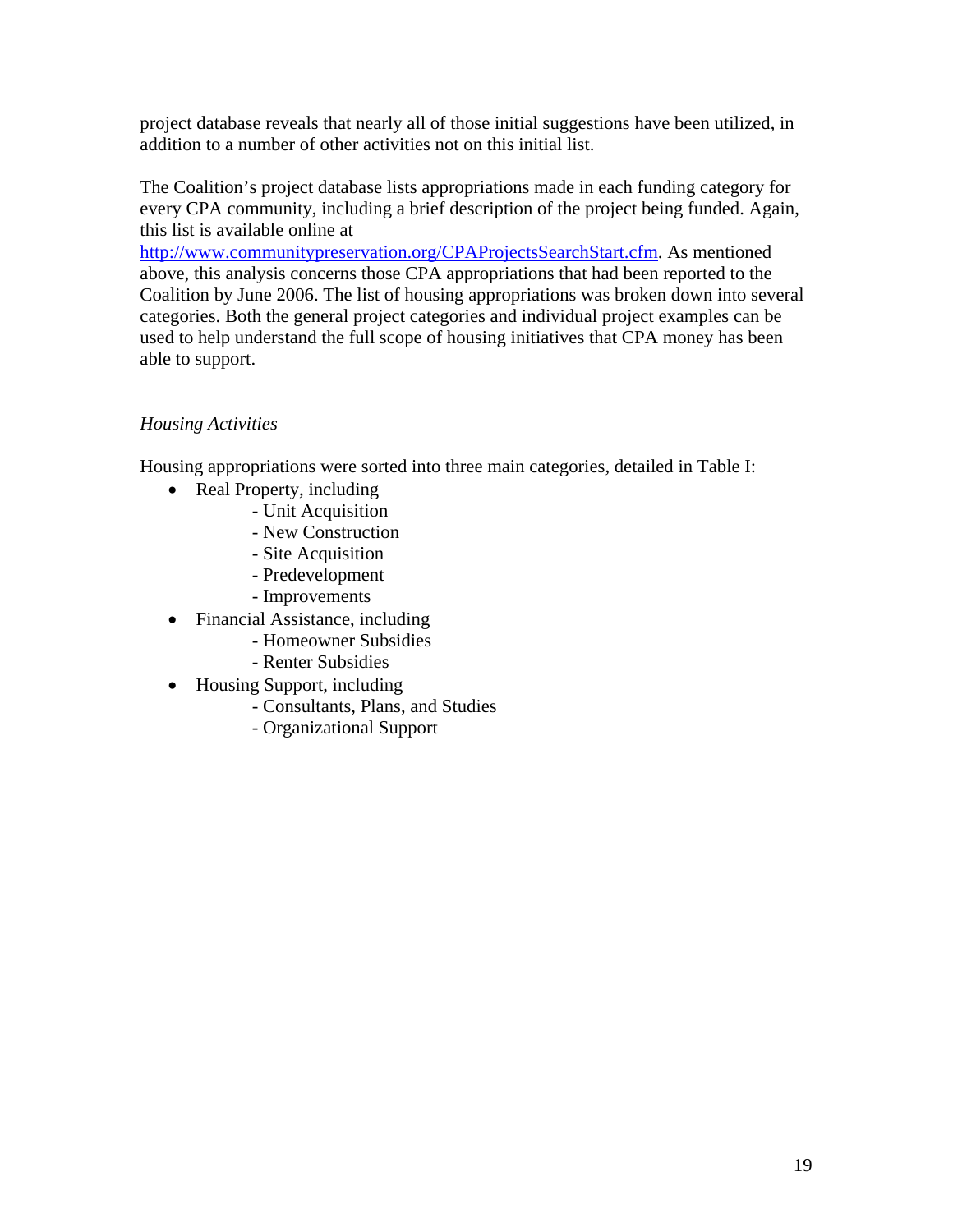project database reveals that nearly all of those initial suggestions have been utilized, in addition to a number of other activities not on this initial list.

The Coalition's project database lists appropriations made in each funding category for every CPA community, including a brief description of the project being funded. Again, this list is available online at [http://www.communitypreservation.org/CPAProjectsSearchStart.cfm](http://www.communitypreservation.org/CPAProjectsSearchStart.cfm). As mentioned above, this analysis concerns those CPA appropriations that had been reported to the Coalition by June 2006. The list of housing appropriations was broken down into several categories. Both the general project categories and individual project examples can be used to help understand the full scope of housing initiatives that CPA money has been able to support.

*Housing Activities*

Housing appropriations were sorted into three main categories, detailed in Table I:

- Real Property, including
    - Unit Acquisition
    - New Construction
    - Site Acquisition
    - Predevelopment
    - Improvements
- Financial Assistance, including
    - Homeowner Subsidies
    - Renter Subsidies
- Housing Support, including
    - Consultants, Plans, and Studies
    - Organizational Support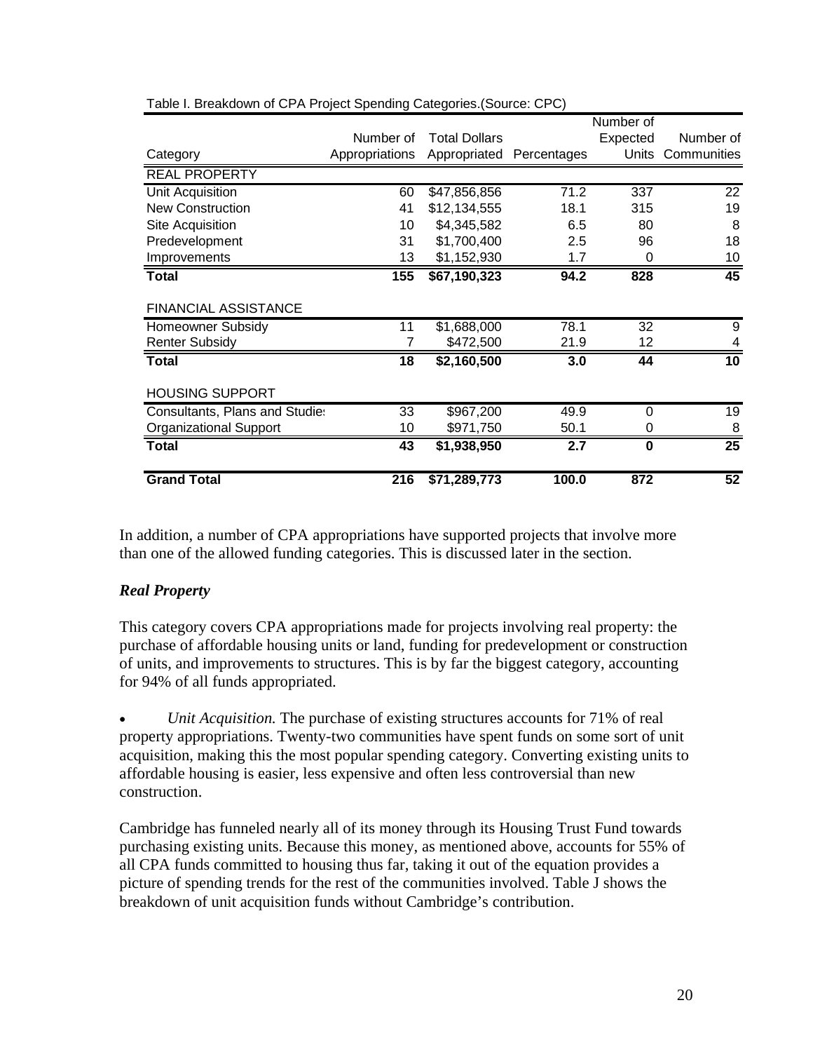Table I. Breakdown of CPA Project Spending Categories.(Source: CPC)

| Category | Number of Appropriations | Total Dollars Appropriated | Percentages | Number of Expected Units | Number of Communities |
|---|---|---|---|---|---|
| REAL PROPERTY | | | | | |
| Unit Acquisition | 60 | $47,856,856 | 71.2 | 337 | 22 |
| New Construction | 41 | $12,134,555 | 18.1 | 315 | 19 |
| Site Acquisition | 10 | $4,345,582 | 6.5 | 80 | 8 |
| Predevelopment | 31 | $1,700,400 | 2.5 | 96 | 18 |
| Improvements | 13 | $1,152,930 | 1.7 | 0 | 10 |
| **Total** | **155** | **$67,190,323** | **94.2** | **828** | **45** |
| FINANCIAL ASSISTANCE | | | | | |
| Homeowner Subsidy | 11 | $1,688,000 | 78.1 | 32 | 9 |
| Renter Subsidy | 7 | $472,500 | 21.9 | 12 | 4 |
| **Total** | **18** | **$2,160,500** | **3.0** | **44** | **10** |
| HOUSING SUPPORT | | | | | |
| Consultants, Plans and Studies | 33 | $967,200 | 49.9 | 0 | 19 |
| Organizational Support | 10 | $971,750 | 50.1 | 0 | 8 |
| **Total** | **43** | **$1,938,950** | **2.7** | **0** | **25** |
| **Grand Total** | **216** | **$71,289,773** | **100.0** | **872** | **52** |

In addition, a number of CPA appropriations have supported projects that involve more than one of the allowed funding categories. This is discussed later in the section.

### *Real Property*

This category covers CPA appropriations made for projects involving real property: the purchase of affordable housing units or land, funding for predevelopment or construction of units, and improvements to structures. This is by far the biggest category, accounting for 94% of all funds appropriated.

- *Unit Acquisition.* The purchase of existing structures accounts for 71% of real property appropriations. Twenty-two communities have spent funds on some sort of unit acquisition, making this the most popular spending category. Converting existing units to affordable housing is easier, less expensive and often less controversial than new construction.

Cambridge has funneled nearly all of its money through its Housing Trust Fund towards purchasing existing units. Because this money, as mentioned above, accounts for 55% of all CPA funds committed to housing thus far, taking it out of the equation provides a picture of spending trends for the rest of the communities involved. Table J shows the breakdown of unit acquisition funds without Cambridge's contribution.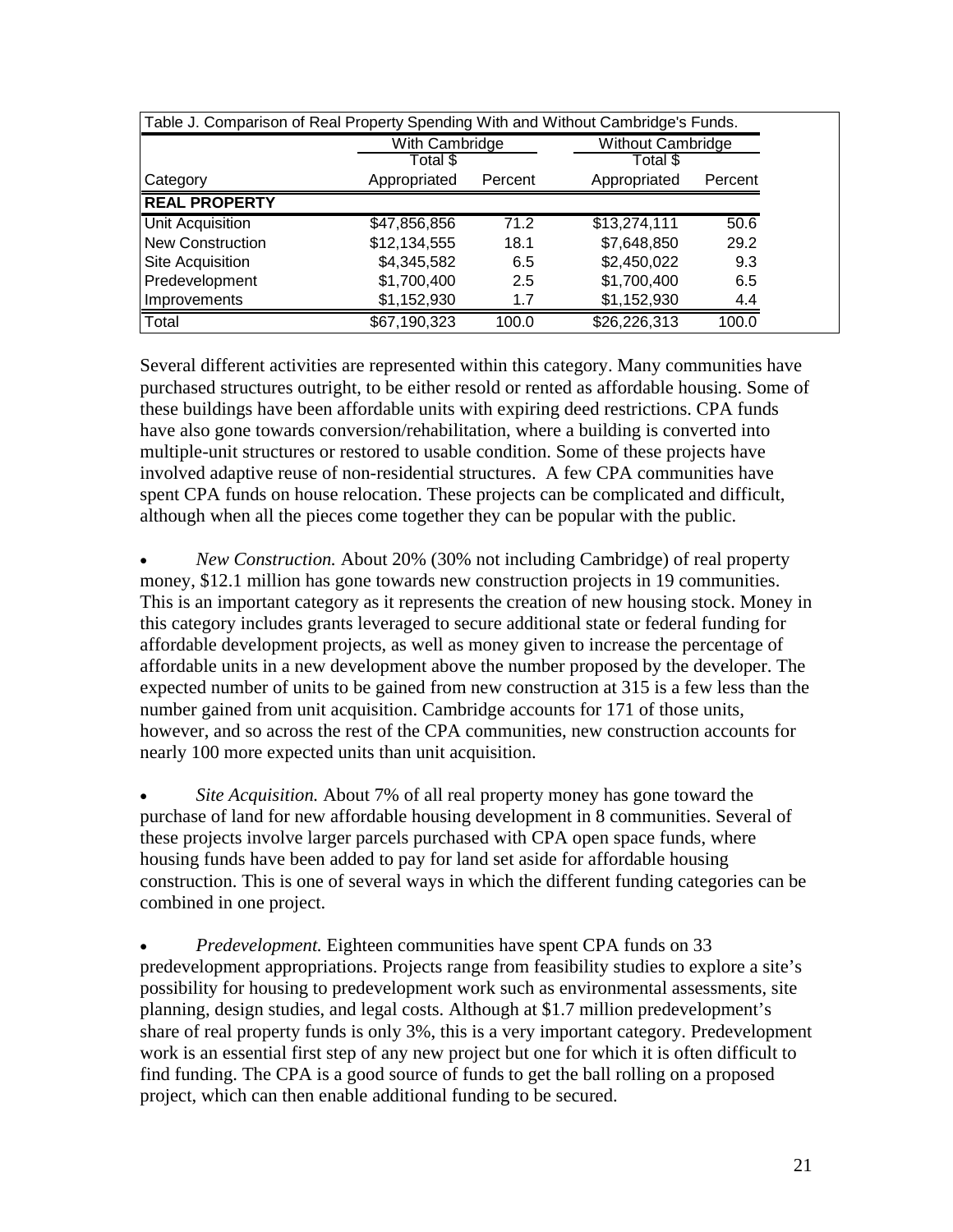| Table J. Comparison of Real Property Spending With and Without Cambridge's Funds. | | | | |
|---|---|---|---|---|
| | With Cambridge | | Without Cambridge | |
| Category | Total $ Appropriated | Percent | Total $ Appropriated | Percent |
| **REAL PROPERTY** | | | | |
| Unit Acquisition | $47,856,856 | 71.2 | $13,274,111 | 50.6 |
| New Construction | $12,134,555 | 18.1 | $7,648,850 | 29.2 |
| Site Acquisition | $4,345,582 | 6.5 | $2,450,022 | 9.3 |
| Predevelopment | $1,700,400 | 2.5 | $1,700,400 | 6.5 |
| Improvements | $1,152,930 | 1.7 | $1,152,930 | 4.4 |
| Total | $67,190,323 | 100.0 | $26,226,313 | 100.0 |

Several different activities are represented within this category. Many communities have purchased structures outright, to be either resold or rented as affordable housing. Some of these buildings have been affordable units with expiring deed restrictions. CPA funds have also gone towards conversion/rehabilitation, where a building is converted into multiple-unit structures or restored to usable condition. Some of these projects have involved adaptive reuse of non-residential structures. A few CPA communities have spent CPA funds on house relocation. These projects can be complicated and difficult, although when all the pieces come together they can be popular with the public.

- *New Construction.* About 20% (30% not including Cambridge) of real property money, $12.1 million has gone towards new construction projects in 19 communities. This is an important category as it represents the creation of new housing stock. Money in this category includes grants leveraged to secure additional state or federal funding for affordable development projects, as well as money given to increase the percentage of affordable units in a new development above the number proposed by the developer. The expected number of units to be gained from new construction at 315 is a few less than the number gained from unit acquisition. Cambridge accounts for 171 of those units, however, and so across the rest of the CPA communities, new construction accounts for nearly 100 more expected units than unit acquisition.

- *Site Acquisition.* About 7% of all real property money has gone toward the purchase of land for new affordable housing development in 8 communities. Several of these projects involve larger parcels purchased with CPA open space funds, where housing funds have been added to pay for land set aside for affordable housing construction. This is one of several ways in which the different funding categories can be combined in one project.

- *Predevelopment.* Eighteen communities have spent CPA funds on 33 predevelopment appropriations. Projects range from feasibility studies to explore a site's possibility for housing to predevelopment work such as environmental assessments, site planning, design studies, and legal costs. Although at $1.7 million predevelopment's share of real property funds is only 3%, this is a very important category. Predevelopment work is an essential first step of any new project but one for which it is often difficult to find funding. The CPA is a good source of funds to get the ball rolling on a proposed project, which can then enable additional funding to be secured.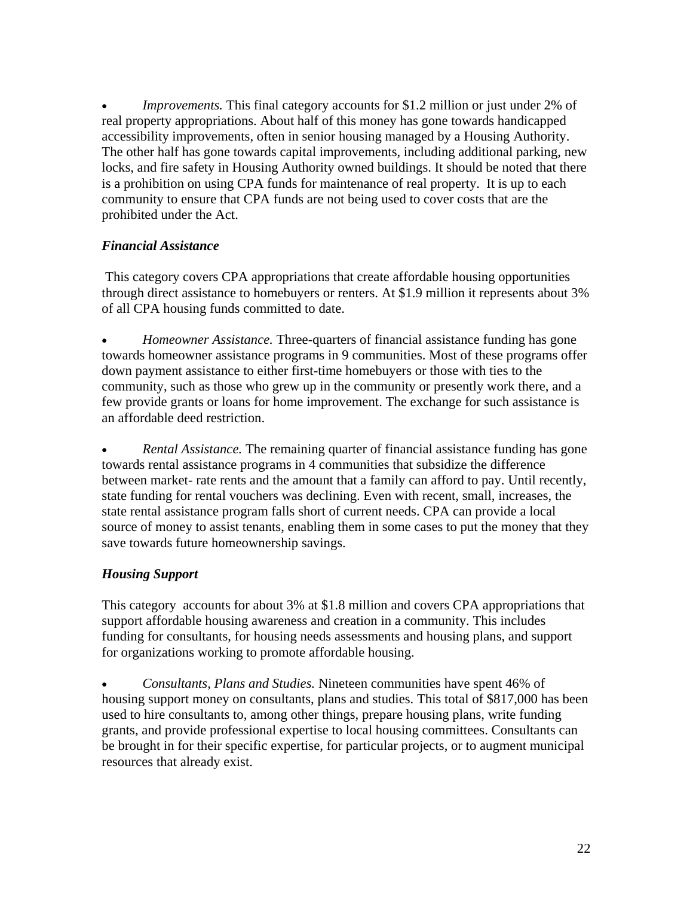- *Improvements.* This final category accounts for $1.2 million or just under 2% of real property appropriations. About half of this money has gone towards handicapped accessibility improvements, often in senior housing managed by a Housing Authority. The other half has gone towards capital improvements, including additional parking, new locks, and fire safety in Housing Authority owned buildings. It should be noted that there is a prohibition on using CPA funds for maintenance of real property. It is up to each community to ensure that CPA funds are not being used to cover costs that are the prohibited under the Act.

### *Financial Assistance*

This category covers CPA appropriations that create affordable housing opportunities through direct assistance to homebuyers or renters. At $1.9 million it represents about 3% of all CPA housing funds committed to date.

- *Homeowner Assistance.* Three-quarters of financial assistance funding has gone towards homeowner assistance programs in 9 communities. Most of these programs offer down payment assistance to either first-time homebuyers or those with ties to the community, such as those who grew up in the community or presently work there, and a few provide grants or loans for home improvement. The exchange for such assistance is an affordable deed restriction.

- *Rental Assistance.* The remaining quarter of financial assistance funding has gone towards rental assistance programs in 4 communities that subsidize the difference between market- rate rents and the amount that a family can afford to pay. Until recently, state funding for rental vouchers was declining. Even with recent, small, increases, the state rental assistance program falls short of current needs. CPA can provide a local source of money to assist tenants, enabling them in some cases to put the money that they save towards future homeownership savings.

### *Housing Support*

This category accounts for about 3% at $1.8 million and covers CPA appropriations that support affordable housing awareness and creation in a community. This includes funding for consultants, for housing needs assessments and housing plans, and support for organizations working to promote affordable housing.

- *Consultants, Plans and Studies.* Nineteen communities have spent 46% of housing support money on consultants, plans and studies. This total of $817,000 has been used to hire consultants to, among other things, prepare housing plans, write funding grants, and provide professional expertise to local housing committees. Consultants can be brought in for their specific expertise, for particular projects, or to augment municipal resources that already exist.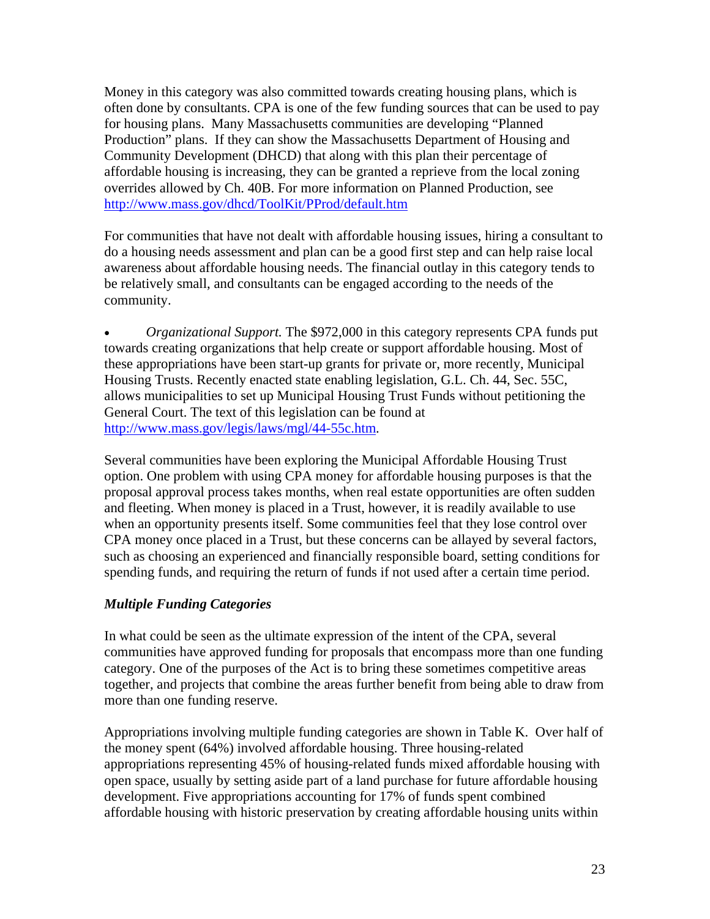Money in this category was also committed towards creating housing plans, which is often done by consultants. CPA is one of the few funding sources that can be used to pay for housing plans. Many Massachusetts communities are developing "Planned Production" plans. If they can show the Massachusetts Department of Housing and Community Development (DHCD) that along with this plan their percentage of affordable housing is increasing, they can be granted a reprieve from the local zoning overrides allowed by Ch. 40B. For more information on Planned Production, see http://www.mass.gov/dhcd/ToolKit/PProd/default.htm

For communities that have not dealt with affordable housing issues, hiring a consultant to do a housing needs assessment and plan can be a good first step and can help raise local awareness about affordable housing needs. The financial outlay in this category tends to be relatively small, and consultants can be engaged according to the needs of the community.

- *Organizational Support.* The $972,000 in this category represents CPA funds put towards creating organizations that help create or support affordable housing. Most of these appropriations have been start-up grants for private or, more recently, Municipal Housing Trusts. Recently enacted state enabling legislation, G.L. Ch. 44, Sec. 55C, allows municipalities to set up Municipal Housing Trust Funds without petitioning the General Court. The text of this legislation can be found at http://www.mass.gov/legis/laws/mgl/44-55c.htm.

Several communities have been exploring the Municipal Affordable Housing Trust option. One problem with using CPA money for affordable housing purposes is that the proposal approval process takes months, when real estate opportunities are often sudden and fleeting. When money is placed in a Trust, however, it is readily available to use when an opportunity presents itself. Some communities feel that they lose control over CPA money once placed in a Trust, but these concerns can be allayed by several factors, such as choosing an experienced and financially responsible board, setting conditions for spending funds, and requiring the return of funds if not used after a certain time period.

### *Multiple Funding Categories*

In what could be seen as the ultimate expression of the intent of the CPA, several communities have approved funding for proposals that encompass more than one funding category. One of the purposes of the Act is to bring these sometimes competitive areas together, and projects that combine the areas further benefit from being able to draw from more than one funding reserve.

Appropriations involving multiple funding categories are shown in Table K. Over half of the money spent (64%) involved affordable housing. Three housing-related appropriations representing 45% of housing-related funds mixed affordable housing with open space, usually by setting aside part of a land purchase for future affordable housing development. Five appropriations accounting for 17% of funds spent combined affordable housing with historic preservation by creating affordable housing units within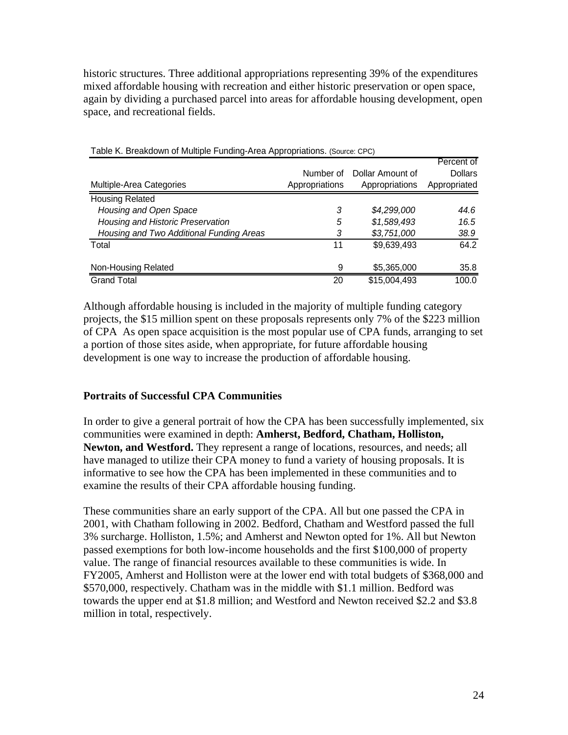historic structures. Three additional appropriations representing 39% of the expenditures mixed affordable housing with recreation and either historic preservation or open space, again by dividing a purchased parcel into areas for affordable housing development, open space, and recreational fields.

Table K. Breakdown of Multiple Funding-Area Appropriations. (Source: CPC)

| Multiple-Area Categories | Number of Appropriations | Dollar Amount of Appropriations | Percent of Dollars Appropriated |
|---|---|---|---|
| Housing Related | | | |
| *Housing and Open Space* | *3* | *$4,299,000* | *44.6* |
| *Housing and Historic Preservation* | *5* | *$1,589,493* | *16.5* |
| *Housing and Two Additional Funding Areas* | *3* | *$3,751,000* | *38.9* |
| Total | 11 | $9,639,493 | 64.2 |
| Non-Housing Related | 9 | $5,365,000 | 35.8 |
| Grand Total | 20 | $15,004,493 | 100.0 |

Although affordable housing is included in the majority of multiple funding category projects, the $15 million spent on these proposals represents only 7% of the $223 million of CPA  As open space acquisition is the most popular use of CPA funds, arranging to set a portion of those sites aside, when appropriate, for future affordable housing development is one way to increase the production of affordable housing.

**Portraits of Successful CPA Communities**

In order to give a general portrait of how the CPA has been successfully implemented, six communities were examined in depth: **Amherst, Bedford, Chatham, Holliston, Newton, and Westford.** They represent a range of locations, resources, and needs; all have managed to utilize their CPA money to fund a variety of housing proposals. It is informative to see how the CPA has been implemented in these communities and to examine the results of their CPA affordable housing funding.

These communities share an early support of the CPA. All but one passed the CPA in 2001, with Chatham following in 2002. Bedford, Chatham and Westford passed the full 3% surcharge. Holliston, 1.5%; and Amherst and Newton opted for 1%. All but Newton passed exemptions for both low-income households and the first $100,000 of property value. The range of financial resources available to these communities is wide. In FY2005, Amherst and Holliston were at the lower end with total budgets of $368,000 and $570,000, respectively. Chatham was in the middle with $1.1 million. Bedford was towards the upper end at $1.8 million; and Westford and Newton received $2.2 and $3.8 million in total, respectively.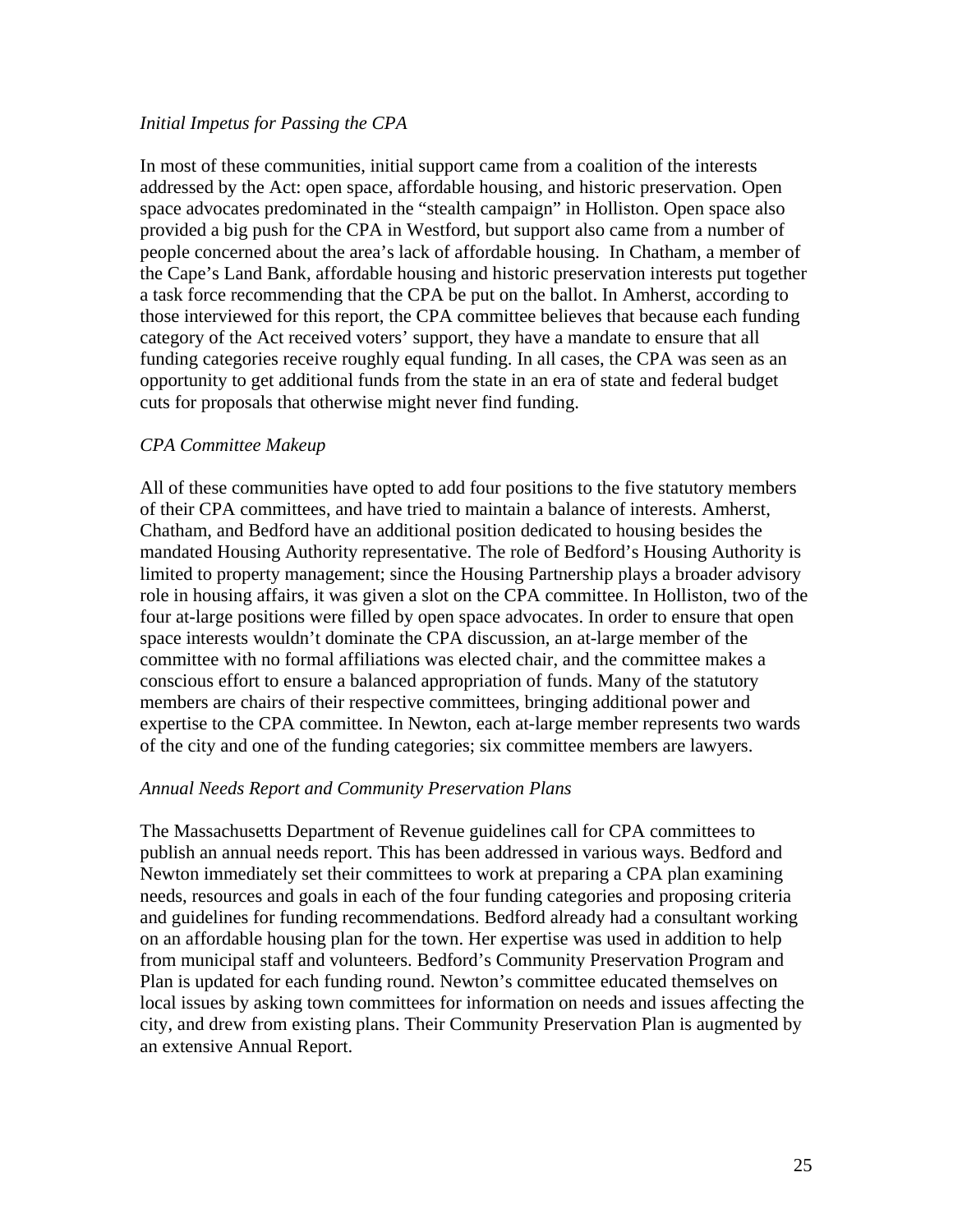*Initial Impetus for Passing the CPA*

In most of these communities, initial support came from a coalition of the interests addressed by the Act: open space, affordable housing, and historic preservation. Open space advocates predominated in the "stealth campaign" in Holliston. Open space also provided a big push for the CPA in Westford, but support also came from a number of people concerned about the area's lack of affordable housing. In Chatham, a member of the Cape's Land Bank, affordable housing and historic preservation interests put together a task force recommending that the CPA be put on the ballot. In Amherst, according to those interviewed for this report, the CPA committee believes that because each funding category of the Act received voters' support, they have a mandate to ensure that all funding categories receive roughly equal funding. In all cases, the CPA was seen as an opportunity to get additional funds from the state in an era of state and federal budget cuts for proposals that otherwise might never find funding.

*CPA Committee Makeup*

All of these communities have opted to add four positions to the five statutory members of their CPA committees, and have tried to maintain a balance of interests. Amherst, Chatham, and Bedford have an additional position dedicated to housing besides the mandated Housing Authority representative. The role of Bedford's Housing Authority is limited to property management; since the Housing Partnership plays a broader advisory role in housing affairs, it was given a slot on the CPA committee. In Holliston, two of the four at-large positions were filled by open space advocates. In order to ensure that open space interests wouldn't dominate the CPA discussion, an at-large member of the committee with no formal affiliations was elected chair, and the committee makes a conscious effort to ensure a balanced appropriation of funds. Many of the statutory members are chairs of their respective committees, bringing additional power and expertise to the CPA committee. In Newton, each at-large member represents two wards of the city and one of the funding categories; six committee members are lawyers.

*Annual Needs Report and Community Preservation Plans*

The Massachusetts Department of Revenue guidelines call for CPA committees to publish an annual needs report. This has been addressed in various ways. Bedford and Newton immediately set their committees to work at preparing a CPA plan examining needs, resources and goals in each of the four funding categories and proposing criteria and guidelines for funding recommendations. Bedford already had a consultant working on an affordable housing plan for the town. Her expertise was used in addition to help from municipal staff and volunteers. Bedford's Community Preservation Program and Plan is updated for each funding round. Newton's committee educated themselves on local issues by asking town committees for information on needs and issues affecting the city, and drew from existing plans. Their Community Preservation Plan is augmented by an extensive Annual Report.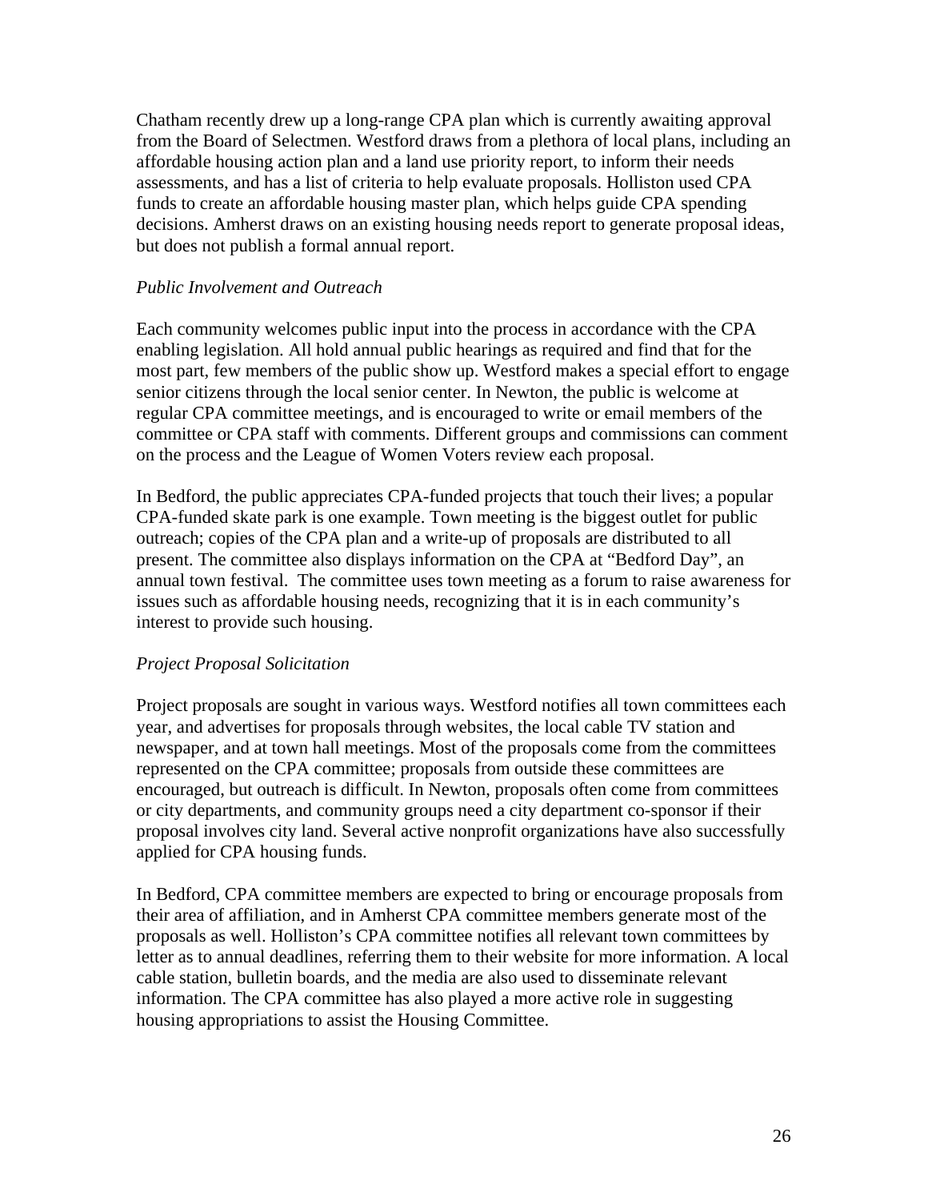Chatham recently drew up a long-range CPA plan which is currently awaiting approval from the Board of Selectmen. Westford draws from a plethora of local plans, including an affordable housing action plan and a land use priority report, to inform their needs assessments, and has a list of criteria to help evaluate proposals. Holliston used CPA funds to create an affordable housing master plan, which helps guide CPA spending decisions. Amherst draws on an existing housing needs report to generate proposal ideas, but does not publish a formal annual report.

*Public Involvement and Outreach*

Each community welcomes public input into the process in accordance with the CPA enabling legislation. All hold annual public hearings as required and find that for the most part, few members of the public show up. Westford makes a special effort to engage senior citizens through the local senior center. In Newton, the public is welcome at regular CPA committee meetings, and is encouraged to write or email members of the committee or CPA staff with comments. Different groups and commissions can comment on the process and the League of Women Voters review each proposal.

In Bedford, the public appreciates CPA-funded projects that touch their lives; a popular CPA-funded skate park is one example. Town meeting is the biggest outlet for public outreach; copies of the CPA plan and a write-up of proposals are distributed to all present. The committee also displays information on the CPA at "Bedford Day", an annual town festival. The committee uses town meeting as a forum to raise awareness for issues such as affordable housing needs, recognizing that it is in each community's interest to provide such housing.

*Project Proposal Solicitation*

Project proposals are sought in various ways. Westford notifies all town committees each year, and advertises for proposals through websites, the local cable TV station and newspaper, and at town hall meetings. Most of the proposals come from the committees represented on the CPA committee; proposals from outside these committees are encouraged, but outreach is difficult. In Newton, proposals often come from committees or city departments, and community groups need a city department co-sponsor if their proposal involves city land. Several active nonprofit organizations have also successfully applied for CPA housing funds.

In Bedford, CPA committee members are expected to bring or encourage proposals from their area of affiliation, and in Amherst CPA committee members generate most of the proposals as well. Holliston's CPA committee notifies all relevant town committees by letter as to annual deadlines, referring them to their website for more information. A local cable station, bulletin boards, and the media are also used to disseminate relevant information. The CPA committee has also played a more active role in suggesting housing appropriations to assist the Housing Committee.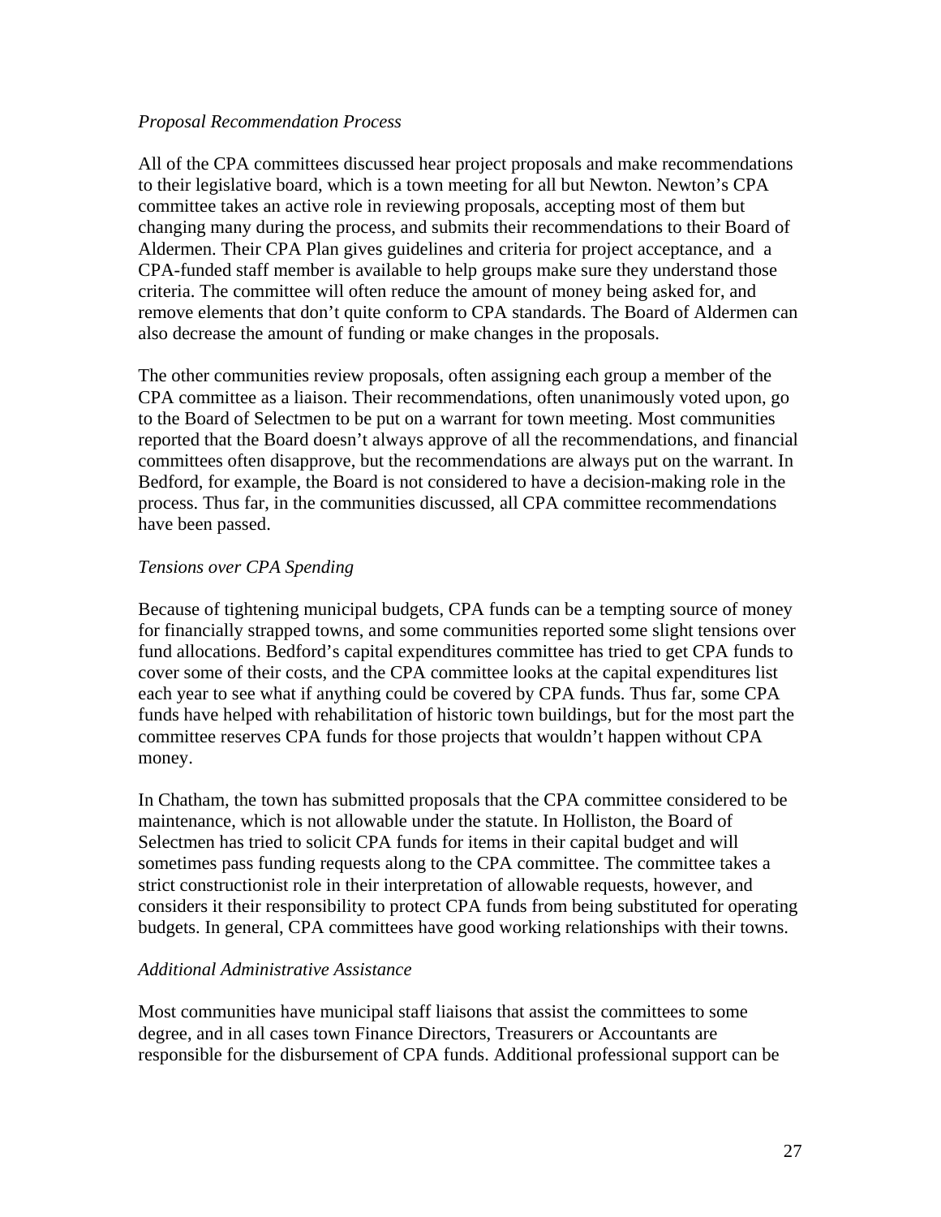*Proposal Recommendation Process*

All of the CPA committees discussed hear project proposals and make recommendations to their legislative board, which is a town meeting for all but Newton. Newton's CPA committee takes an active role in reviewing proposals, accepting most of them but changing many during the process, and submits their recommendations to their Board of Aldermen. Their CPA Plan gives guidelines and criteria for project acceptance, and a CPA-funded staff member is available to help groups make sure they understand those criteria. The committee will often reduce the amount of money being asked for, and remove elements that don't quite conform to CPA standards. The Board of Aldermen can also decrease the amount of funding or make changes in the proposals.

The other communities review proposals, often assigning each group a member of the CPA committee as a liaison. Their recommendations, often unanimously voted upon, go to the Board of Selectmen to be put on a warrant for town meeting. Most communities reported that the Board doesn't always approve of all the recommendations, and financial committees often disapprove, but the recommendations are always put on the warrant. In Bedford, for example, the Board is not considered to have a decision-making role in the process. Thus far, in the communities discussed, all CPA committee recommendations have been passed.

*Tensions over CPA Spending*

Because of tightening municipal budgets, CPA funds can be a tempting source of money for financially strapped towns, and some communities reported some slight tensions over fund allocations. Bedford's capital expenditures committee has tried to get CPA funds to cover some of their costs, and the CPA committee looks at the capital expenditures list each year to see what if anything could be covered by CPA funds. Thus far, some CPA funds have helped with rehabilitation of historic town buildings, but for the most part the committee reserves CPA funds for those projects that wouldn't happen without CPA money.

In Chatham, the town has submitted proposals that the CPA committee considered to be maintenance, which is not allowable under the statute. In Holliston, the Board of Selectmen has tried to solicit CPA funds for items in their capital budget and will sometimes pass funding requests along to the CPA committee. The committee takes a strict constructionist role in their interpretation of allowable requests, however, and considers it their responsibility to protect CPA funds from being substituted for operating budgets. In general, CPA committees have good working relationships with their towns.

*Additional Administrative Assistance*

Most communities have municipal staff liaisons that assist the committees to some degree, and in all cases town Finance Directors, Treasurers or Accountants are responsible for the disbursement of CPA funds. Additional professional support can be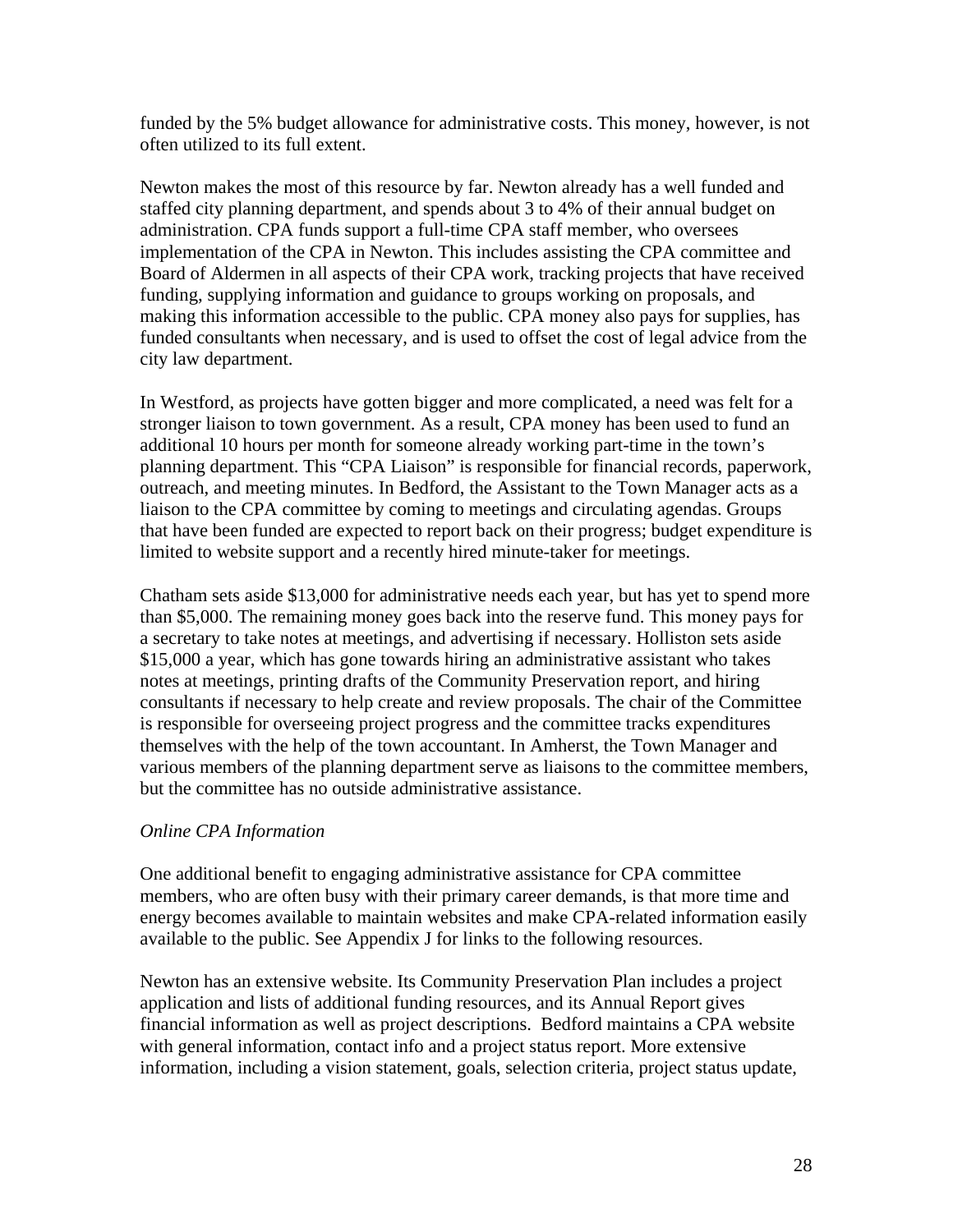funded by the 5% budget allowance for administrative costs. This money, however, is not often utilized to its full extent.

Newton makes the most of this resource by far. Newton already has a well funded and staffed city planning department, and spends about 3 to 4% of their annual budget on administration. CPA funds support a full-time CPA staff member, who oversees implementation of the CPA in Newton. This includes assisting the CPA committee and Board of Aldermen in all aspects of their CPA work, tracking projects that have received funding, supplying information and guidance to groups working on proposals, and making this information accessible to the public. CPA money also pays for supplies, has funded consultants when necessary, and is used to offset the cost of legal advice from the city law department.

In Westford, as projects have gotten bigger and more complicated, a need was felt for a stronger liaison to town government. As a result, CPA money has been used to fund an additional 10 hours per month for someone already working part-time in the town's planning department. This "CPA Liaison" is responsible for financial records, paperwork, outreach, and meeting minutes. In Bedford, the Assistant to the Town Manager acts as a liaison to the CPA committee by coming to meetings and circulating agendas. Groups that have been funded are expected to report back on their progress; budget expenditure is limited to website support and a recently hired minute-taker for meetings.

Chatham sets aside $13,000 for administrative needs each year, but has yet to spend more than $5,000. The remaining money goes back into the reserve fund. This money pays for a secretary to take notes at meetings, and advertising if necessary. Holliston sets aside $15,000 a year, which has gone towards hiring an administrative assistant who takes notes at meetings, printing drafts of the Community Preservation report, and hiring consultants if necessary to help create and review proposals. The chair of the Committee is responsible for overseeing project progress and the committee tracks expenditures themselves with the help of the town accountant. In Amherst, the Town Manager and various members of the planning department serve as liaisons to the committee members, but the committee has no outside administrative assistance.

*Online CPA Information*

One additional benefit to engaging administrative assistance for CPA committee members, who are often busy with their primary career demands, is that more time and energy becomes available to maintain websites and make CPA-related information easily available to the public. See Appendix J for links to the following resources.

Newton has an extensive website. Its Community Preservation Plan includes a project application and lists of additional funding resources, and its Annual Report gives financial information as well as project descriptions. Bedford maintains a CPA website with general information, contact info and a project status report. More extensive information, including a vision statement, goals, selection criteria, project status update,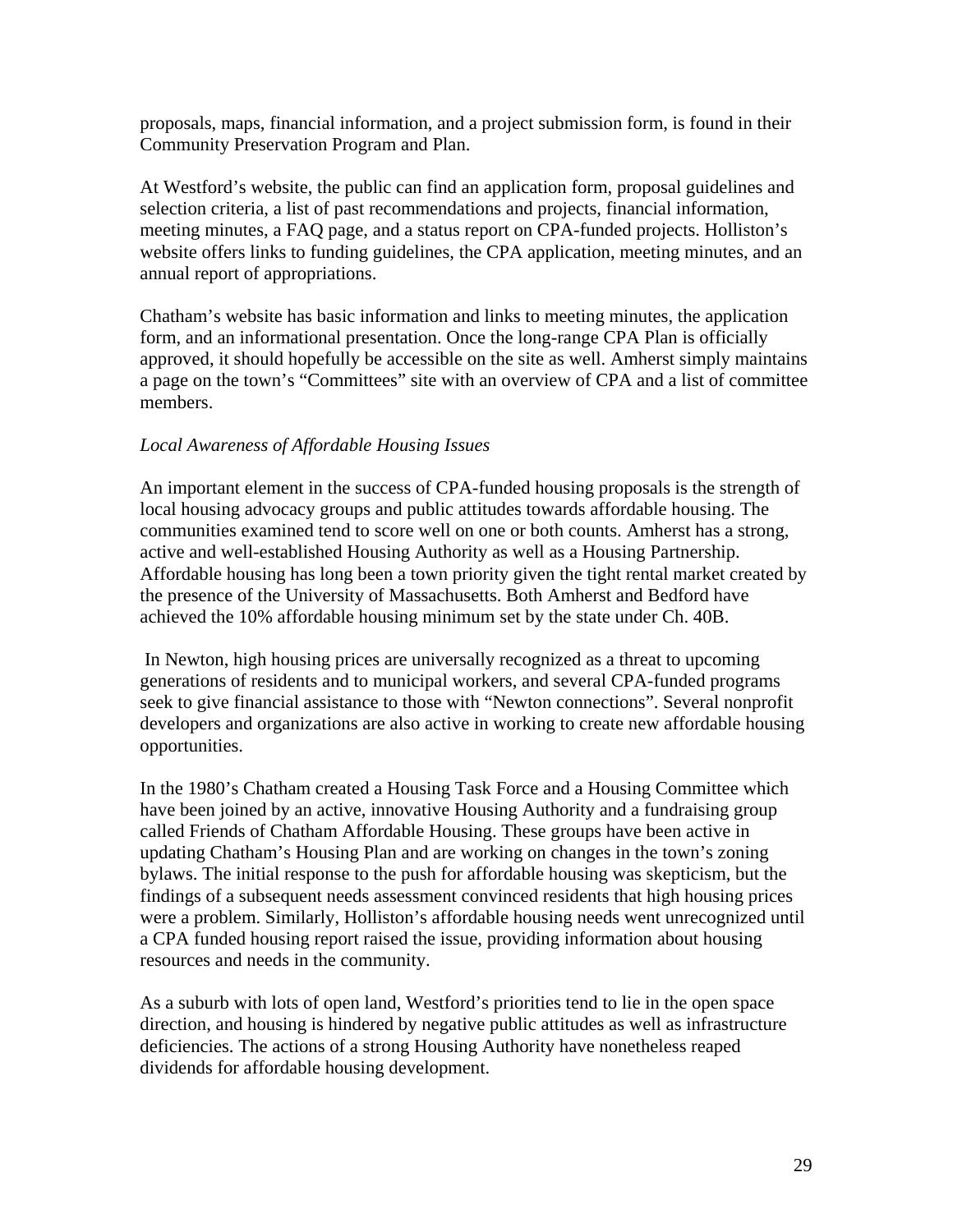proposals, maps, financial information, and a project submission form, is found in their Community Preservation Program and Plan.

At Westford's website, the public can find an application form, proposal guidelines and selection criteria, a list of past recommendations and projects, financial information, meeting minutes, a FAQ page, and a status report on CPA-funded projects. Holliston's website offers links to funding guidelines, the CPA application, meeting minutes, and an annual report of appropriations.

Chatham's website has basic information and links to meeting minutes, the application form, and an informational presentation. Once the long-range CPA Plan is officially approved, it should hopefully be accessible on the site as well. Amherst simply maintains a page on the town's "Committees" site with an overview of CPA and a list of committee members.

*Local Awareness of Affordable Housing Issues*

An important element in the success of CPA-funded housing proposals is the strength of local housing advocacy groups and public attitudes towards affordable housing. The communities examined tend to score well on one or both counts. Amherst has a strong, active and well-established Housing Authority as well as a Housing Partnership. Affordable housing has long been a town priority given the tight rental market created by the presence of the University of Massachusetts. Both Amherst and Bedford have achieved the 10% affordable housing minimum set by the state under Ch. 40B.

In Newton, high housing prices are universally recognized as a threat to upcoming generations of residents and to municipal workers, and several CPA-funded programs seek to give financial assistance to those with "Newton connections". Several nonprofit developers and organizations are also active in working to create new affordable housing opportunities.

In the 1980's Chatham created a Housing Task Force and a Housing Committee which have been joined by an active, innovative Housing Authority and a fundraising group called Friends of Chatham Affordable Housing. These groups have been active in updating Chatham's Housing Plan and are working on changes in the town's zoning bylaws. The initial response to the push for affordable housing was skepticism, but the findings of a subsequent needs assessment convinced residents that high housing prices were a problem. Similarly, Holliston's affordable housing needs went unrecognized until a CPA funded housing report raised the issue, providing information about housing resources and needs in the community.

As a suburb with lots of open land, Westford's priorities tend to lie in the open space direction, and housing is hindered by negative public attitudes as well as infrastructure deficiencies. The actions of a strong Housing Authority have nonetheless reaped dividends for affordable housing development.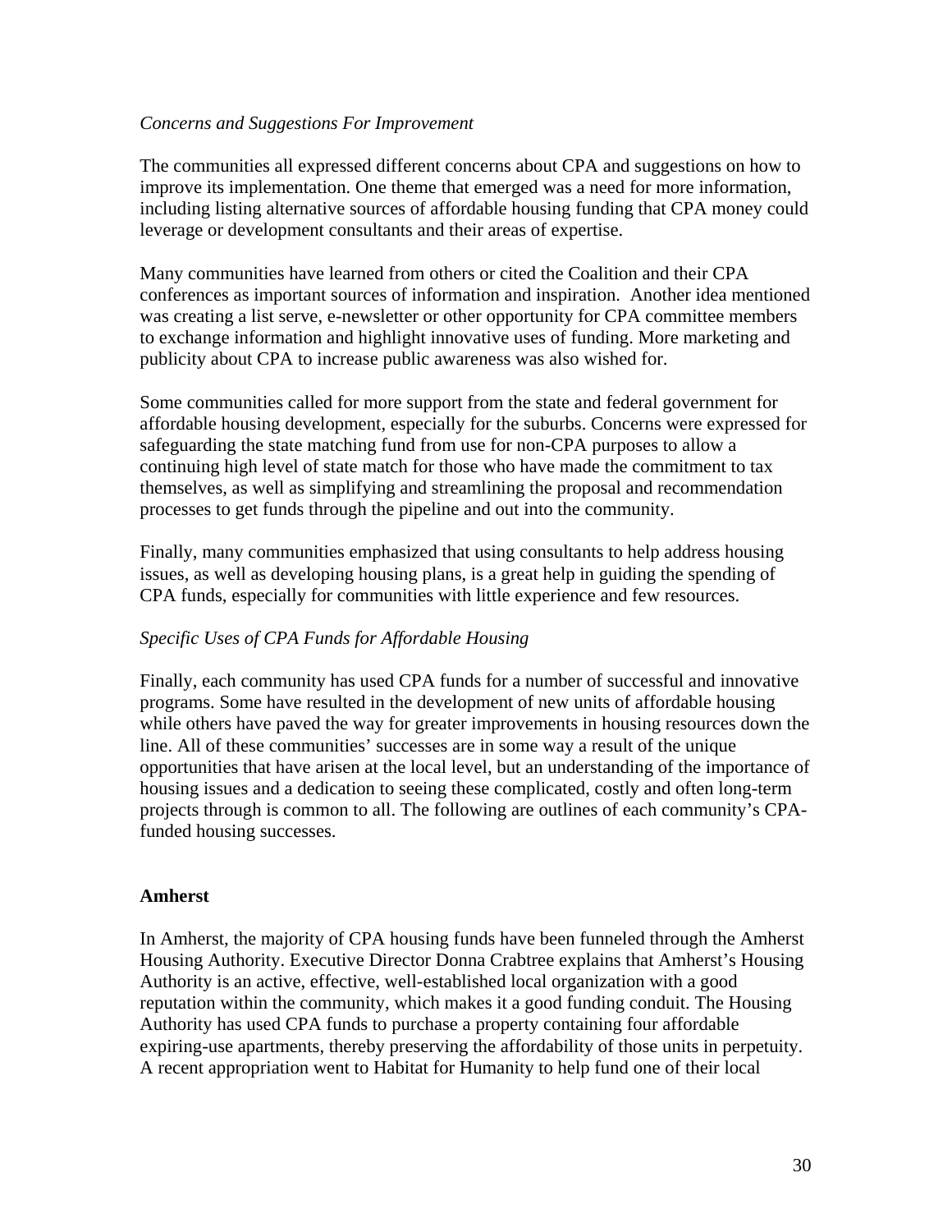*Concerns and Suggestions For Improvement*

The communities all expressed different concerns about CPA and suggestions on how to improve its implementation. One theme that emerged was a need for more information, including listing alternative sources of affordable housing funding that CPA money could leverage or development consultants and their areas of expertise.

Many communities have learned from others or cited the Coalition and their CPA conferences as important sources of information and inspiration. Another idea mentioned was creating a list serve, e-newsletter or other opportunity for CPA committee members to exchange information and highlight innovative uses of funding. More marketing and publicity about CPA to increase public awareness was also wished for.

Some communities called for more support from the state and federal government for affordable housing development, especially for the suburbs. Concerns were expressed for safeguarding the state matching fund from use for non-CPA purposes to allow a continuing high level of state match for those who have made the commitment to tax themselves, as well as simplifying and streamlining the proposal and recommendation processes to get funds through the pipeline and out into the community.

Finally, many communities emphasized that using consultants to help address housing issues, as well as developing housing plans, is a great help in guiding the spending of CPA funds, especially for communities with little experience and few resources.

*Specific Uses of CPA Funds for Affordable Housing*

Finally, each community has used CPA funds for a number of successful and innovative programs. Some have resulted in the development of new units of affordable housing while others have paved the way for greater improvements in housing resources down the line. All of these communities' successes are in some way a result of the unique opportunities that have arisen at the local level, but an understanding of the importance of housing issues and a dedication to seeing these complicated, costly and often long-term projects through is common to all. The following are outlines of each community's CPA-funded housing successes.

**Amherst**

In Amherst, the majority of CPA housing funds have been funneled through the Amherst Housing Authority. Executive Director Donna Crabtree explains that Amherst's Housing Authority is an active, effective, well-established local organization with a good reputation within the community, which makes it a good funding conduit. The Housing Authority has used CPA funds to purchase a property containing four affordable expiring-use apartments, thereby preserving the affordability of those units in perpetuity. A recent appropriation went to Habitat for Humanity to help fund one of their local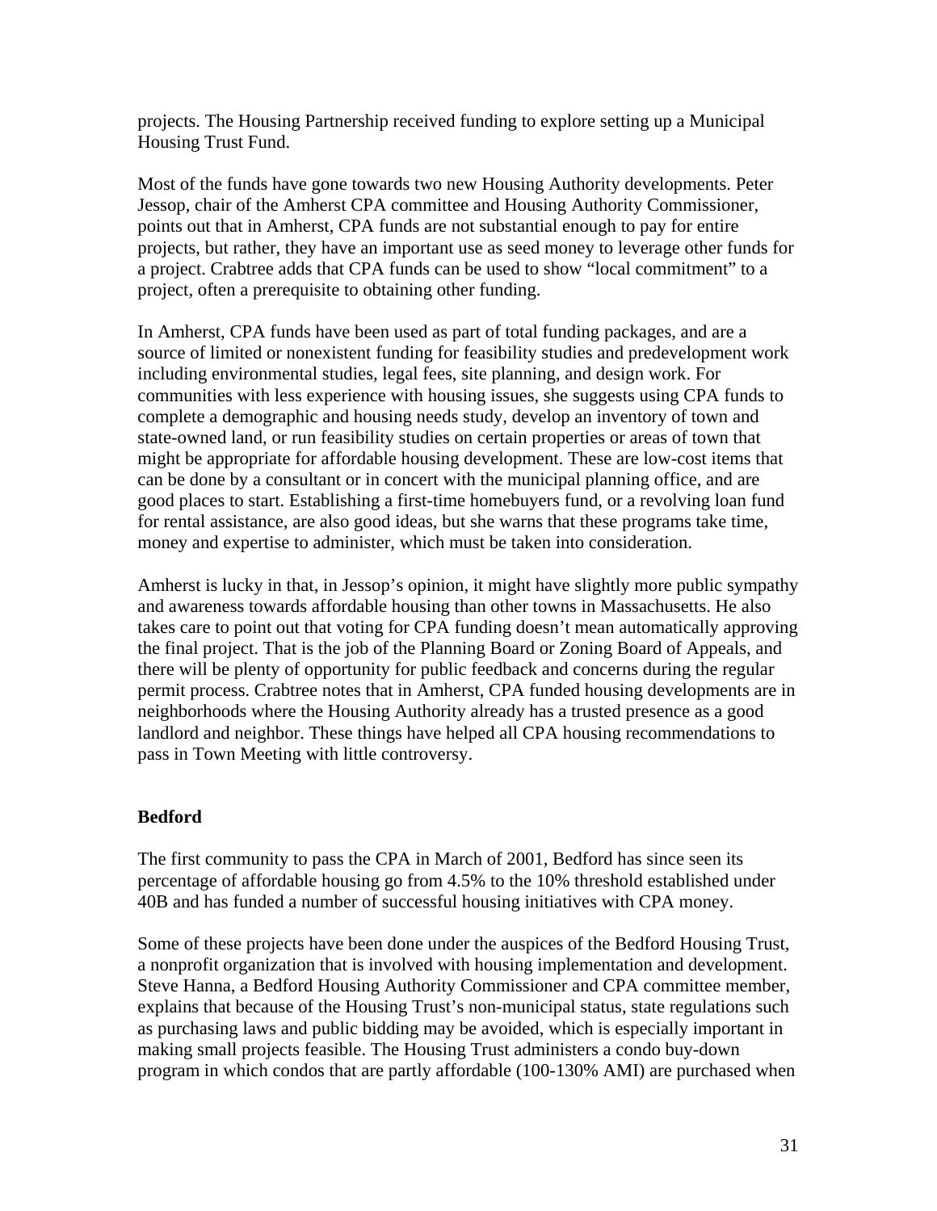projects. The Housing Partnership received funding to explore setting up a Municipal Housing Trust Fund.

Most of the funds have gone towards two new Housing Authority developments. Peter Jessop, chair of the Amherst CPA committee and Housing Authority Commissioner, points out that in Amherst, CPA funds are not substantial enough to pay for entire projects, but rather, they have an important use as seed money to leverage other funds for a project. Crabtree adds that CPA funds can be used to show "local commitment" to a project, often a prerequisite to obtaining other funding.

In Amherst, CPA funds have been used as part of total funding packages, and are a source of limited or nonexistent funding for feasibility studies and predevelopment work including environmental studies, legal fees, site planning, and design work. For communities with less experience with housing issues, she suggests using CPA funds to complete a demographic and housing needs study, develop an inventory of town and state-owned land, or run feasibility studies on certain properties or areas of town that might be appropriate for affordable housing development. These are low-cost items that can be done by a consultant or in concert with the municipal planning office, and are good places to start. Establishing a first-time homebuyers fund, or a revolving loan fund for rental assistance, are also good ideas, but she warns that these programs take time, money and expertise to administer, which must be taken into consideration.

Amherst is lucky in that, in Jessop's opinion, it might have slightly more public sympathy and awareness towards affordable housing than other towns in Massachusetts. He also takes care to point out that voting for CPA funding doesn't mean automatically approving the final project. That is the job of the Planning Board or Zoning Board of Appeals, and there will be plenty of opportunity for public feedback and concerns during the regular permit process. Crabtree notes that in Amherst, CPA funded housing developments are in neighborhoods where the Housing Authority already has a trusted presence as a good landlord and neighbor. These things have helped all CPA housing recommendations to pass in Town Meeting with little controversy.

**Bedford**

The first community to pass the CPA in March of 2001, Bedford has since seen its percentage of affordable housing go from 4.5% to the 10% threshold established under 40B and has funded a number of successful housing initiatives with CPA money.

Some of these projects have been done under the auspices of the Bedford Housing Trust, a nonprofit organization that is involved with housing implementation and development. Steve Hanna, a Bedford Housing Authority Commissioner and CPA committee member, explains that because of the Housing Trust's non-municipal status, state regulations such as purchasing laws and public bidding may be avoided, which is especially important in making small projects feasible. The Housing Trust administers a condo buy-down program in which condos that are partly affordable (100-130% AMI) are purchased when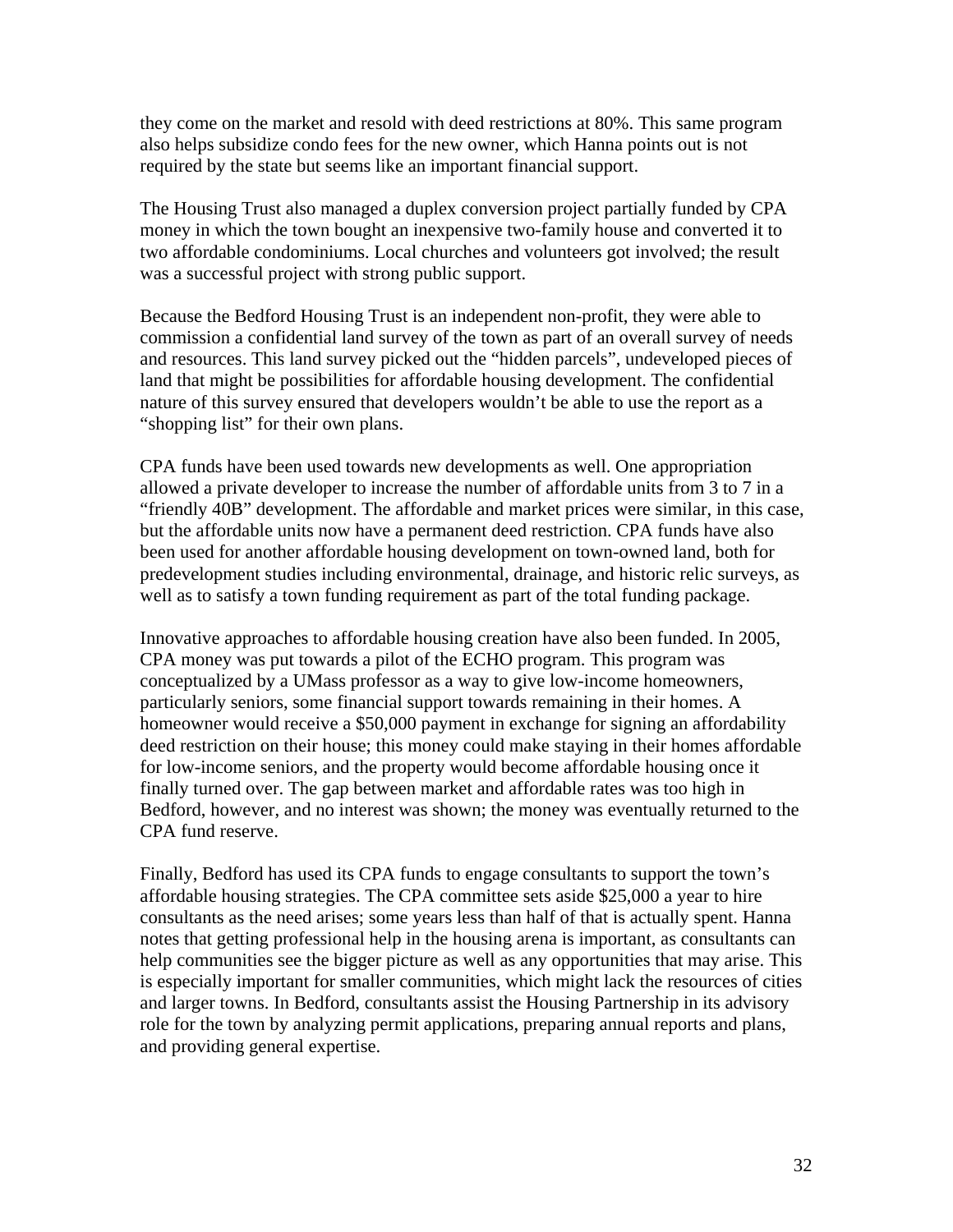they come on the market and resold with deed restrictions at 80%. This same program also helps subsidize condo fees for the new owner, which Hanna points out is not required by the state but seems like an important financial support.

The Housing Trust also managed a duplex conversion project partially funded by CPA money in which the town bought an inexpensive two-family house and converted it to two affordable condominiums. Local churches and volunteers got involved; the result was a successful project with strong public support.

Because the Bedford Housing Trust is an independent non-profit, they were able to commission a confidential land survey of the town as part of an overall survey of needs and resources. This land survey picked out the "hidden parcels", undeveloped pieces of land that might be possibilities for affordable housing development. The confidential nature of this survey ensured that developers wouldn't be able to use the report as a "shopping list" for their own plans.

CPA funds have been used towards new developments as well. One appropriation allowed a private developer to increase the number of affordable units from 3 to 7 in a "friendly 40B" development. The affordable and market prices were similar, in this case, but the affordable units now have a permanent deed restriction. CPA funds have also been used for another affordable housing development on town-owned land, both for predevelopment studies including environmental, drainage, and historic relic surveys, as well as to satisfy a town funding requirement as part of the total funding package.

Innovative approaches to affordable housing creation have also been funded. In 2005, CPA money was put towards a pilot of the ECHO program. This program was conceptualized by a UMass professor as a way to give low-income homeowners, particularly seniors, some financial support towards remaining in their homes. A homeowner would receive a $50,000 payment in exchange for signing an affordability deed restriction on their house; this money could make staying in their homes affordable for low-income seniors, and the property would become affordable housing once it finally turned over. The gap between market and affordable rates was too high in Bedford, however, and no interest was shown; the money was eventually returned to the CPA fund reserve.

Finally, Bedford has used its CPA funds to engage consultants to support the town's affordable housing strategies. The CPA committee sets aside $25,000 a year to hire consultants as the need arises; some years less than half of that is actually spent. Hanna notes that getting professional help in the housing arena is important, as consultants can help communities see the bigger picture as well as any opportunities that may arise. This is especially important for smaller communities, which might lack the resources of cities and larger towns. In Bedford, consultants assist the Housing Partnership in its advisory role for the town by analyzing permit applications, preparing annual reports and plans, and providing general expertise.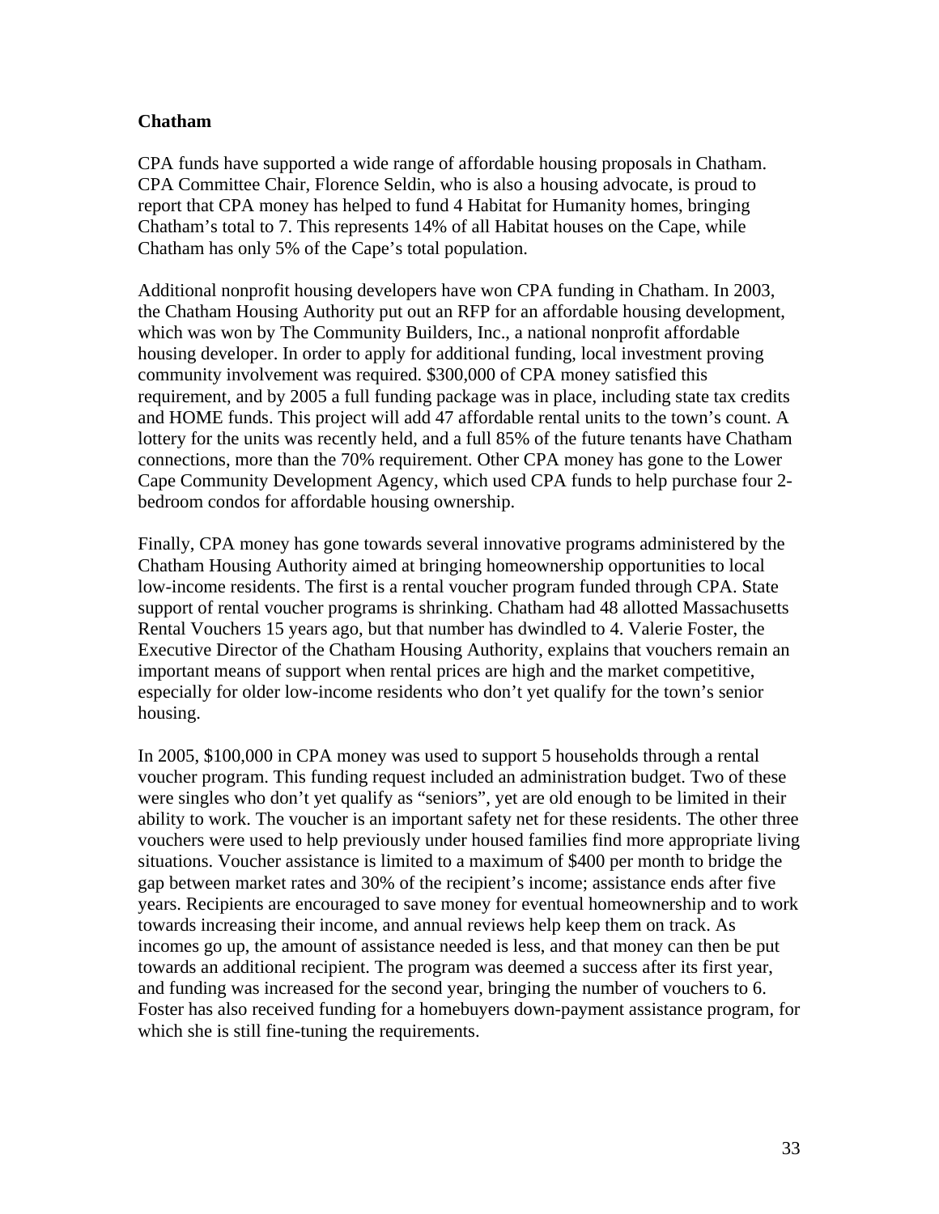**Chatham**

CPA funds have supported a wide range of affordable housing proposals in Chatham. CPA Committee Chair, Florence Seldin, who is also a housing advocate, is proud to report that CPA money has helped to fund 4 Habitat for Humanity homes, bringing Chatham's total to 7. This represents 14% of all Habitat houses on the Cape, while Chatham has only 5% of the Cape's total population.

Additional nonprofit housing developers have won CPA funding in Chatham. In 2003, the Chatham Housing Authority put out an RFP for an affordable housing development, which was won by The Community Builders, Inc., a national nonprofit affordable housing developer. In order to apply for additional funding, local investment proving community involvement was required. $300,000 of CPA money satisfied this requirement, and by 2005 a full funding package was in place, including state tax credits and HOME funds. This project will add 47 affordable rental units to the town's count. A lottery for the units was recently held, and a full 85% of the future tenants have Chatham connections, more than the 70% requirement. Other CPA money has gone to the Lower Cape Community Development Agency, which used CPA funds to help purchase four 2-bedroom condos for affordable housing ownership.

Finally, CPA money has gone towards several innovative programs administered by the Chatham Housing Authority aimed at bringing homeownership opportunities to local low-income residents. The first is a rental voucher program funded through CPA. State support of rental voucher programs is shrinking. Chatham had 48 allotted Massachusetts Rental Vouchers 15 years ago, but that number has dwindled to 4. Valerie Foster, the Executive Director of the Chatham Housing Authority, explains that vouchers remain an important means of support when rental prices are high and the market competitive, especially for older low-income residents who don't yet qualify for the town's senior housing.

In 2005, $100,000 in CPA money was used to support 5 households through a rental voucher program. This funding request included an administration budget. Two of these were singles who don't yet qualify as "seniors", yet are old enough to be limited in their ability to work. The voucher is an important safety net for these residents. The other three vouchers were used to help previously under housed families find more appropriate living situations. Voucher assistance is limited to a maximum of $400 per month to bridge the gap between market rates and 30% of the recipient's income; assistance ends after five years. Recipients are encouraged to save money for eventual homeownership and to work towards increasing their income, and annual reviews help keep them on track. As incomes go up, the amount of assistance needed is less, and that money can then be put towards an additional recipient. The program was deemed a success after its first year, and funding was increased for the second year, bringing the number of vouchers to 6. Foster has also received funding for a homebuyers down-payment assistance program, for which she is still fine-tuning the requirements.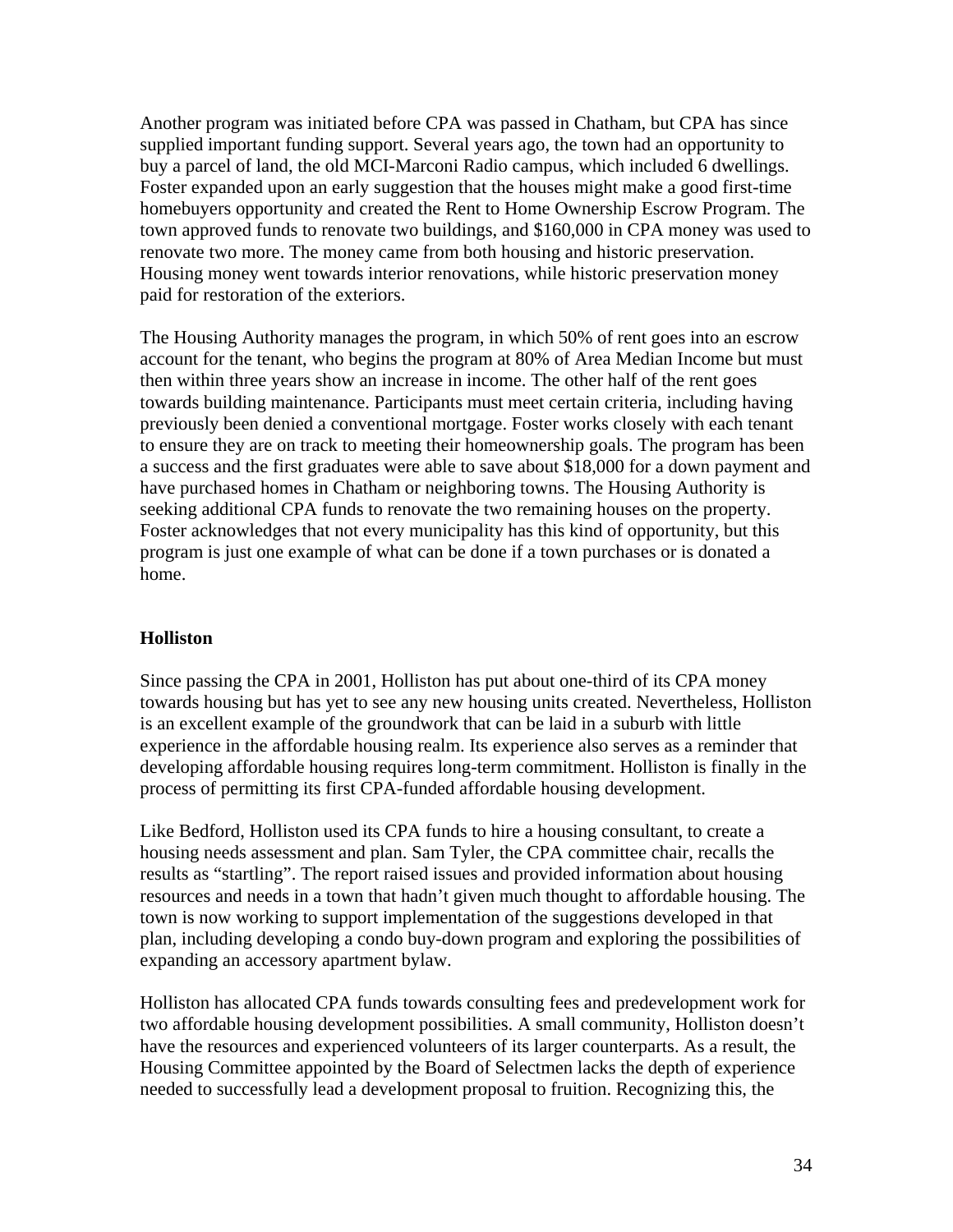Another program was initiated before CPA was passed in Chatham, but CPA has since supplied important funding support. Several years ago, the town had an opportunity to buy a parcel of land, the old MCI-Marconi Radio campus, which included 6 dwellings. Foster expanded upon an early suggestion that the houses might make a good first-time homebuyers opportunity and created the Rent to Home Ownership Escrow Program. The town approved funds to renovate two buildings, and $160,000 in CPA money was used to renovate two more. The money came from both housing and historic preservation. Housing money went towards interior renovations, while historic preservation money paid for restoration of the exteriors.

The Housing Authority manages the program, in which 50% of rent goes into an escrow account for the tenant, who begins the program at 80% of Area Median Income but must then within three years show an increase in income. The other half of the rent goes towards building maintenance. Participants must meet certain criteria, including having previously been denied a conventional mortgage. Foster works closely with each tenant to ensure they are on track to meeting their homeownership goals. The program has been a success and the first graduates were able to save about $18,000 for a down payment and have purchased homes in Chatham or neighboring towns. The Housing Authority is seeking additional CPA funds to renovate the two remaining houses on the property. Foster acknowledges that not every municipality has this kind of opportunity, but this program is just one example of what can be done if a town purchases or is donated a home.

**Holliston**

Since passing the CPA in 2001, Holliston has put about one-third of its CPA money towards housing but has yet to see any new housing units created. Nevertheless, Holliston is an excellent example of the groundwork that can be laid in a suburb with little experience in the affordable housing realm. Its experience also serves as a reminder that developing affordable housing requires long-term commitment. Holliston is finally in the process of permitting its first CPA-funded affordable housing development.

Like Bedford, Holliston used its CPA funds to hire a housing consultant, to create a housing needs assessment and plan. Sam Tyler, the CPA committee chair, recalls the results as "startling". The report raised issues and provided information about housing resources and needs in a town that hadn't given much thought to affordable housing. The town is now working to support implementation of the suggestions developed in that plan, including developing a condo buy-down program and exploring the possibilities of expanding an accessory apartment bylaw.

Holliston has allocated CPA funds towards consulting fees and predevelopment work for two affordable housing development possibilities. A small community, Holliston doesn't have the resources and experienced volunteers of its larger counterparts. As a result, the Housing Committee appointed by the Board of Selectmen lacks the depth of experience needed to successfully lead a development proposal to fruition. Recognizing this, the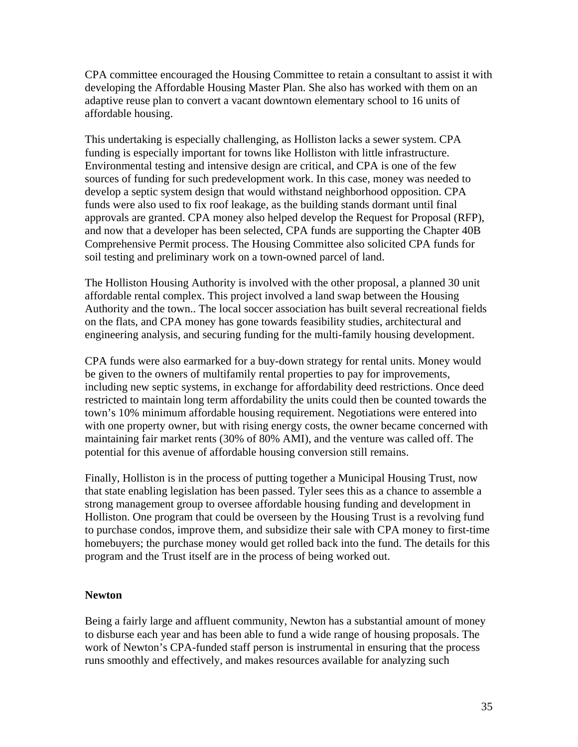CPA committee encouraged the Housing Committee to retain a consultant to assist it with developing the Affordable Housing Master Plan. She also has worked with them on an adaptive reuse plan to convert a vacant downtown elementary school to 16 units of affordable housing.

This undertaking is especially challenging, as Holliston lacks a sewer system. CPA funding is especially important for towns like Holliston with little infrastructure. Environmental testing and intensive design are critical, and CPA is one of the few sources of funding for such predevelopment work. In this case, money was needed to develop a septic system design that would withstand neighborhood opposition. CPA funds were also used to fix roof leakage, as the building stands dormant until final approvals are granted. CPA money also helped develop the Request for Proposal (RFP), and now that a developer has been selected, CPA funds are supporting the Chapter 40B Comprehensive Permit process. The Housing Committee also solicited CPA funds for soil testing and preliminary work on a town-owned parcel of land.

The Holliston Housing Authority is involved with the other proposal, a planned 30 unit affordable rental complex. This project involved a land swap between the Housing Authority and the town.. The local soccer association has built several recreational fields on the flats, and CPA money has gone towards feasibility studies, architectural and engineering analysis, and securing funding for the multi-family housing development.

CPA funds were also earmarked for a buy-down strategy for rental units. Money would be given to the owners of multifamily rental properties to pay for improvements, including new septic systems, in exchange for affordability deed restrictions. Once deed restricted to maintain long term affordability the units could then be counted towards the town's 10% minimum affordable housing requirement. Negotiations were entered into with one property owner, but with rising energy costs, the owner became concerned with maintaining fair market rents (30% of 80% AMI), and the venture was called off. The potential for this avenue of affordable housing conversion still remains.

Finally, Holliston is in the process of putting together a Municipal Housing Trust, now that state enabling legislation has been passed. Tyler sees this as a chance to assemble a strong management group to oversee affordable housing funding and development in Holliston. One program that could be overseen by the Housing Trust is a revolving fund to purchase condos, improve them, and subsidize their sale with CPA money to first-time homebuyers; the purchase money would get rolled back into the fund. The details for this program and the Trust itself are in the process of being worked out.

**Newton**

Being a fairly large and affluent community, Newton has a substantial amount of money to disburse each year and has been able to fund a wide range of housing proposals. The work of Newton's CPA-funded staff person is instrumental in ensuring that the process runs smoothly and effectively, and makes resources available for analyzing such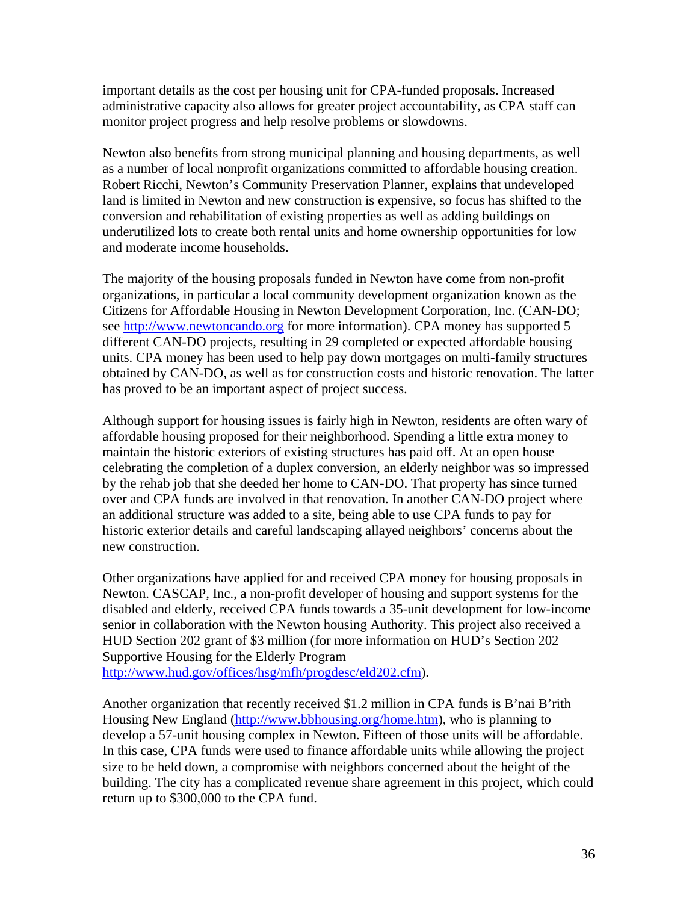important details as the cost per housing unit for CPA-funded proposals. Increased administrative capacity also allows for greater project accountability, as CPA staff can monitor project progress and help resolve problems or slowdowns.

Newton also benefits from strong municipal planning and housing departments, as well as a number of local nonprofit organizations committed to affordable housing creation. Robert Ricchi, Newton's Community Preservation Planner, explains that undeveloped land is limited in Newton and new construction is expensive, so focus has shifted to the conversion and rehabilitation of existing properties as well as adding buildings on underutilized lots to create both rental units and home ownership opportunities for low and moderate income households.

The majority of the housing proposals funded in Newton have come from non-profit organizations, in particular a local community development organization known as the Citizens for Affordable Housing in Newton Development Corporation, Inc. (CAN-DO; see http://www.newtoncando.org for more information). CPA money has supported 5 different CAN-DO projects, resulting in 29 completed or expected affordable housing units. CPA money has been used to help pay down mortgages on multi-family structures obtained by CAN-DO, as well as for construction costs and historic renovation. The latter has proved to be an important aspect of project success.

Although support for housing issues is fairly high in Newton, residents are often wary of affordable housing proposed for their neighborhood. Spending a little extra money to maintain the historic exteriors of existing structures has paid off. At an open house celebrating the completion of a duplex conversion, an elderly neighbor was so impressed by the rehab job that she deeded her home to CAN-DO. That property has since turned over and CPA funds are involved in that renovation. In another CAN-DO project where an additional structure was added to a site, being able to use CPA funds to pay for historic exterior details and careful landscaping allayed neighbors' concerns about the new construction.

Other organizations have applied for and received CPA money for housing proposals in Newton. CASCAP, Inc., a non-profit developer of housing and support systems for the disabled and elderly, received CPA funds towards a 35-unit development for low-income senior in collaboration with the Newton housing Authority. This project also received a HUD Section 202 grant of $3 million (for more information on HUD's Section 202 Supportive Housing for the Elderly Program http://www.hud.gov/offices/hsg/mfh/progdesc/eld202.cfm).

Another organization that recently received $1.2 million in CPA funds is B'nai B'rith Housing New England (http://www.bbhousing.org/home.htm), who is planning to develop a 57-unit housing complex in Newton. Fifteen of those units will be affordable. In this case, CPA funds were used to finance affordable units while allowing the project size to be held down, a compromise with neighbors concerned about the height of the building. The city has a complicated revenue share agreement in this project, which could return up to $300,000 to the CPA fund.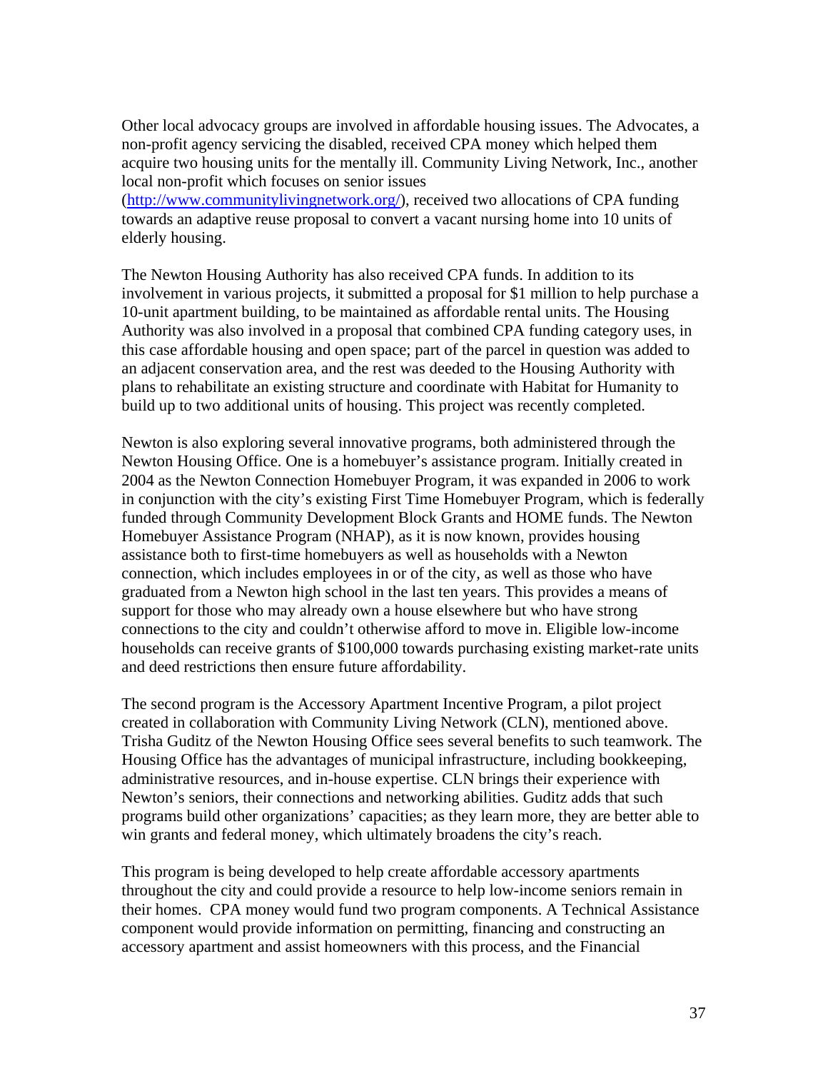Other local advocacy groups are involved in affordable housing issues. The Advocates, a non-profit agency servicing the disabled, received CPA money which helped them acquire two housing units for the mentally ill. Community Living Network, Inc., another local non-profit which focuses on senior issues (http://www.communitylivingnetwork.org/), received two allocations of CPA funding towards an adaptive reuse proposal to convert a vacant nursing home into 10 units of elderly housing.

The Newton Housing Authority has also received CPA funds. In addition to its involvement in various projects, it submitted a proposal for $1 million to help purchase a 10-unit apartment building, to be maintained as affordable rental units. The Housing Authority was also involved in a proposal that combined CPA funding category uses, in this case affordable housing and open space; part of the parcel in question was added to an adjacent conservation area, and the rest was deeded to the Housing Authority with plans to rehabilitate an existing structure and coordinate with Habitat for Humanity to build up to two additional units of housing. This project was recently completed.

Newton is also exploring several innovative programs, both administered through the Newton Housing Office. One is a homebuyer's assistance program. Initially created in 2004 as the Newton Connection Homebuyer Program, it was expanded in 2006 to work in conjunction with the city's existing First Time Homebuyer Program, which is federally funded through Community Development Block Grants and HOME funds. The Newton Homebuyer Assistance Program (NHAP), as it is now known, provides housing assistance both to first-time homebuyers as well as households with a Newton connection, which includes employees in or of the city, as well as those who have graduated from a Newton high school in the last ten years. This provides a means of support for those who may already own a house elsewhere but who have strong connections to the city and couldn't otherwise afford to move in. Eligible low-income households can receive grants of $100,000 towards purchasing existing market-rate units and deed restrictions then ensure future affordability.

The second program is the Accessory Apartment Incentive Program, a pilot project created in collaboration with Community Living Network (CLN), mentioned above. Trisha Guditz of the Newton Housing Office sees several benefits to such teamwork. The Housing Office has the advantages of municipal infrastructure, including bookkeeping, administrative resources, and in-house expertise. CLN brings their experience with Newton's seniors, their connections and networking abilities. Guditz adds that such programs build other organizations' capacities; as they learn more, they are better able to win grants and federal money, which ultimately broadens the city's reach.

This program is being developed to help create affordable accessory apartments throughout the city and could provide a resource to help low-income seniors remain in their homes. CPA money would fund two program components. A Technical Assistance component would provide information on permitting, financing and constructing an accessory apartment and assist homeowners with this process, and the Financial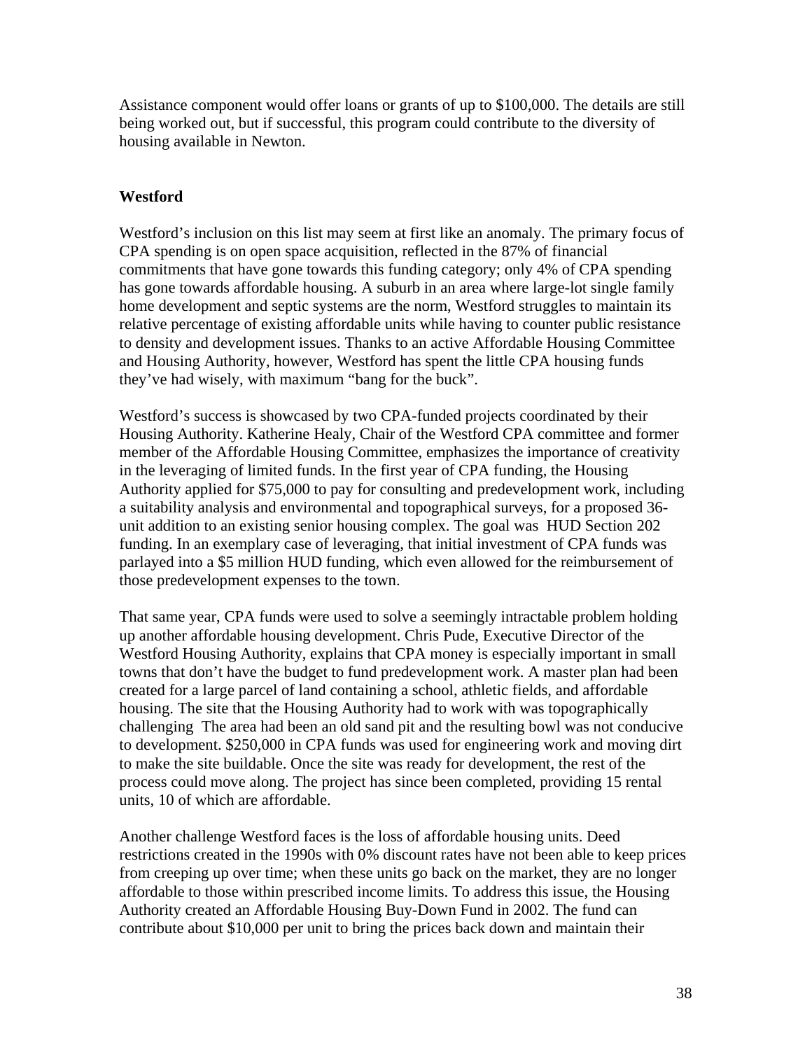Assistance component would offer loans or grants of up to $100,000. The details are still being worked out, but if successful, this program could contribute to the diversity of housing available in Newton.

**Westford**

Westford's inclusion on this list may seem at first like an anomaly. The primary focus of CPA spending is on open space acquisition, reflected in the 87% of financial commitments that have gone towards this funding category; only 4% of CPA spending has gone towards affordable housing. A suburb in an area where large-lot single family home development and septic systems are the norm, Westford struggles to maintain its relative percentage of existing affordable units while having to counter public resistance to density and development issues. Thanks to an active Affordable Housing Committee and Housing Authority, however, Westford has spent the little CPA housing funds they've had wisely, with maximum "bang for the buck".

Westford's success is showcased by two CPA-funded projects coordinated by their Housing Authority. Katherine Healy, Chair of the Westford CPA committee and former member of the Affordable Housing Committee, emphasizes the importance of creativity in the leveraging of limited funds. In the first year of CPA funding, the Housing Authority applied for $75,000 to pay for consulting and predevelopment work, including a suitability analysis and environmental and topographical surveys, for a proposed 36-unit addition to an existing senior housing complex. The goal was HUD Section 202 funding. In an exemplary case of leveraging, that initial investment of CPA funds was parlayed into a $5 million HUD funding, which even allowed for the reimbursement of those predevelopment expenses to the town.

That same year, CPA funds were used to solve a seemingly intractable problem holding up another affordable housing development. Chris Pude, Executive Director of the Westford Housing Authority, explains that CPA money is especially important in small towns that don't have the budget to fund predevelopment work. A master plan had been created for a large parcel of land containing a school, athletic fields, and affordable housing. The site that the Housing Authority had to work with was topographically challenging The area had been an old sand pit and the resulting bowl was not conducive to development. $250,000 in CPA funds was used for engineering work and moving dirt to make the site buildable. Once the site was ready for development, the rest of the process could move along. The project has since been completed, providing 15 rental units, 10 of which are affordable.

Another challenge Westford faces is the loss of affordable housing units. Deed restrictions created in the 1990s with 0% discount rates have not been able to keep prices from creeping up over time; when these units go back on the market, they are no longer affordable to those within prescribed income limits. To address this issue, the Housing Authority created an Affordable Housing Buy-Down Fund in 2002. The fund can contribute about $10,000 per unit to bring the prices back down and maintain their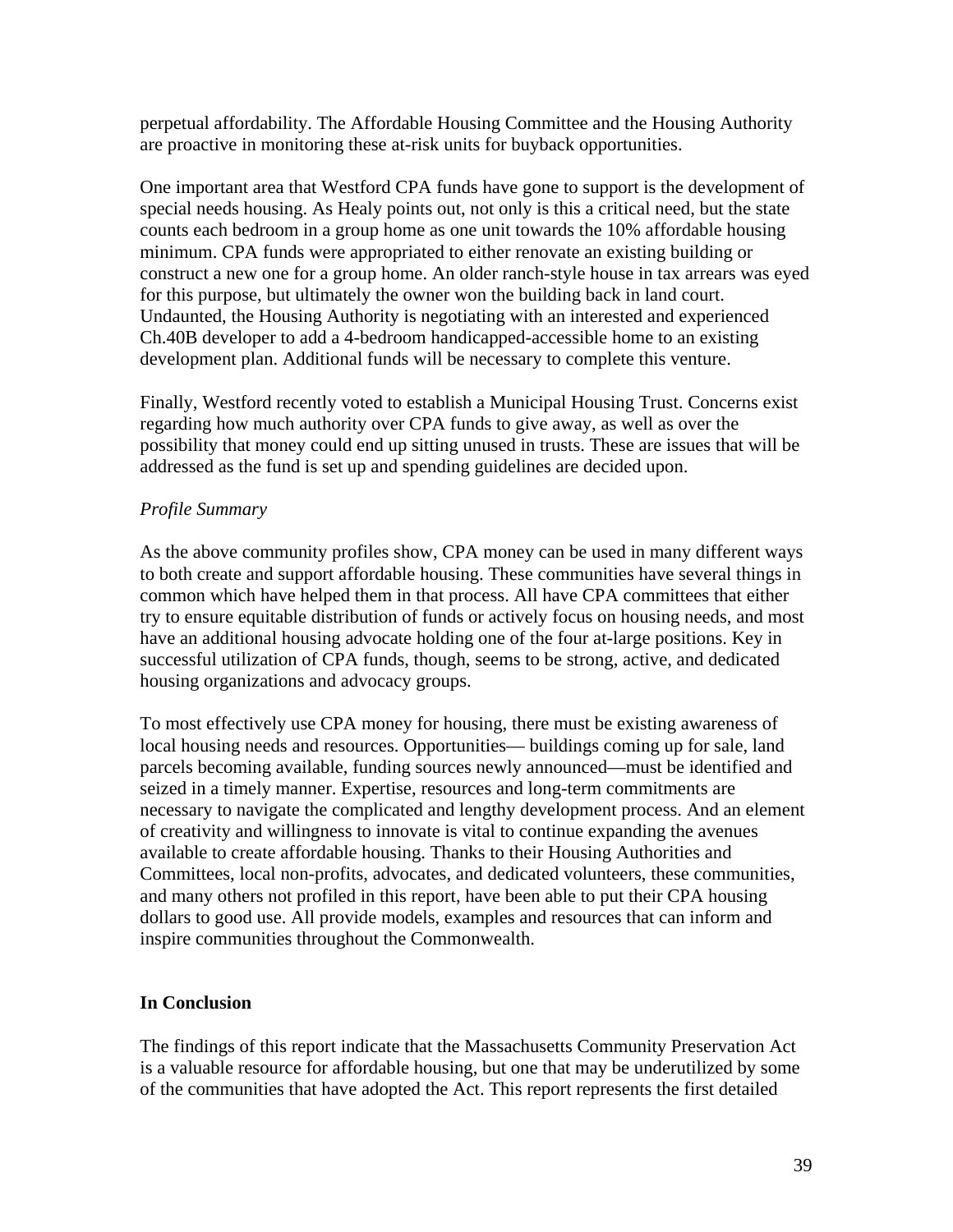perpetual affordability. The Affordable Housing Committee and the Housing Authority are proactive in monitoring these at-risk units for buyback opportunities.

One important area that Westford CPA funds have gone to support is the development of special needs housing. As Healy points out, not only is this a critical need, but the state counts each bedroom in a group home as one unit towards the 10% affordable housing minimum. CPA funds were appropriated to either renovate an existing building or construct a new one for a group home. An older ranch-style house in tax arrears was eyed for this purpose, but ultimately the owner won the building back in land court. Undaunted, the Housing Authority is negotiating with an interested and experienced Ch.40B developer to add a 4-bedroom handicapped-accessible home to an existing development plan. Additional funds will be necessary to complete this venture.

Finally, Westford recently voted to establish a Municipal Housing Trust. Concerns exist regarding how much authority over CPA funds to give away, as well as over the possibility that money could end up sitting unused in trusts. These are issues that will be addressed as the fund is set up and spending guidelines are decided upon.

*Profile Summary*

As the above community profiles show, CPA money can be used in many different ways to both create and support affordable housing. These communities have several things in common which have helped them in that process. All have CPA committees that either try to ensure equitable distribution of funds or actively focus on housing needs, and most have an additional housing advocate holding one of the four at-large positions. Key in successful utilization of CPA funds, though, seems to be strong, active, and dedicated housing organizations and advocacy groups.

To most effectively use CPA money for housing, there must be existing awareness of local housing needs and resources. Opportunities— buildings coming up for sale, land parcels becoming available, funding sources newly announced—must be identified and seized in a timely manner. Expertise, resources and long-term commitments are necessary to navigate the complicated and lengthy development process. And an element of creativity and willingness to innovate is vital to continue expanding the avenues available to create affordable housing. Thanks to their Housing Authorities and Committees, local non-profits, advocates, and dedicated volunteers, these communities, and many others not profiled in this report, have been able to put their CPA housing dollars to good use. All provide models, examples and resources that can inform and inspire communities throughout the Commonwealth.

## In Conclusion

The findings of this report indicate that the Massachusetts Community Preservation Act is a valuable resource for affordable housing, but one that may be underutilized by some of the communities that have adopted the Act. This report represents the first detailed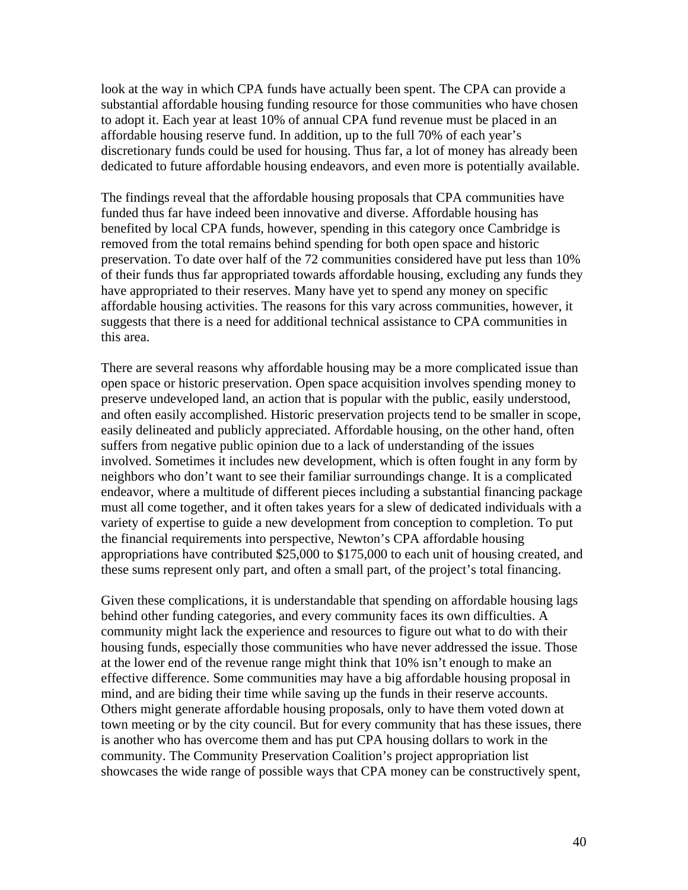look at the way in which CPA funds have actually been spent. The CPA can provide a substantial affordable housing funding resource for those communities who have chosen to adopt it. Each year at least 10% of annual CPA fund revenue must be placed in an affordable housing reserve fund. In addition, up to the full 70% of each year's discretionary funds could be used for housing. Thus far, a lot of money has already been dedicated to future affordable housing endeavors, and even more is potentially available.

The findings reveal that the affordable housing proposals that CPA communities have funded thus far have indeed been innovative and diverse. Affordable housing has benefited by local CPA funds, however, spending in this category once Cambridge is removed from the total remains behind spending for both open space and historic preservation. To date over half of the 72 communities considered have put less than 10% of their funds thus far appropriated towards affordable housing, excluding any funds they have appropriated to their reserves. Many have yet to spend any money on specific affordable housing activities. The reasons for this vary across communities, however, it suggests that there is a need for additional technical assistance to CPA communities in this area.

There are several reasons why affordable housing may be a more complicated issue than open space or historic preservation. Open space acquisition involves spending money to preserve undeveloped land, an action that is popular with the public, easily understood, and often easily accomplished. Historic preservation projects tend to be smaller in scope, easily delineated and publicly appreciated. Affordable housing, on the other hand, often suffers from negative public opinion due to a lack of understanding of the issues involved. Sometimes it includes new development, which is often fought in any form by neighbors who don't want to see their familiar surroundings change. It is a complicated endeavor, where a multitude of different pieces including a substantial financing package must all come together, and it often takes years for a slew of dedicated individuals with a variety of expertise to guide a new development from conception to completion. To put the financial requirements into perspective, Newton's CPA affordable housing appropriations have contributed $25,000 to $175,000 to each unit of housing created, and these sums represent only part, and often a small part, of the project's total financing.

Given these complications, it is understandable that spending on affordable housing lags behind other funding categories, and every community faces its own difficulties. A community might lack the experience and resources to figure out what to do with their housing funds, especially those communities who have never addressed the issue. Those at the lower end of the revenue range might think that 10% isn't enough to make an effective difference. Some communities may have a big affordable housing proposal in mind, and are biding their time while saving up the funds in their reserve accounts. Others might generate affordable housing proposals, only to have them voted down at town meeting or by the city council. But for every community that has these issues, there is another who has overcome them and has put CPA housing dollars to work in the community. The Community Preservation Coalition's project appropriation list showcases the wide range of possible ways that CPA money can be constructively spent,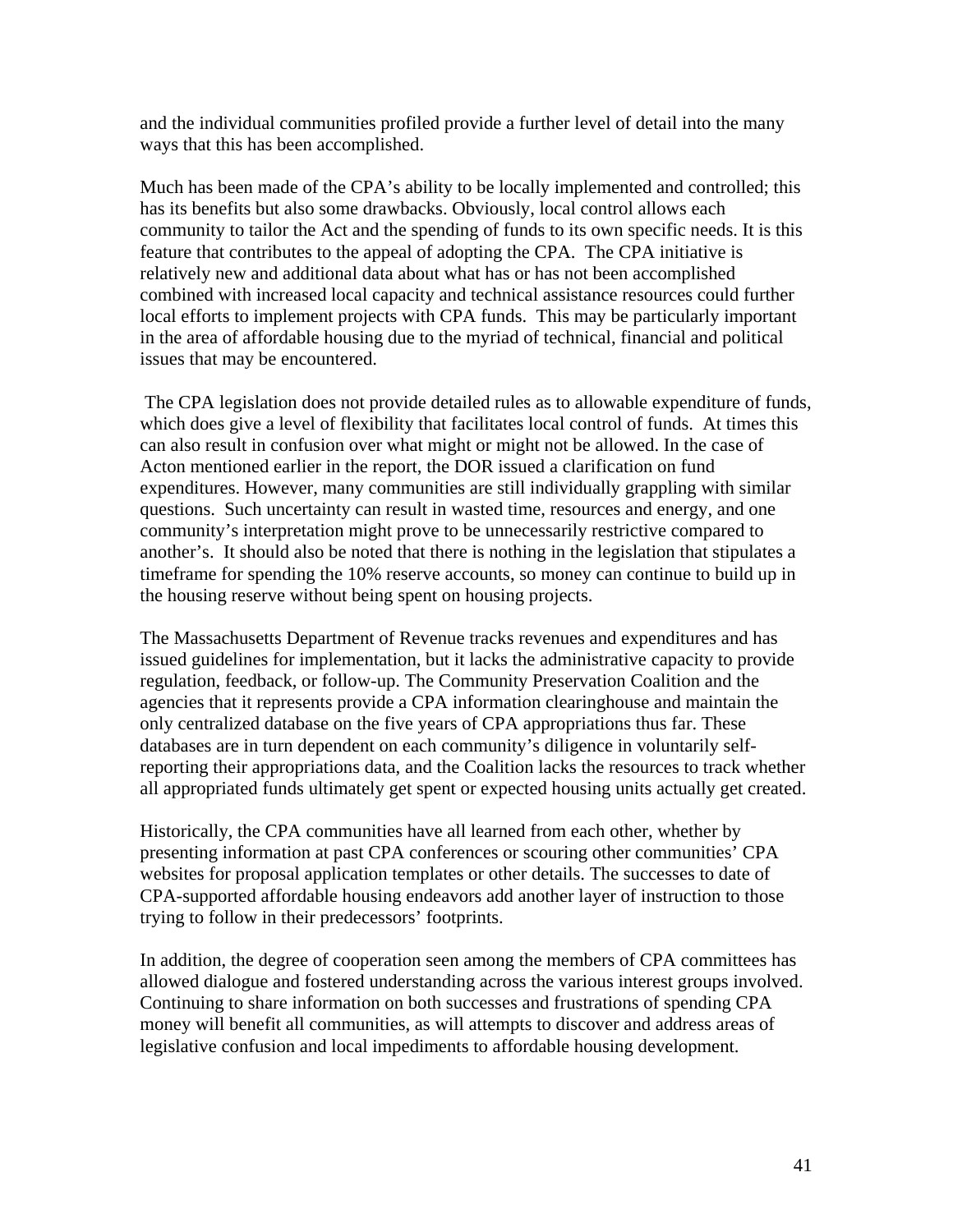and the individual communities profiled provide a further level of detail into the many ways that this has been accomplished.

Much has been made of the CPA's ability to be locally implemented and controlled; this has its benefits but also some drawbacks. Obviously, local control allows each community to tailor the Act and the spending of funds to its own specific needs. It is this feature that contributes to the appeal of adopting the CPA. The CPA initiative is relatively new and additional data about what has or has not been accomplished combined with increased local capacity and technical assistance resources could further local efforts to implement projects with CPA funds. This may be particularly important in the area of affordable housing due to the myriad of technical, financial and political issues that may be encountered.

The CPA legislation does not provide detailed rules as to allowable expenditure of funds, which does give a level of flexibility that facilitates local control of funds. At times this can also result in confusion over what might or might not be allowed. In the case of Acton mentioned earlier in the report, the DOR issued a clarification on fund expenditures. However, many communities are still individually grappling with similar questions. Such uncertainty can result in wasted time, resources and energy, and one community's interpretation might prove to be unnecessarily restrictive compared to another's. It should also be noted that there is nothing in the legislation that stipulates a timeframe for spending the 10% reserve accounts, so money can continue to build up in the housing reserve without being spent on housing projects.

The Massachusetts Department of Revenue tracks revenues and expenditures and has issued guidelines for implementation, but it lacks the administrative capacity to provide regulation, feedback, or follow-up. The Community Preservation Coalition and the agencies that it represents provide a CPA information clearinghouse and maintain the only centralized database on the five years of CPA appropriations thus far. These databases are in turn dependent on each community's diligence in voluntarily self-reporting their appropriations data, and the Coalition lacks the resources to track whether all appropriated funds ultimately get spent or expected housing units actually get created.

Historically, the CPA communities have all learned from each other, whether by presenting information at past CPA conferences or scouring other communities' CPA websites for proposal application templates or other details. The successes to date of CPA-supported affordable housing endeavors add another layer of instruction to those trying to follow in their predecessors' footprints.

In addition, the degree of cooperation seen among the members of CPA committees has allowed dialogue and fostered understanding across the various interest groups involved. Continuing to share information on both successes and frustrations of spending CPA money will benefit all communities, as will attempts to discover and address areas of legislative confusion and local impediments to affordable housing development.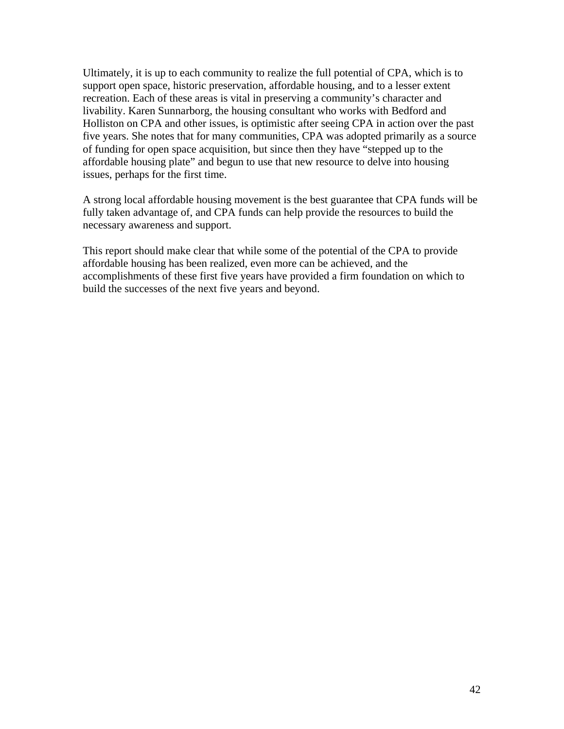Ultimately, it is up to each community to realize the full potential of CPA, which is to support open space, historic preservation, affordable housing, and to a lesser extent recreation. Each of these areas is vital in preserving a community's character and livability. Karen Sunnarborg, the housing consultant who works with Bedford and Holliston on CPA and other issues, is optimistic after seeing CPA in action over the past five years. She notes that for many communities, CPA was adopted primarily as a source of funding for open space acquisition, but since then they have "stepped up to the affordable housing plate" and begun to use that new resource to delve into housing issues, perhaps for the first time.

A strong local affordable housing movement is the best guarantee that CPA funds will be fully taken advantage of, and CPA funds can help provide the resources to build the necessary awareness and support.

This report should make clear that while some of the potential of the CPA to provide affordable housing has been realized, even more can be achieved, and the accomplishments of these first five years have provided a firm foundation on which to build the successes of the next five years and beyond.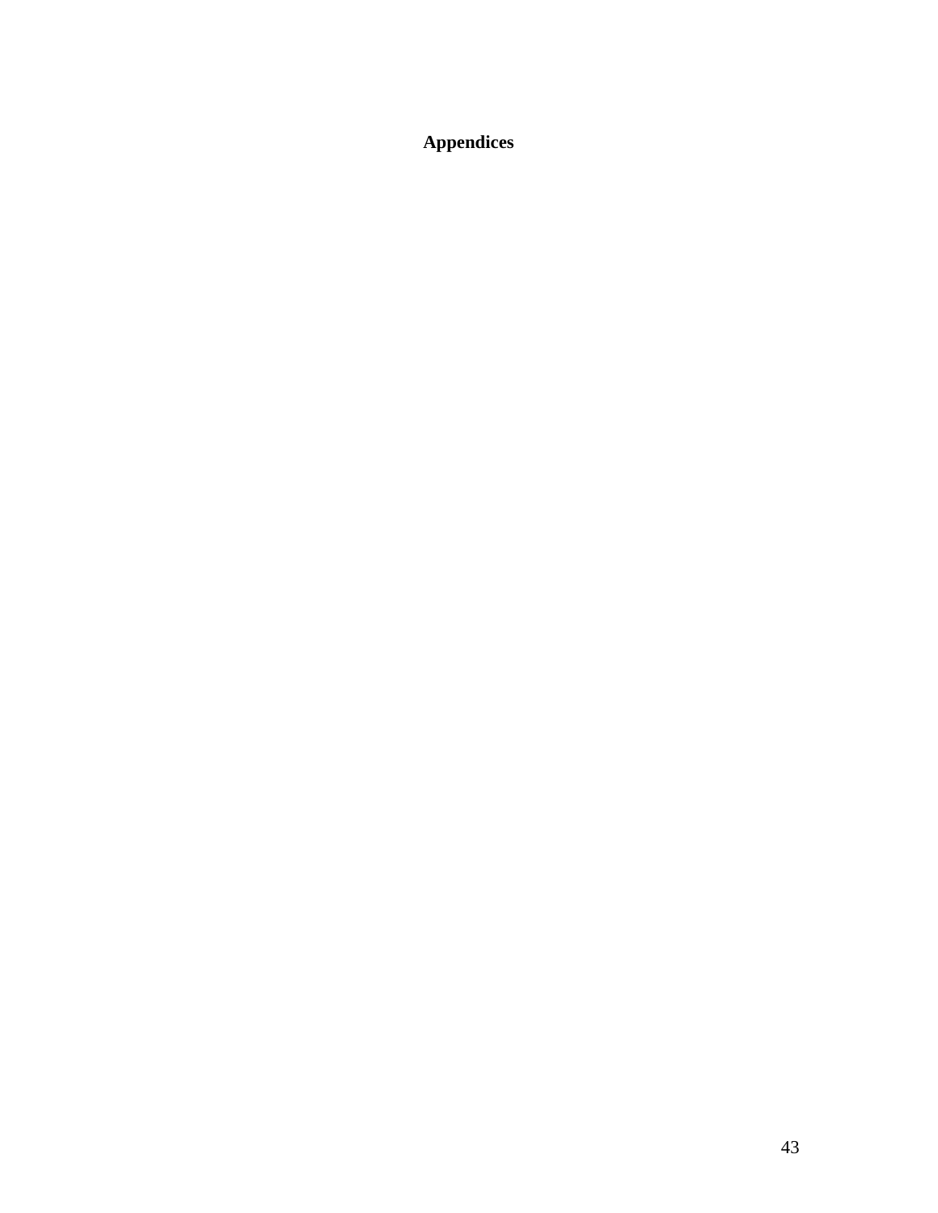# Appendices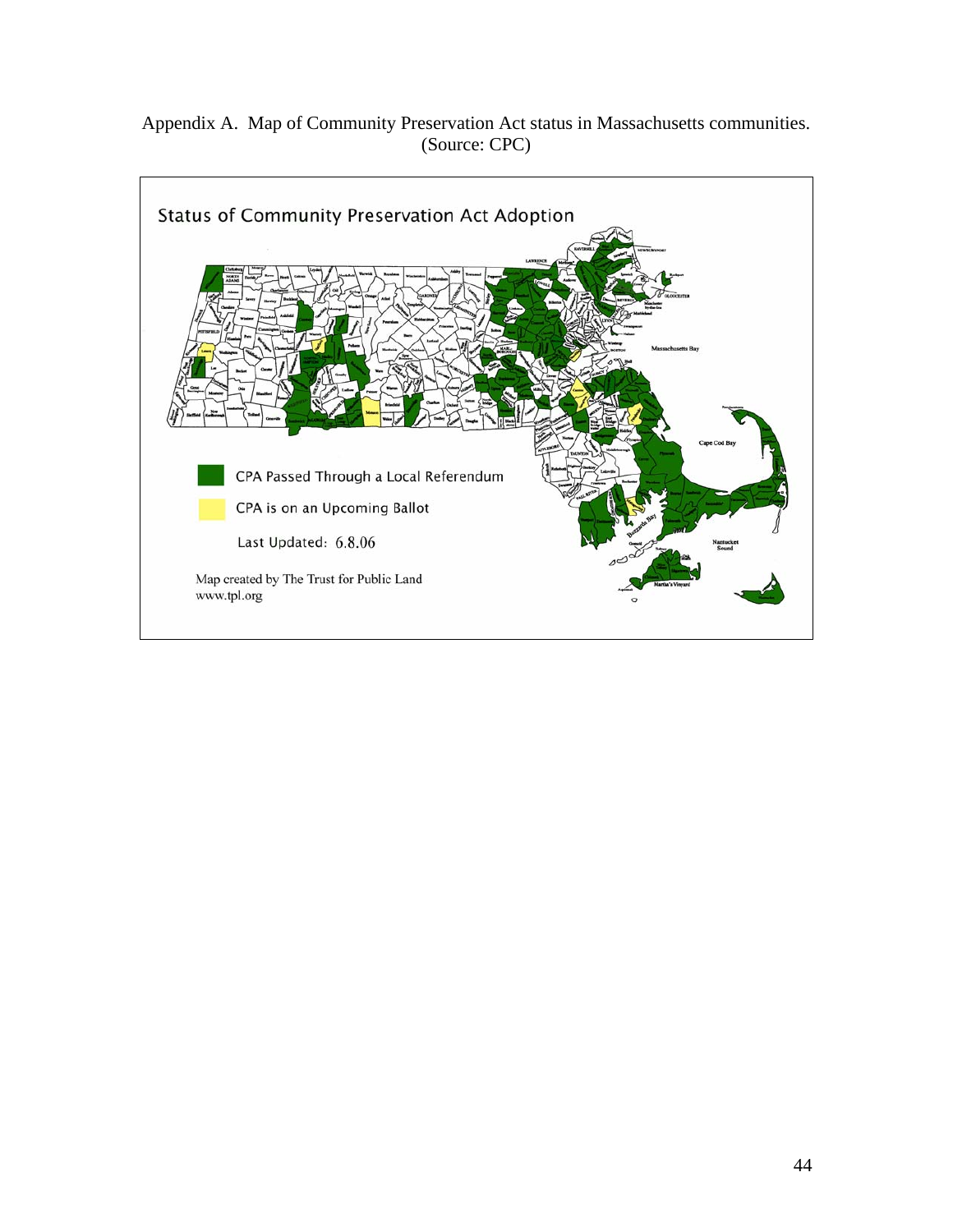Appendix A. Map of Community Preservation Act status in Massachusetts communities. (Source: CPC)

Status of Community Preservation Act Adoption

CPA Passed Through a Local Referendum

CPA is on an Upcoming Ballot

Last Updated: 6.8.06

Map created by The Trust for Public Land
www.tpl.org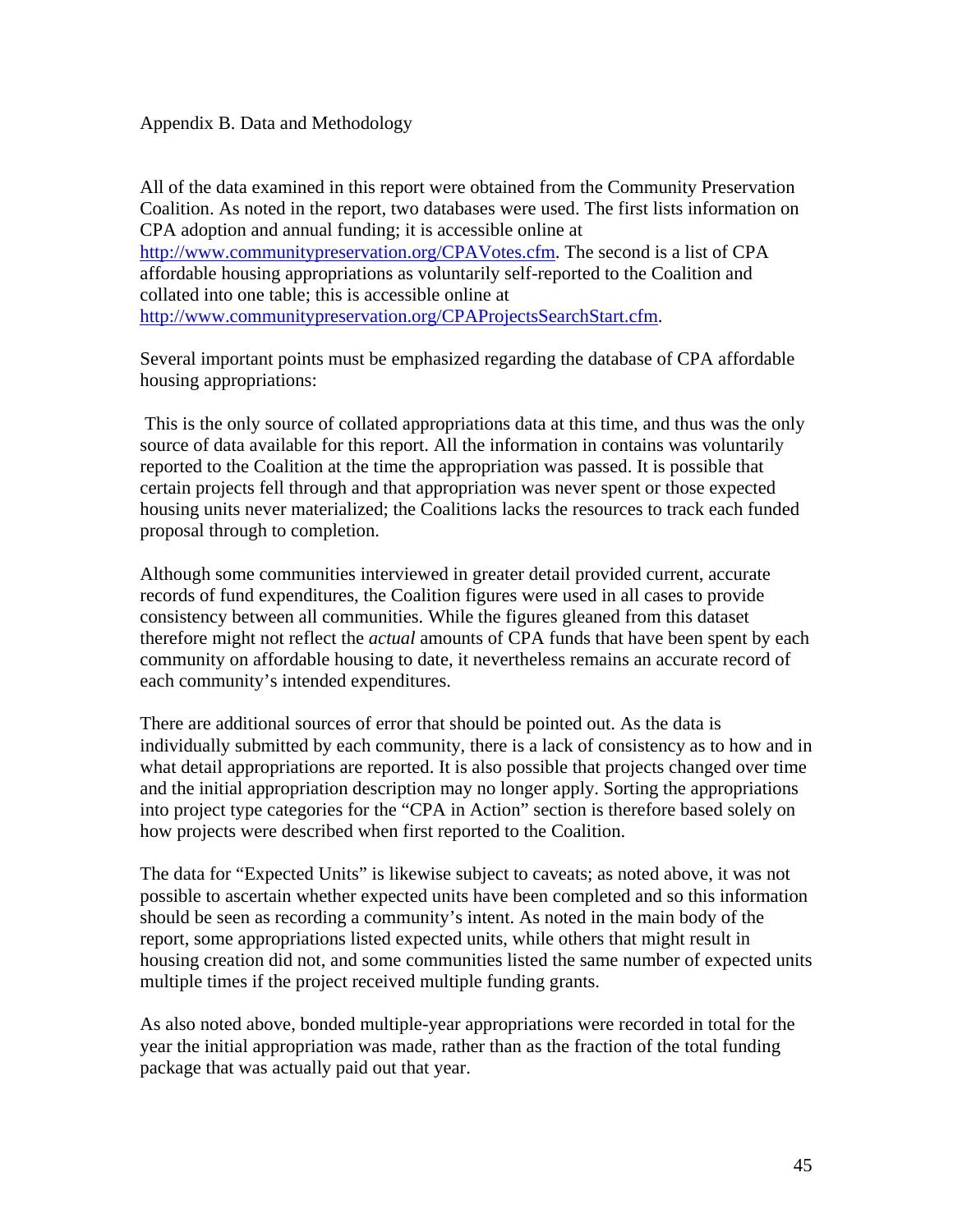# Appendix B. Data and Methodology

All of the data examined in this report were obtained from the Community Preservation Coalition. As noted in the report, two databases were used. The first lists information on CPA adoption and annual funding; it is accessible online at http://www.communitypreservation.org/CPAVotes.cfm. The second is a list of CPA affordable housing appropriations as voluntarily self-reported to the Coalition and collated into one table; this is accessible online at http://www.communitypreservation.org/CPAProjectsSearchStart.cfm.

Several important points must be emphasized regarding the database of CPA affordable housing appropriations:

This is the only source of collated appropriations data at this time, and thus was the only source of data available for this report. All the information in contains was voluntarily reported to the Coalition at the time the appropriation was passed. It is possible that certain projects fell through and that appropriation was never spent or those expected housing units never materialized; the Coalitions lacks the resources to track each funded proposal through to completion.

Although some communities interviewed in greater detail provided current, accurate records of fund expenditures, the Coalition figures were used in all cases to provide consistency between all communities. While the figures gleaned from this dataset therefore might not reflect the *actual* amounts of CPA funds that have been spent by each community on affordable housing to date, it nevertheless remains an accurate record of each community's intended expenditures.

There are additional sources of error that should be pointed out. As the data is individually submitted by each community, there is a lack of consistency as to how and in what detail appropriations are reported. It is also possible that projects changed over time and the initial appropriation description may no longer apply. Sorting the appropriations into project type categories for the "CPA in Action" section is therefore based solely on how projects were described when first reported to the Coalition.

The data for "Expected Units" is likewise subject to caveats; as noted above, it was not possible to ascertain whether expected units have been completed and so this information should be seen as recording a community's intent. As noted in the main body of the report, some appropriations listed expected units, while others that might result in housing creation did not, and some communities listed the same number of expected units multiple times if the project received multiple funding grants.

As also noted above, bonded multiple-year appropriations were recorded in total for the year the initial appropriation was made, rather than as the fraction of the total funding package that was actually paid out that year.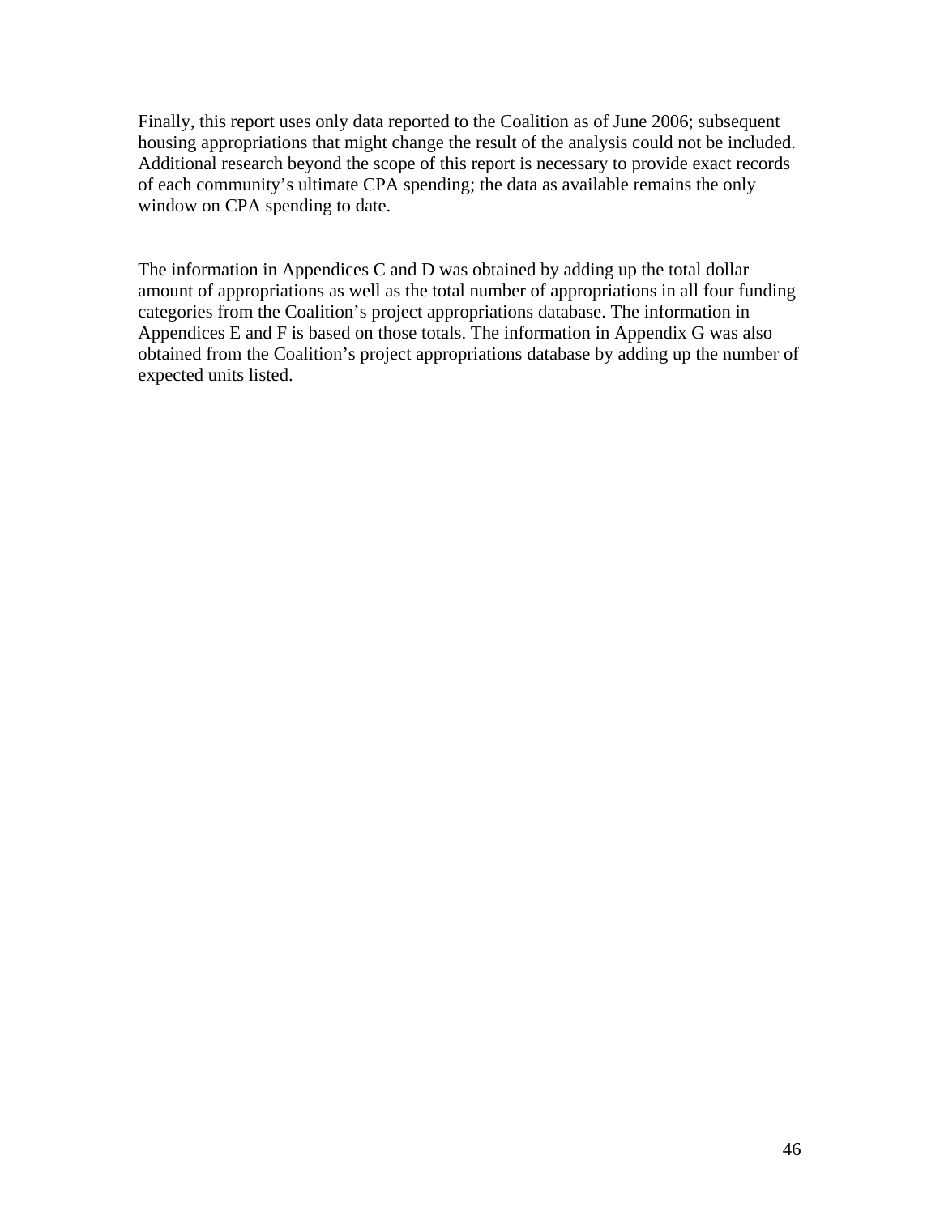Finally, this report uses only data reported to the Coalition as of June 2006; subsequent housing appropriations that might change the result of the analysis could not be included. Additional research beyond the scope of this report is necessary to provide exact records of each community's ultimate CPA spending; the data as available remains the only window on CPA spending to date.

The information in Appendices C and D was obtained by adding up the total dollar amount of appropriations as well as the total number of appropriations in all four funding categories from the Coalition's project appropriations database. The information in Appendices E and F is based on those totals. The information in Appendix G was also obtained from the Coalition's project appropriations database by adding up the number of expected units listed.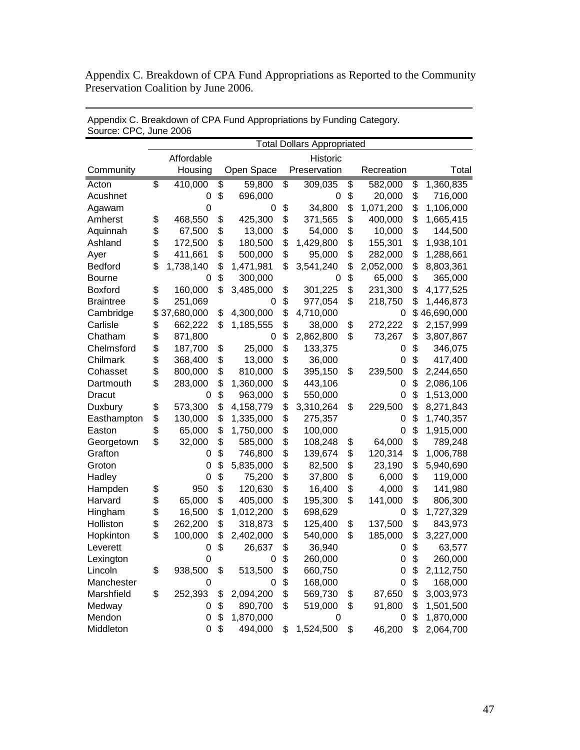Appendix C. Breakdown of CPA Fund Appropriations as Reported to the Community Preservation Coalition by June 2006.

Appendix C. Breakdown of CPA Fund Appropriations by Funding Category.
Source: CPC, June 2006

| | Total Dollars Appropriated | | | | |
|---|---|---|---|---|---|
| Community | Affordable Housing | Open Space | Historic Preservation | Recreation | Total |
| Acton | $ 410,000 | $ 59,800 | $ 309,035 | $ 582,000 | $ 1,360,835 |
| Acushnet | 0 | $ 696,000 | 0 | $ 20,000 | $ 716,000 |
| Agawam | 0 | 0 | $ 34,800 | $ 1,071,200 | $ 1,106,000 |
| Amherst | $ 468,550 | $ 425,300 | $ 371,565 | $ 400,000 | $ 1,665,415 |
| Aquinnah | $ 67,500 | $ 13,000 | $ 54,000 | $ 10,000 | $ 144,500 |
| Ashland | $ 172,500 | $ 180,500 | $ 1,429,800 | $ 155,301 | $ 1,938,101 |
| Ayer | $ 411,661 | $ 500,000 | $ 95,000 | $ 282,000 | $ 1,288,661 |
| Bedford | $ 1,738,140 | $ 1,471,981 | $ 3,541,240 | $ 2,052,000 | $ 8,803,361 |
| Bourne | 0 | $ 300,000 | 0 | $ 65,000 | $ 365,000 |
| Boxford | $ 160,000 | $ 3,485,000 | $ 301,225 | $ 231,300 | $ 4,177,525 |
| Braintree | $ 251,069 | 0 | $ 977,054 | $ 218,750 | $ 1,446,873 |
| Cambridge | $ 37,680,000 | $ 4,300,000 | $ 4,710,000 | 0 | $ 46,690,000 |
| Carlisle | $ 662,222 | $ 1,185,555 | $ 38,000 | $ 272,222 | $ 2,157,999 |
| Chatham | $ 871,800 | 0 | $ 2,862,800 | $ 73,267 | $ 3,807,867 |
| Chelmsford | $ 187,700 | $ 25,000 | $ 133,375 | 0 | $ 346,075 |
| Chilmark | $ 368,400 | $ 13,000 | $ 36,000 | 0 | $ 417,400 |
| Cohasset | $ 800,000 | $ 810,000 | $ 395,150 | $ 239,500 | $ 2,244,650 |
| Dartmouth | $ 283,000 | $ 1,360,000 | $ 443,106 | 0 | $ 2,086,106 |
| Dracut | 0 | $ 963,000 | $ 550,000 | 0 | $ 1,513,000 |
| Duxbury | $ 573,300 | $ 4,158,779 | $ 3,310,264 | $ 229,500 | $ 8,271,843 |
| Easthampton | $ 130,000 | $ 1,335,000 | $ 275,357 | 0 | $ 1,740,357 |
| Easton | $ 65,000 | $ 1,750,000 | $ 100,000 | 0 | $ 1,915,000 |
| Georgetown | $ 32,000 | $ 585,000 | $ 108,248 | $ 64,000 | $ 789,248 |
| Grafton | 0 | $ 746,800 | $ 139,674 | $ 120,314 | $ 1,006,788 |
| Groton | 0 | $ 5,835,000 | $ 82,500 | $ 23,190 | $ 5,940,690 |
| Hadley | 0 | $ 75,200 | $ 37,800 | $ 6,000 | $ 119,000 |
| Hampden | $ 950 | $ 120,630 | $ 16,400 | $ 4,000 | $ 141,980 |
| Harvard | $ 65,000 | $ 405,000 | $ 195,300 | $ 141,000 | $ 806,300 |
| Hingham | $ 16,500 | $ 1,012,200 | $ 698,629 | 0 | $ 1,727,329 |
| Holliston | $ 262,200 | $ 318,873 | $ 125,400 | $ 137,500 | $ 843,973 |
| Hopkinton | $ 100,000 | $ 2,402,000 | $ 540,000 | $ 185,000 | $ 3,227,000 |
| Leverett | 0 | $ 26,637 | $ 36,940 | 0 | $ 63,577 |
| Lexington | 0 | 0 | $ 260,000 | 0 | $ 260,000 |
| Lincoln | $ 938,500 | $ 513,500 | $ 660,750 | 0 | $ 2,112,750 |
| Manchester | 0 | 0 | $ 168,000 | 0 | $ 168,000 |
| Marshfield | $ 252,393 | $ 2,094,200 | $ 569,730 | $ 87,650 | $ 3,003,973 |
| Medway | 0 | $ 890,700 | $ 519,000 | $ 91,800 | $ 1,501,500 |
| Mendon | 0 | $ 1,870,000 | 0 | 0 | $ 1,870,000 |
| Middleton | 0 | $ 494,000 | $ 1,524,500 | $ 46,200 | $ 2,064,700 |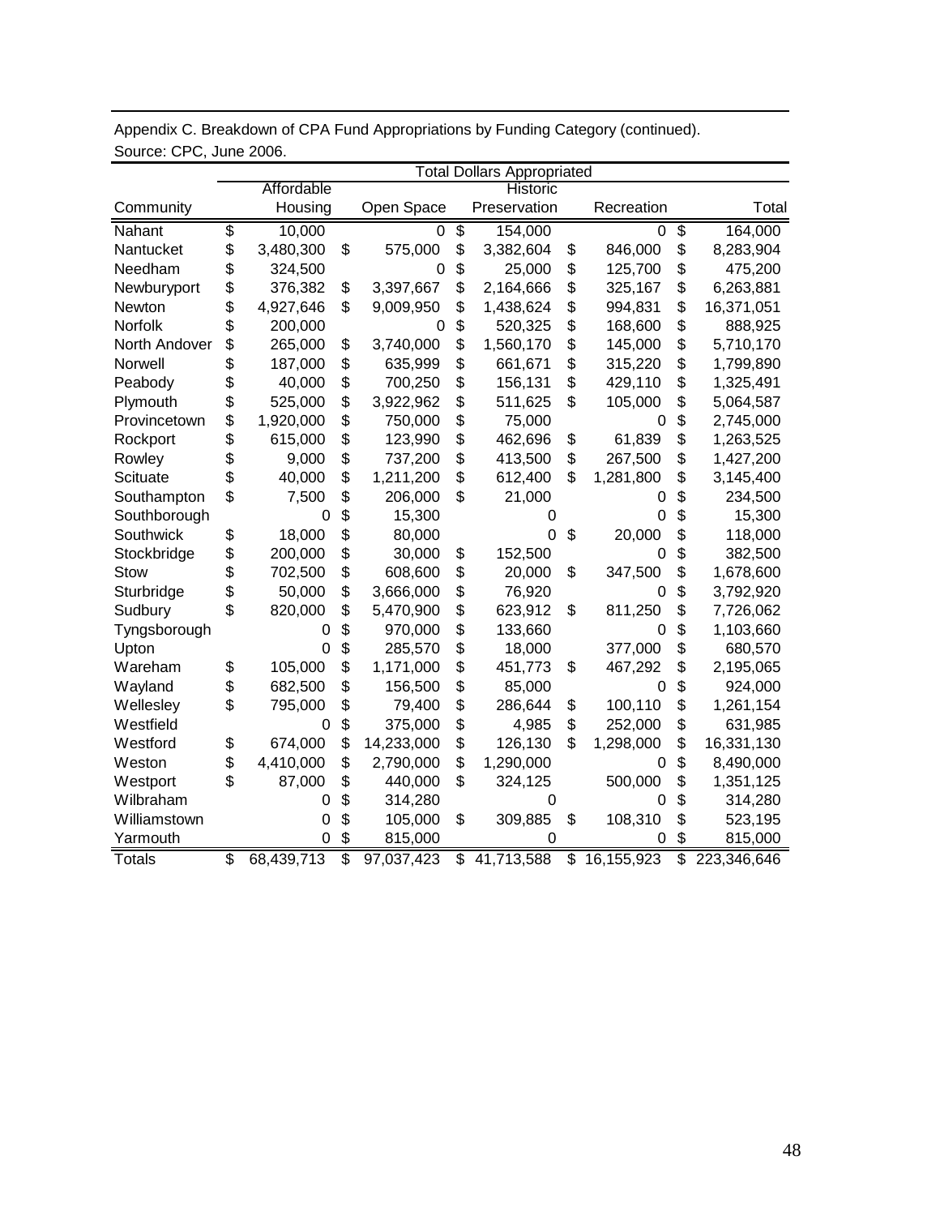Appendix C. Breakdown of CPA Fund Appropriations by Funding Category (continued).
Source: CPC, June 2006.

| | Total Dollars Appropriated | | | | |
|---|---|---|---|---|---|
| Community | Affordable Housing | Open Space | Historic Preservation | Recreation | Total |
| Nahant | $ 10,000 | 0 | $ 154,000 | 0 | $ 164,000 |
| Nantucket | $ 3,480,300 | $ 575,000 | $ 3,382,604 | $ 846,000 | $ 8,283,904 |
| Needham | $ 324,500 | 0 | $ 25,000 | $ 125,700 | $ 475,200 |
| Newburyport | $ 376,382 | $ 3,397,667 | $ 2,164,666 | $ 325,167 | $ 6,263,881 |
| Newton | $ 4,927,646 | $ 9,009,950 | $ 1,438,624 | $ 994,831 | $ 16,371,051 |
| Norfolk | $ 200,000 | 0 | $ 520,325 | $ 168,600 | $ 888,925 |
| North Andover | $ 265,000 | $ 3,740,000 | $ 1,560,170 | $ 145,000 | $ 5,710,170 |
| Norwell | $ 187,000 | $ 635,999 | $ 661,671 | $ 315,220 | $ 1,799,890 |
| Peabody | $ 40,000 | $ 700,250 | $ 156,131 | $ 429,110 | $ 1,325,491 |
| Plymouth | $ 525,000 | $ 3,922,962 | $ 511,625 | $ 105,000 | $ 5,064,587 |
| Provincetown | $ 1,920,000 | $ 750,000 | $ 75,000 | 0 | $ 2,745,000 |
| Rockport | $ 615,000 | $ 123,990 | $ 462,696 | $ 61,839 | $ 1,263,525 |
| Rowley | $ 9,000 | $ 737,200 | $ 413,500 | $ 267,500 | $ 1,427,200 |
| Scituate | $ 40,000 | $ 1,211,200 | $ 612,400 | $ 1,281,800 | $ 3,145,400 |
| Southampton | $ 7,500 | $ 206,000 | $ 21,000 | 0 | $ 234,500 |
| Southborough | 0 | $ 15,300 | 0 | 0 | $ 15,300 |
| Southwick | $ 18,000 | $ 80,000 | 0 | $ 20,000 | $ 118,000 |
| Stockbridge | $ 200,000 | $ 30,000 | $ 152,500 | 0 | $ 382,500 |
| Stow | $ 702,500 | $ 608,600 | $ 20,000 | $ 347,500 | $ 1,678,600 |
| Sturbridge | $ 50,000 | $ 3,666,000 | $ 76,920 | 0 | $ 3,792,920 |
| Sudbury | $ 820,000 | $ 5,470,900 | $ 623,912 | $ 811,250 | $ 7,726,062 |
| Tyngsborough | 0 | $ 970,000 | $ 133,660 | 0 | $ 1,103,660 |
| Upton | 0 | $ 285,570 | $ 18,000 | 377,000 | $ 680,570 |
| Wareham | $ 105,000 | $ 1,171,000 | $ 451,773 | $ 467,292 | $ 2,195,065 |
| Wayland | $ 682,500 | $ 156,500 | $ 85,000 | 0 | $ 924,000 |
| Wellesley | $ 795,000 | $ 79,400 | $ 286,644 | $ 100,110 | $ 1,261,154 |
| Westfield | 0 | $ 375,000 | $ 4,985 | $ 252,000 | $ 631,985 |
| Westford | $ 674,000 | $ 14,233,000 | $ 126,130 | $ 1,298,000 | $ 16,331,130 |
| Weston | $ 4,410,000 | $ 2,790,000 | $ 1,290,000 | 0 | $ 8,490,000 |
| Westport | $ 87,000 | $ 440,000 | $ 324,125 | 500,000 | $ 1,351,125 |
| Wilbraham | 0 | $ 314,280 | 0 | 0 | $ 314,280 |
| Williamstown | 0 | $ 105,000 | $ 309,885 | $ 108,310 | $ 523,195 |
| Yarmouth | 0 | $ 815,000 | 0 | 0 | $ 815,000 |
| Totals | $ 68,439,713 | $ 97,037,423 | $ 41,713,588 | $ 16,155,923 | $ 223,346,646 |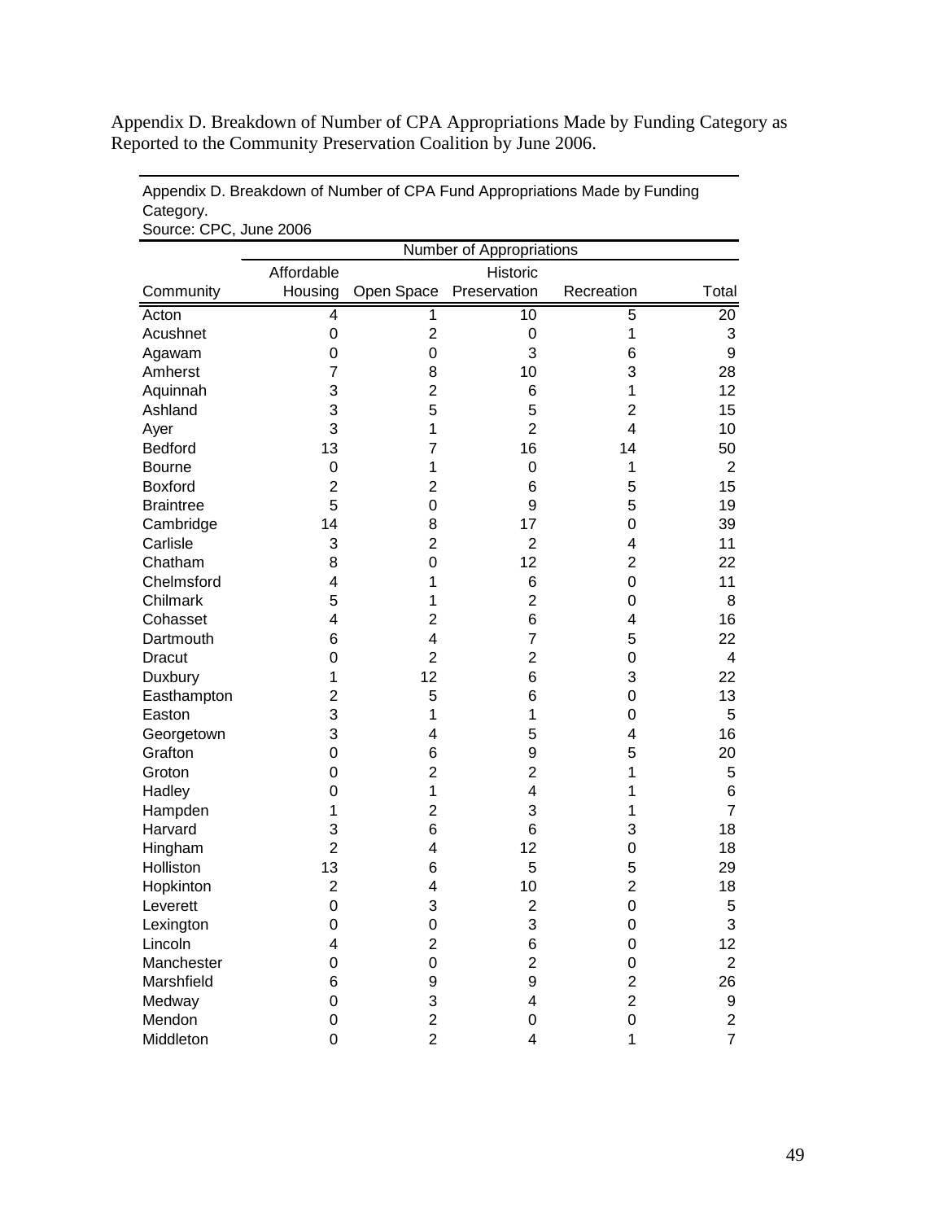Appendix D. Breakdown of Number of CPA Appropriations Made by Funding Category as Reported to the Community Preservation Coalition by June 2006.

Appendix D. Breakdown of Number of CPA Fund Appropriations Made by Funding Category.
Source: CPC, June 2006

| | Number of Appropriations | | | | |
|---|---|---|---|---|---|
| Community | Affordable Housing | Open Space | Historic Preservation | Recreation | Total |
| Acton | 4 | 1 | 10 | 5 | 20 |
| Acushnet | 0 | 2 | 0 | 1 | 3 |
| Agawam | 0 | 0 | 3 | 6 | 9 |
| Amherst | 7 | 8 | 10 | 3 | 28 |
| Aquinnah | 3 | 2 | 6 | 1 | 12 |
| Ashland | 3 | 5 | 5 | 2 | 15 |
| Ayer | 3 | 1 | 2 | 4 | 10 |
| Bedford | 13 | 7 | 16 | 14 | 50 |
| Bourne | 0 | 1 | 0 | 1 | 2 |
| Boxford | 2 | 2 | 6 | 5 | 15 |
| Braintree | 5 | 0 | 9 | 5 | 19 |
| Cambridge | 14 | 8 | 17 | 0 | 39 |
| Carlisle | 3 | 2 | 2 | 4 | 11 |
| Chatham | 8 | 0 | 12 | 2 | 22 |
| Chelmsford | 4 | 1 | 6 | 0 | 11 |
| Chilmark | 5 | 1 | 2 | 0 | 8 |
| Cohasset | 4 | 2 | 6 | 4 | 16 |
| Dartmouth | 6 | 4 | 7 | 5 | 22 |
| Dracut | 0 | 2 | 2 | 0 | 4 |
| Duxbury | 1 | 12 | 6 | 3 | 22 |
| Easthampton | 2 | 5 | 6 | 0 | 13 |
| Easton | 3 | 1 | 1 | 0 | 5 |
| Georgetown | 3 | 4 | 5 | 4 | 16 |
| Grafton | 0 | 6 | 9 | 5 | 20 |
| Groton | 0 | 2 | 2 | 1 | 5 |
| Hadley | 0 | 1 | 4 | 1 | 6 |
| Hampden | 1 | 2 | 3 | 1 | 7 |
| Harvard | 3 | 6 | 6 | 3 | 18 |
| Hingham | 2 | 4 | 12 | 0 | 18 |
| Holliston | 13 | 6 | 5 | 5 | 29 |
| Hopkinton | 2 | 4 | 10 | 2 | 18 |
| Leverett | 0 | 3 | 2 | 0 | 5 |
| Lexington | 0 | 0 | 3 | 0 | 3 |
| Lincoln | 4 | 2 | 6 | 0 | 12 |
| Manchester | 0 | 0 | 2 | 0 | 2 |
| Marshfield | 6 | 9 | 9 | 2 | 26 |
| Medway | 0 | 3 | 4 | 2 | 9 |
| Mendon | 0 | 2 | 0 | 0 | 2 |
| Middleton | 0 | 2 | 4 | 1 | 7 |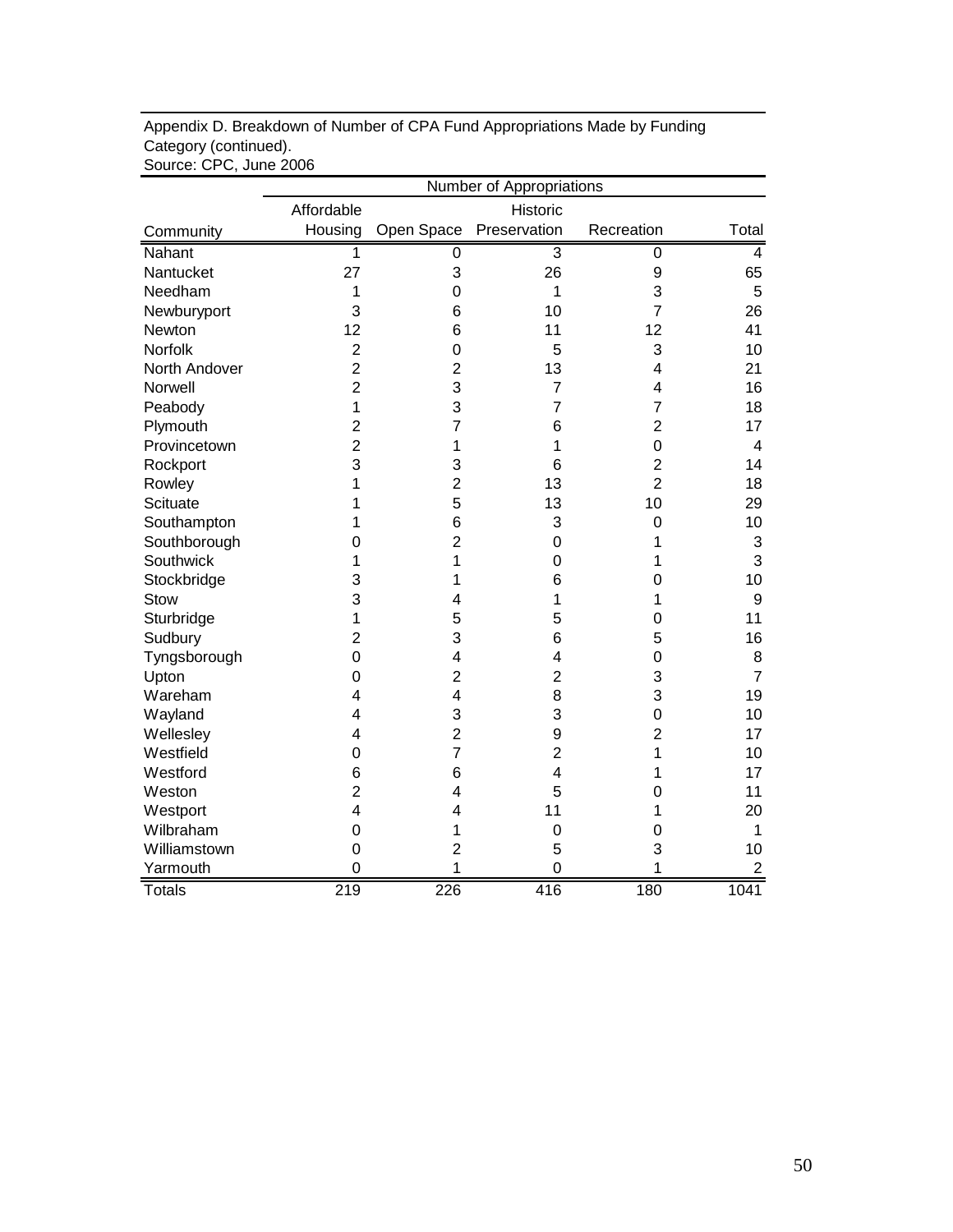Appendix D. Breakdown of Number of CPA Fund Appropriations Made by Funding Category (continued).
Source: CPC, June 2006

| | Number of Appropriations | | | | |
|---|---|---|---|---|---|
| Community | Affordable Housing | Open Space | Historic Preservation | Recreation | Total |
| Nahant | 1 | 0 | 3 | 0 | 4 |
| Nantucket | 27 | 3 | 26 | 9 | 65 |
| Needham | 1 | 0 | 1 | 3 | 5 |
| Newburyport | 3 | 6 | 10 | 7 | 26 |
| Newton | 12 | 6 | 11 | 12 | 41 |
| Norfolk | 2 | 0 | 5 | 3 | 10 |
| North Andover | 2 | 2 | 13 | 4 | 21 |
| Norwell | 2 | 3 | 7 | 4 | 16 |
| Peabody | 1 | 3 | 7 | 7 | 18 |
| Plymouth | 2 | 7 | 6 | 2 | 17 |
| Provincetown | 2 | 1 | 1 | 0 | 4 |
| Rockport | 3 | 3 | 6 | 2 | 14 |
| Rowley | 1 | 2 | 13 | 2 | 18 |
| Scituate | 1 | 5 | 13 | 10 | 29 |
| Southampton | 1 | 6 | 3 | 0 | 10 |
| Southborough | 0 | 2 | 0 | 1 | 3 |
| Southwick | 1 | 1 | 0 | 1 | 3 |
| Stockbridge | 3 | 1 | 6 | 0 | 10 |
| Stow | 3 | 4 | 1 | 1 | 9 |
| Sturbridge | 1 | 5 | 5 | 0 | 11 |
| Sudbury | 2 | 3 | 6 | 5 | 16 |
| Tyngsborough | 0 | 4 | 4 | 0 | 8 |
| Upton | 0 | 2 | 2 | 3 | 7 |
| Wareham | 4 | 4 | 8 | 3 | 19 |
| Wayland | 4 | 3 | 3 | 0 | 10 |
| Wellesley | 4 | 2 | 9 | 2 | 17 |
| Westfield | 0 | 7 | 2 | 1 | 10 |
| Westford | 6 | 6 | 4 | 1 | 17 |
| Weston | 2 | 4 | 5 | 0 | 11 |
| Westport | 4 | 4 | 11 | 1 | 20 |
| Wilbraham | 0 | 1 | 0 | 0 | 1 |
| Williamstown | 0 | 2 | 5 | 3 | 10 |
| Yarmouth | 0 | 1 | 0 | 1 | 2 |
| Totals | 219 | 226 | 416 | 180 | 1041 |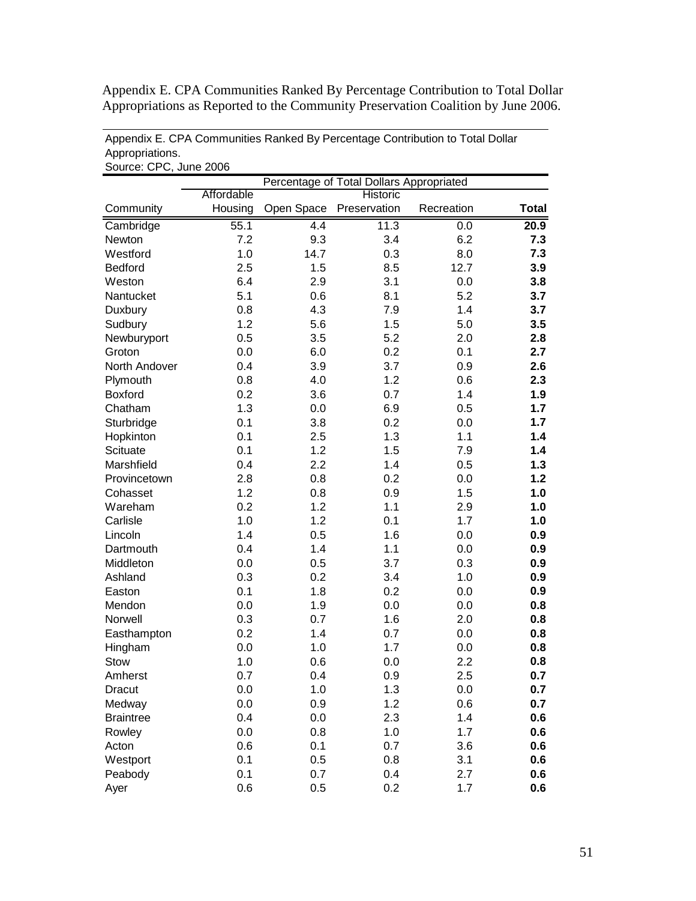Appendix E. CPA Communities Ranked By Percentage Contribution to Total Dollar Appropriations as Reported to the Community Preservation Coalition by June 2006.

Appendix E. CPA Communities Ranked By Percentage Contribution to Total Dollar Appropriations.
Source: CPC, June 2006

| | Percentage of Total Dollars Appropriated | | | | |
|---|---|---|---|---|---|
| Community | Affordable Housing | Open Space | Historic Preservation | Recreation | **Total** |
| Cambridge | 55.1 | 4.4 | 11.3 | 0.0 | **20.9** |
| Newton | 7.2 | 9.3 | 3.4 | 6.2 | **7.3** |
| Westford | 1.0 | 14.7 | 0.3 | 8.0 | **7.3** |
| Bedford | 2.5 | 1.5 | 8.5 | 12.7 | **3.9** |
| Weston | 6.4 | 2.9 | 3.1 | 0.0 | **3.8** |
| Nantucket | 5.1 | 0.6 | 8.1 | 5.2 | **3.7** |
| Duxbury | 0.8 | 4.3 | 7.9 | 1.4 | **3.7** |
| Sudbury | 1.2 | 5.6 | 1.5 | 5.0 | **3.5** |
| Newburyport | 0.5 | 3.5 | 5.2 | 2.0 | **2.8** |
| Groton | 0.0 | 6.0 | 0.2 | 0.1 | **2.7** |
| North Andover | 0.4 | 3.9 | 3.7 | 0.9 | **2.6** |
| Plymouth | 0.8 | 4.0 | 1.2 | 0.6 | **2.3** |
| Boxford | 0.2 | 3.6 | 0.7 | 1.4 | **1.9** |
| Chatham | 1.3 | 0.0 | 6.9 | 0.5 | **1.7** |
| Sturbridge | 0.1 | 3.8 | 0.2 | 0.0 | **1.7** |
| Hopkinton | 0.1 | 2.5 | 1.3 | 1.1 | **1.4** |
| Scituate | 0.1 | 1.2 | 1.5 | 7.9 | **1.4** |
| Marshfield | 0.4 | 2.2 | 1.4 | 0.5 | **1.3** |
| Provincetown | 2.8 | 0.8 | 0.2 | 0.0 | **1.2** |
| Cohasset | 1.2 | 0.8 | 0.9 | 1.5 | **1.0** |
| Wareham | 0.2 | 1.2 | 1.1 | 2.9 | **1.0** |
| Carlisle | 1.0 | 1.2 | 0.1 | 1.7 | **1.0** |
| Lincoln | 1.4 | 0.5 | 1.6 | 0.0 | **0.9** |
| Dartmouth | 0.4 | 1.4 | 1.1 | 0.0 | **0.9** |
| Middleton | 0.0 | 0.5 | 3.7 | 0.3 | **0.9** |
| Ashland | 0.3 | 0.2 | 3.4 | 1.0 | **0.9** |
| Easton | 0.1 | 1.8 | 0.2 | 0.0 | **0.9** |
| Mendon | 0.0 | 1.9 | 0.0 | 0.0 | **0.8** |
| Norwell | 0.3 | 0.7 | 1.6 | 2.0 | **0.8** |
| Easthampton | 0.2 | 1.4 | 0.7 | 0.0 | **0.8** |
| Hingham | 0.0 | 1.0 | 1.7 | 0.0 | **0.8** |
| Stow | 1.0 | 0.6 | 0.0 | 2.2 | **0.8** |
| Amherst | 0.7 | 0.4 | 0.9 | 2.5 | **0.7** |
| Dracut | 0.0 | 1.0 | 1.3 | 0.0 | **0.7** |
| Medway | 0.0 | 0.9 | 1.2 | 0.6 | **0.7** |
| Braintree | 0.4 | 0.0 | 2.3 | 1.4 | **0.6** |
| Rowley | 0.0 | 0.8 | 1.0 | 1.7 | **0.6** |
| Acton | 0.6 | 0.1 | 0.7 | 3.6 | **0.6** |
| Westport | 0.1 | 0.5 | 0.8 | 3.1 | **0.6** |
| Peabody | 0.1 | 0.7 | 0.4 | 2.7 | **0.6** |
| Ayer | 0.6 | 0.5 | 0.2 | 1.7 | **0.6** |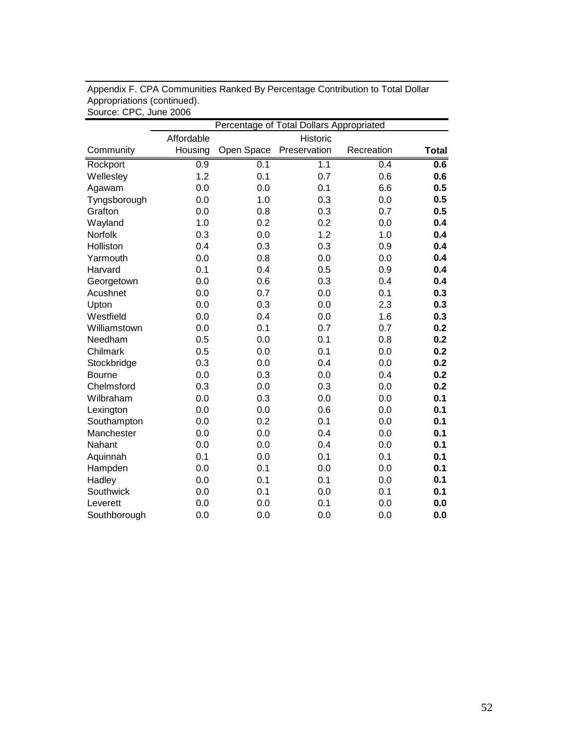Appendix F. CPA Communities Ranked By Percentage Contribution to Total Dollar Appropriations (continued).
Source: CPC, June 2006

| | Percentage of Total Dollars Appropriated | | | | |
|---|---|---|---|---|---|
| Community | Affordable Housing | Open Space | Historic Preservation | Recreation | **Total** |
| Rockport | 0.9 | 0.1 | 1.1 | 0.4 | **0.6** |
| Wellesley | 1.2 | 0.1 | 0.7 | 0.6 | **0.6** |
| Agawam | 0.0 | 0.0 | 0.1 | 6.6 | **0.5** |
| Tyngsborough | 0.0 | 1.0 | 0.3 | 0.0 | **0.5** |
| Grafton | 0.0 | 0.8 | 0.3 | 0.7 | **0.5** |
| Wayland | 1.0 | 0.2 | 0.2 | 0.0 | **0.4** |
| Norfolk | 0.3 | 0.0 | 1.2 | 1.0 | **0.4** |
| Holliston | 0.4 | 0.3 | 0.3 | 0.9 | **0.4** |
| Yarmouth | 0.0 | 0.8 | 0.0 | 0.0 | **0.4** |
| Harvard | 0.1 | 0.4 | 0.5 | 0.9 | **0.4** |
| Georgetown | 0.0 | 0.6 | 0.3 | 0.4 | **0.4** |
| Acushnet | 0.0 | 0.7 | 0.0 | 0.1 | **0.3** |
| Upton | 0.0 | 0.3 | 0.0 | 2.3 | **0.3** |
| Westfield | 0.0 | 0.4 | 0.0 | 1.6 | **0.3** |
| Williamstown | 0.0 | 0.1 | 0.7 | 0.7 | **0.2** |
| Needham | 0.5 | 0.0 | 0.1 | 0.8 | **0.2** |
| Chilmark | 0.5 | 0.0 | 0.1 | 0.0 | **0.2** |
| Stockbridge | 0.3 | 0.0 | 0.4 | 0.0 | **0.2** |
| Bourne | 0.0 | 0.3 | 0.0 | 0.4 | **0.2** |
| Chelmsford | 0.3 | 0.0 | 0.3 | 0.0 | **0.2** |
| Wilbraham | 0.0 | 0.3 | 0.0 | 0.0 | **0.1** |
| Lexington | 0.0 | 0.0 | 0.6 | 0.0 | **0.1** |
| Southampton | 0.0 | 0.2 | 0.1 | 0.0 | **0.1** |
| Manchester | 0.0 | 0.0 | 0.4 | 0.0 | **0.1** |
| Nahant | 0.0 | 0.0 | 0.4 | 0.0 | **0.1** |
| Aquinnah | 0.1 | 0.0 | 0.1 | 0.1 | **0.1** |
| Hampden | 0.0 | 0.1 | 0.0 | 0.0 | **0.1** |
| Hadley | 0.0 | 0.1 | 0.1 | 0.0 | **0.1** |
| Southwick | 0.0 | 0.1 | 0.0 | 0.1 | **0.1** |
| Leverett | 0.0 | 0.0 | 0.1 | 0.0 | **0.0** |
| Southborough | 0.0 | 0.0 | 0.0 | 0.0 | **0.0** |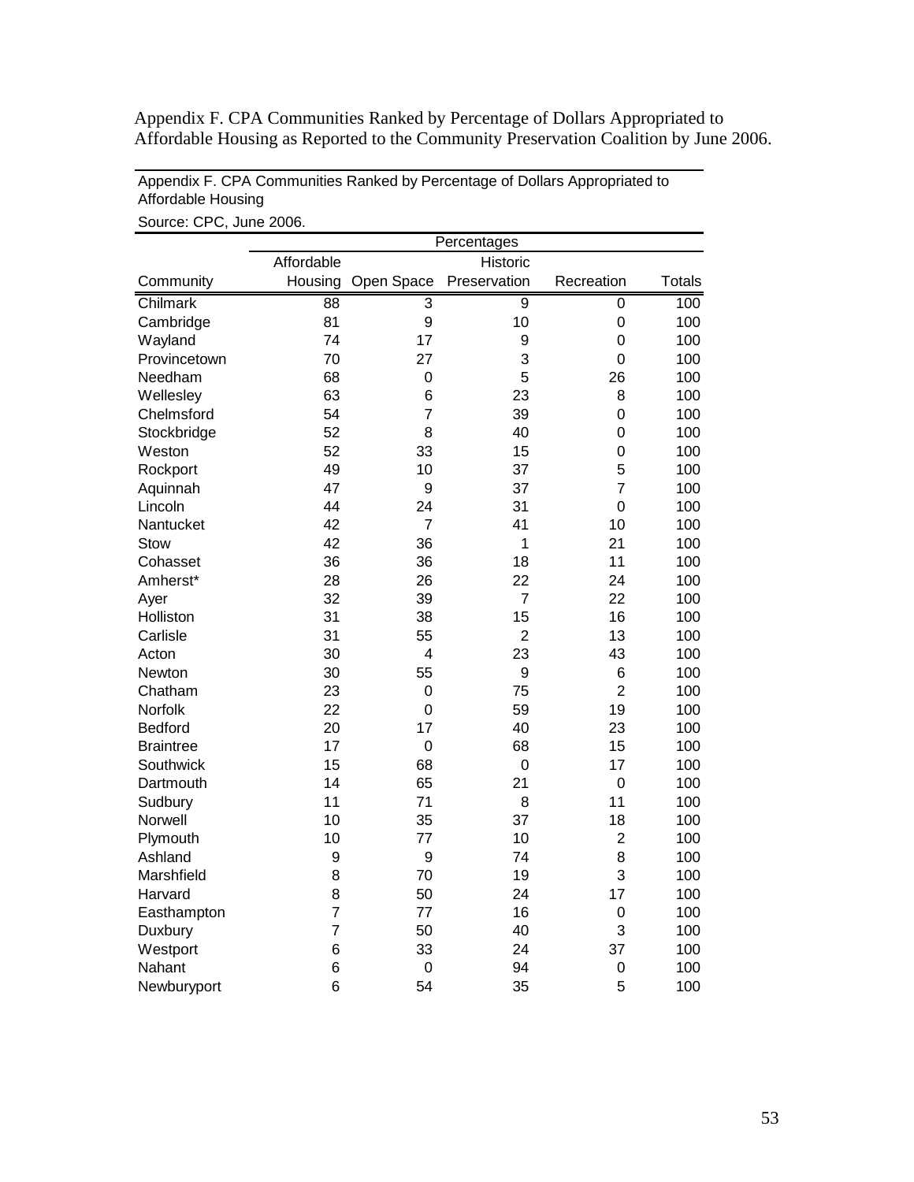Appendix F. CPA Communities Ranked by Percentage of Dollars Appropriated to Affordable Housing as Reported to the Community Preservation Coalition by June 2006.

Appendix F. CPA Communities Ranked by Percentage of Dollars Appropriated to Affordable Housing

Source: CPC, June 2006.

| | Percentages | | | | |
|---|---|---|---|---|---|
| Community | Affordable Housing | Open Space | Historic Preservation | Recreation | Totals |
| Chilmark | 88 | 3 | 9 | 0 | 100 |
| Cambridge | 81 | 9 | 10 | 0 | 100 |
| Wayland | 74 | 17 | 9 | 0 | 100 |
| Provincetown | 70 | 27 | 3 | 0 | 100 |
| Needham | 68 | 0 | 5 | 26 | 100 |
| Wellesley | 63 | 6 | 23 | 8 | 100 |
| Chelmsford | 54 | 7 | 39 | 0 | 100 |
| Stockbridge | 52 | 8 | 40 | 0 | 100 |
| Weston | 52 | 33 | 15 | 0 | 100 |
| Rockport | 49 | 10 | 37 | 5 | 100 |
| Aquinnah | 47 | 9 | 37 | 7 | 100 |
| Lincoln | 44 | 24 | 31 | 0 | 100 |
| Nantucket | 42 | 7 | 41 | 10 | 100 |
| Stow | 42 | 36 | 1 | 21 | 100 |
| Cohasset | 36 | 36 | 18 | 11 | 100 |
| Amherst* | 28 | 26 | 22 | 24 | 100 |
| Ayer | 32 | 39 | 7 | 22 | 100 |
| Holliston | 31 | 38 | 15 | 16 | 100 |
| Carlisle | 31 | 55 | 2 | 13 | 100 |
| Acton | 30 | 4 | 23 | 43 | 100 |
| Newton | 30 | 55 | 9 | 6 | 100 |
| Chatham | 23 | 0 | 75 | 2 | 100 |
| Norfolk | 22 | 0 | 59 | 19 | 100 |
| Bedford | 20 | 17 | 40 | 23 | 100 |
| Braintree | 17 | 0 | 68 | 15 | 100 |
| Southwick | 15 | 68 | 0 | 17 | 100 |
| Dartmouth | 14 | 65 | 21 | 0 | 100 |
| Sudbury | 11 | 71 | 8 | 11 | 100 |
| Norwell | 10 | 35 | 37 | 18 | 100 |
| Plymouth | 10 | 77 | 10 | 2 | 100 |
| Ashland | 9 | 9 | 74 | 8 | 100 |
| Marshfield | 8 | 70 | 19 | 3 | 100 |
| Harvard | 8 | 50 | 24 | 17 | 100 |
| Easthampton | 7 | 77 | 16 | 0 | 100 |
| Duxbury | 7 | 50 | 40 | 3 | 100 |
| Westport | 6 | 33 | 24 | 37 | 100 |
| Nahant | 6 | 0 | 94 | 0 | 100 |
| Newburyport | 6 | 54 | 35 | 5 | 100 |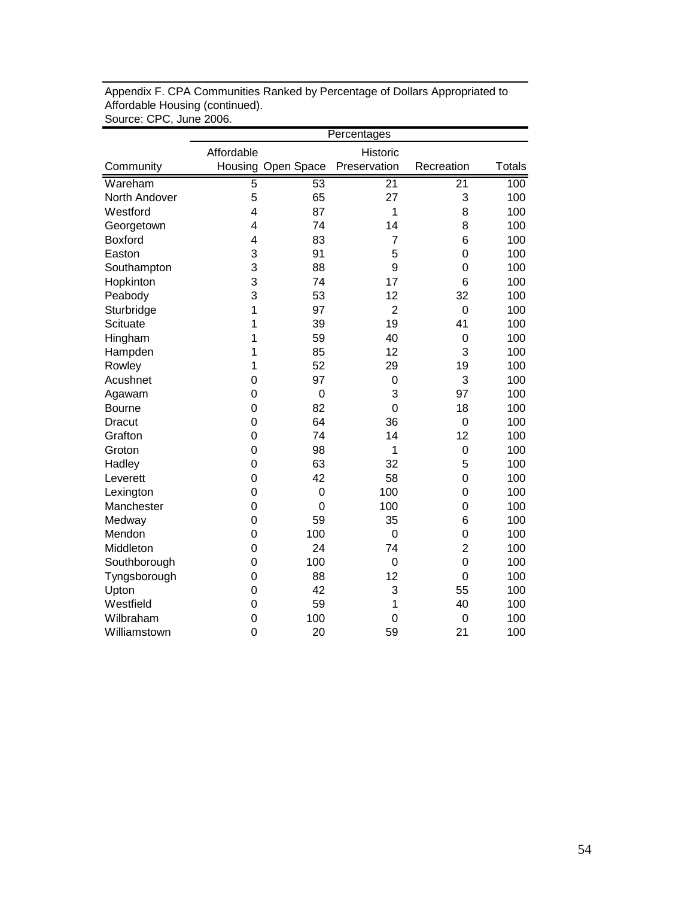Appendix F. CPA Communities Ranked by Percentage of Dollars Appropriated to Affordable Housing (continued).
Source: CPC, June 2006.

| | Percentages | | | | |
|---|---|---|---|---|---|
| Community | Affordable Housing | Open Space | Historic Preservation | Recreation | Totals |
| Wareham | 5 | 53 | 21 | 21 | 100 |
| North Andover | 5 | 65 | 27 | 3 | 100 |
| Westford | 4 | 87 | 1 | 8 | 100 |
| Georgetown | 4 | 74 | 14 | 8 | 100 |
| Boxford | 4 | 83 | 7 | 6 | 100 |
| Easton | 3 | 91 | 5 | 0 | 100 |
| Southampton | 3 | 88 | 9 | 0 | 100 |
| Hopkinton | 3 | 74 | 17 | 6 | 100 |
| Peabody | 3 | 53 | 12 | 32 | 100 |
| Sturbridge | 1 | 97 | 2 | 0 | 100 |
| Scituate | 1 | 39 | 19 | 41 | 100 |
| Hingham | 1 | 59 | 40 | 0 | 100 |
| Hampden | 1 | 85 | 12 | 3 | 100 |
| Rowley | 1 | 52 | 29 | 19 | 100 |
| Acushnet | 0 | 97 | 0 | 3 | 100 |
| Agawam | 0 | 0 | 3 | 97 | 100 |
| Bourne | 0 | 82 | 0 | 18 | 100 |
| Dracut | 0 | 64 | 36 | 0 | 100 |
| Grafton | 0 | 74 | 14 | 12 | 100 |
| Groton | 0 | 98 | 1 | 0 | 100 |
| Hadley | 0 | 63 | 32 | 5 | 100 |
| Leverett | 0 | 42 | 58 | 0 | 100 |
| Lexington | 0 | 0 | 100 | 0 | 100 |
| Manchester | 0 | 0 | 100 | 0 | 100 |
| Medway | 0 | 59 | 35 | 6 | 100 |
| Mendon | 0 | 100 | 0 | 0 | 100 |
| Middleton | 0 | 24 | 74 | 2 | 100 |
| Southborough | 0 | 100 | 0 | 0 | 100 |
| Tyngsborough | 0 | 88 | 12 | 0 | 100 |
| Upton | 0 | 42 | 3 | 55 | 100 |
| Westfield | 0 | 59 | 1 | 40 | 100 |
| Wilbraham | 0 | 100 | 0 | 0 | 100 |
| Williamstown | 0 | 20 | 59 | 21 | 100 |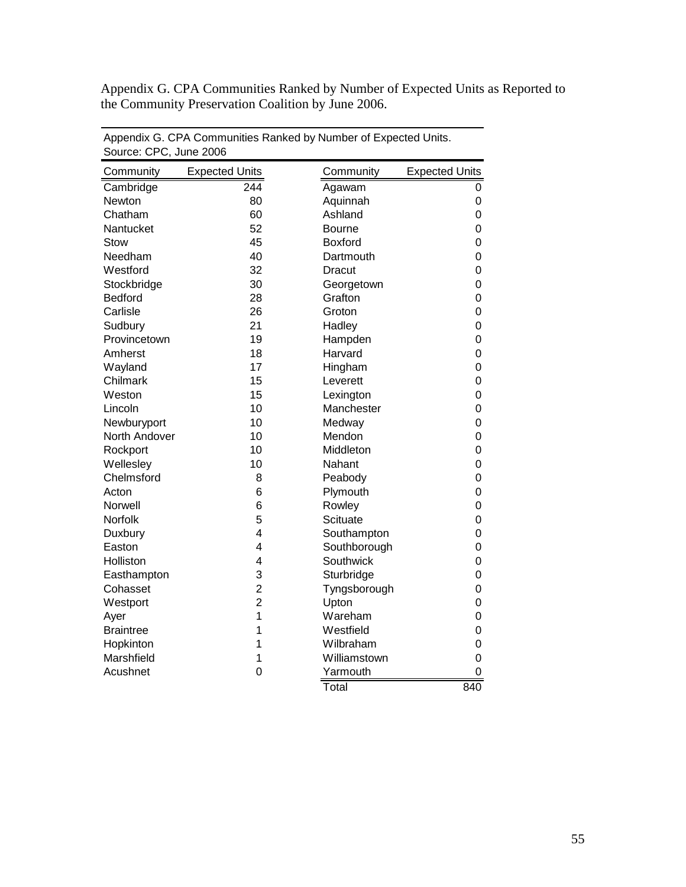Appendix G. CPA Communities Ranked by Number of Expected Units as Reported to the Community Preservation Coalition by June 2006.

Appendix G. CPA Communities Ranked by Number of Expected Units.
Source: CPC, June 2006

| Community | Expected Units | Community | Expected Units |
|---|---|---|---|
| Cambridge | 244 | Agawam | 0 |
| Newton | 80 | Aquinnah | 0 |
| Chatham | 60 | Ashland | 0 |
| Nantucket | 52 | Bourne | 0 |
| Stow | 45 | Boxford | 0 |
| Needham | 40 | Dartmouth | 0 |
| Westford | 32 | Dracut | 0 |
| Stockbridge | 30 | Georgetown | 0 |
| Bedford | 28 | Grafton | 0 |
| Carlisle | 26 | Groton | 0 |
| Sudbury | 21 | Hadley | 0 |
| Provincetown | 19 | Hampden | 0 |
| Amherst | 18 | Harvard | 0 |
| Wayland | 17 | Hingham | 0 |
| Chilmark | 15 | Leverett | 0 |
| Weston | 15 | Lexington | 0 |
| Lincoln | 10 | Manchester | 0 |
| Newburyport | 10 | Medway | 0 |
| North Andover | 10 | Mendon | 0 |
| Rockport | 10 | Middleton | 0 |
| Wellesley | 10 | Nahant | 0 |
| Chelmsford | 8 | Peabody | 0 |
| Acton | 6 | Plymouth | 0 |
| Norwell | 6 | Rowley | 0 |
| Norfolk | 5 | Scituate | 0 |
| Duxbury | 4 | Southampton | 0 |
| Easton | 4 | Southborough | 0 |
| Holliston | 4 | Southwick | 0 |
| Easthampton | 3 | Sturbridge | 0 |
| Cohasset | 2 | Tyngsborough | 0 |
| Westport | 2 | Upton | 0 |
| Ayer | 1 | Wareham | 0 |
| Braintree | 1 | Westfield | 0 |
| Hopkinton | 1 | Wilbraham | 0 |
| Marshfield | 1 | Williamstown | 0 |
| Acushnet | 0 | Yarmouth | 0 |
| | | Total | 840 |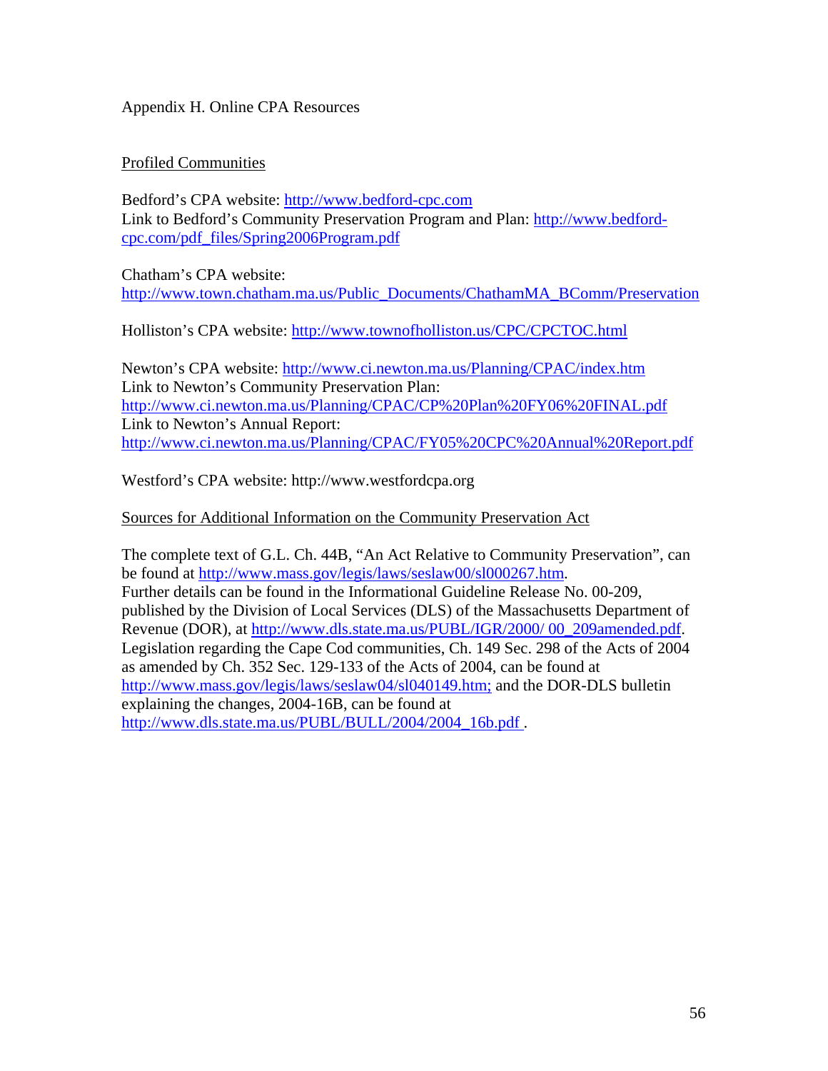Appendix H. Online CPA Resources

Profiled Communities

Bedford's CPA website: http://www.bedford-cpc.com
Link to Bedford's Community Preservation Program and Plan: http://www.bedford-cpc.com/pdf_files/Spring2006Program.pdf

Chatham's CPA website:
http://www.town.chatham.ma.us/Public_Documents/ChathamMA_BComm/Preservation

Holliston's CPA website: http://www.townofholliston.us/CPC/CPCTOC.html

Newton's CPA website: http://www.ci.newton.ma.us/Planning/CPAC/index.htm
Link to Newton's Community Preservation Plan:
http://www.ci.newton.ma.us/Planning/CPAC/CP%20Plan%20FY06%20FINAL.pdf
Link to Newton's Annual Report:
http://www.ci.newton.ma.us/Planning/CPAC/FY05%20CPC%20Annual%20Report.pdf

Westford's CPA website: http://www.westfordcpa.org

Sources for Additional Information on the Community Preservation Act

The complete text of G.L. Ch. 44B, "An Act Relative to Community Preservation", can be found at http://www.mass.gov/legis/laws/seslaw00/sl000267.htm.
Further details can be found in the Informational Guideline Release No. 00-209, published by the Division of Local Services (DLS) of the Massachusetts Department of Revenue (DOR), at http://www.dls.state.ma.us/PUBL/IGR/2000/ 00_209amended.pdf.
Legislation regarding the Cape Cod communities, Ch. 149 Sec. 298 of the Acts of 2004 as amended by Ch. 352 Sec. 129-133 of the Acts of 2004, can be found at http://www.mass.gov/legis/laws/seslaw04/sl040149.htm; and the DOR-DLS bulletin explaining the changes, 2004-16B, can be found at http://www.dls.state.ma.us/PUBL/BULL/2004/2004_16b.pdf .